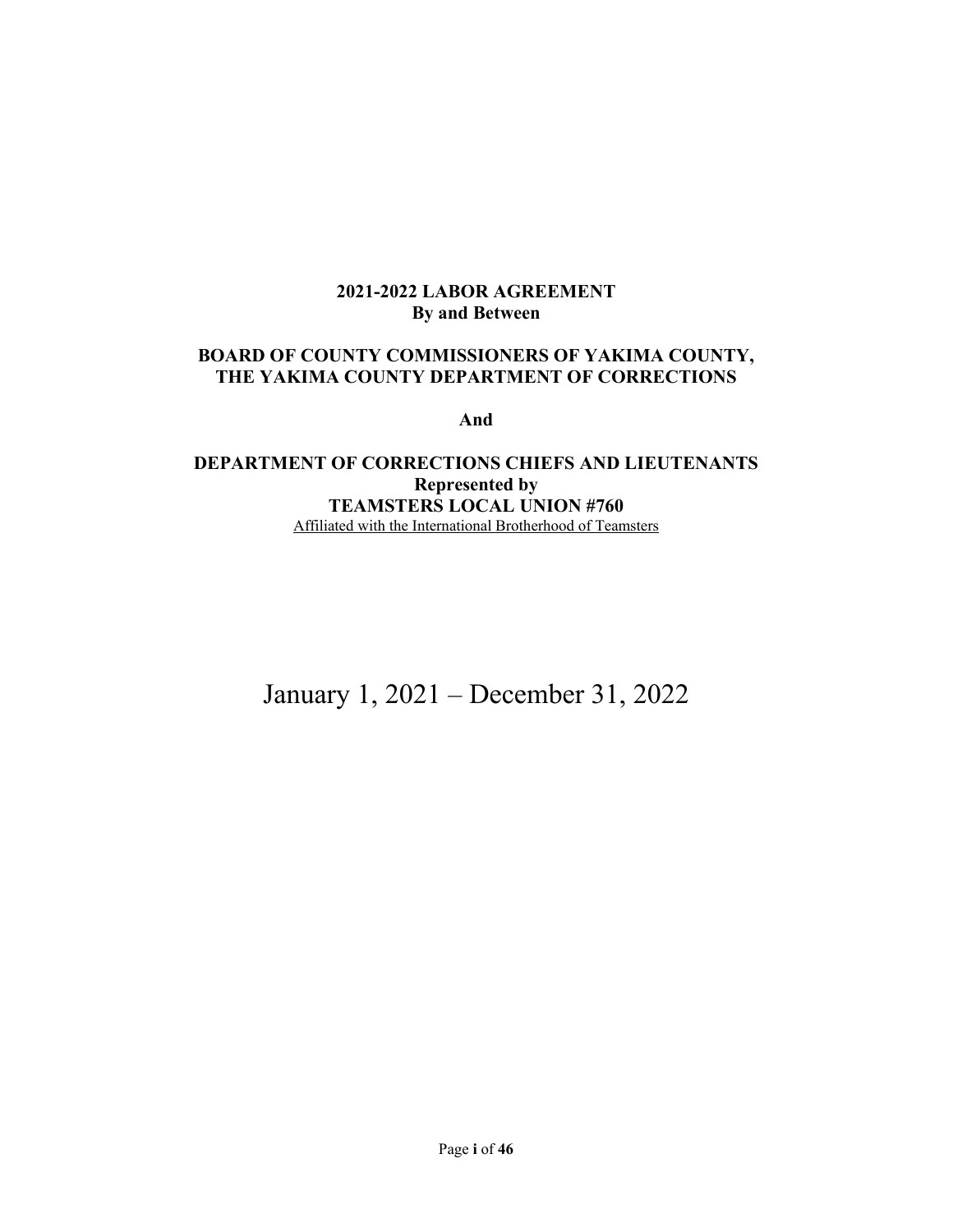**2021-2022 LABOR AGREEMENT**
**By and Between**

**BOARD OF COUNTY COMMISSIONERS OF YAKIMA COUNTY,**
**THE YAKIMA COUNTY DEPARTMENT OF CORRECTIONS**

**And**

**DEPARTMENT OF CORRECTIONS CHIEFS AND LIEUTENANTS**
**Represented by**
**TEAMSTERS LOCAL UNION #760**
Affiliated with the International Brotherhood of Teamsters

January 1, 2021 – December 31, 2022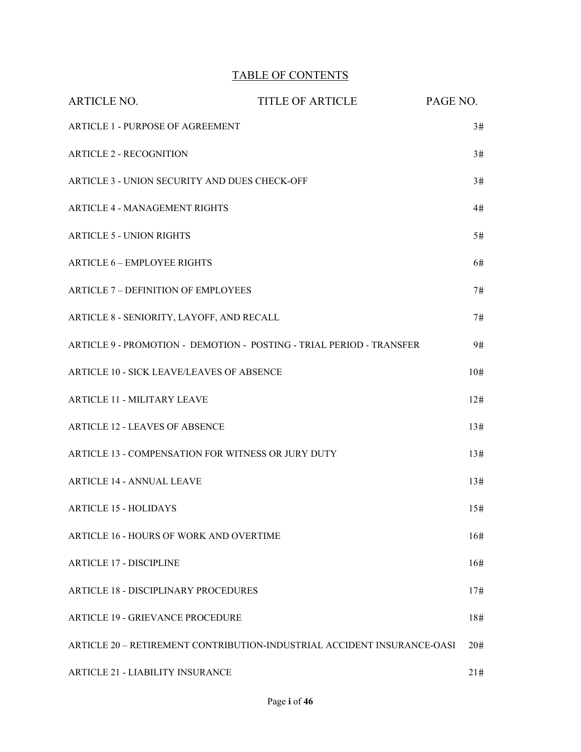# TABLE OF CONTENTS

| ARTICLE NO. | TITLE OF ARTICLE | PAGE NO. |
|---|---|---|
| ARTICLE 1 - PURPOSE OF AGREEMENT | | 3# |
| ARTICLE 2 - RECOGNITION | | 3# |
| ARTICLE 3 - UNION SECURITY AND DUES CHECK-OFF | | 3# |
| ARTICLE 4 - MANAGEMENT RIGHTS | | 4# |
| ARTICLE 5 - UNION RIGHTS | | 5# |
| ARTICLE 6 – EMPLOYEE RIGHTS | | 6# |
| ARTICLE 7 – DEFINITION OF EMPLOYEES | | 7# |
| ARTICLE 8 - SENIORITY, LAYOFF, AND RECALL | | 7# |
| ARTICLE 9 - PROMOTION - DEMOTION - POSTING - TRIAL PERIOD - TRANSFER | | 9# |
| ARTICLE 10 - SICK LEAVE/LEAVES OF ABSENCE | | 10# |
| ARTICLE 11 - MILITARY LEAVE | | 12# |
| ARTICLE 12 - LEAVES OF ABSENCE | | 13# |
| ARTICLE 13 - COMPENSATION FOR WITNESS OR JURY DUTY | | 13# |
| ARTICLE 14 - ANNUAL LEAVE | | 13# |
| ARTICLE 15 - HOLIDAYS | | 15# |
| ARTICLE 16 - HOURS OF WORK AND OVERTIME | | 16# |
| ARTICLE 17 - DISCIPLINE | | 16# |
| ARTICLE 18 - DISCIPLINARY PROCEDURES | | 17# |
| ARTICLE 19 - GRIEVANCE PROCEDURE | | 18# |
| ARTICLE 20 – RETIREMENT CONTRIBUTION-INDUSTRIAL ACCIDENT INSURANCE-OASI | | 20# |
| ARTICLE 21 - LIABILITY INSURANCE | | 21# |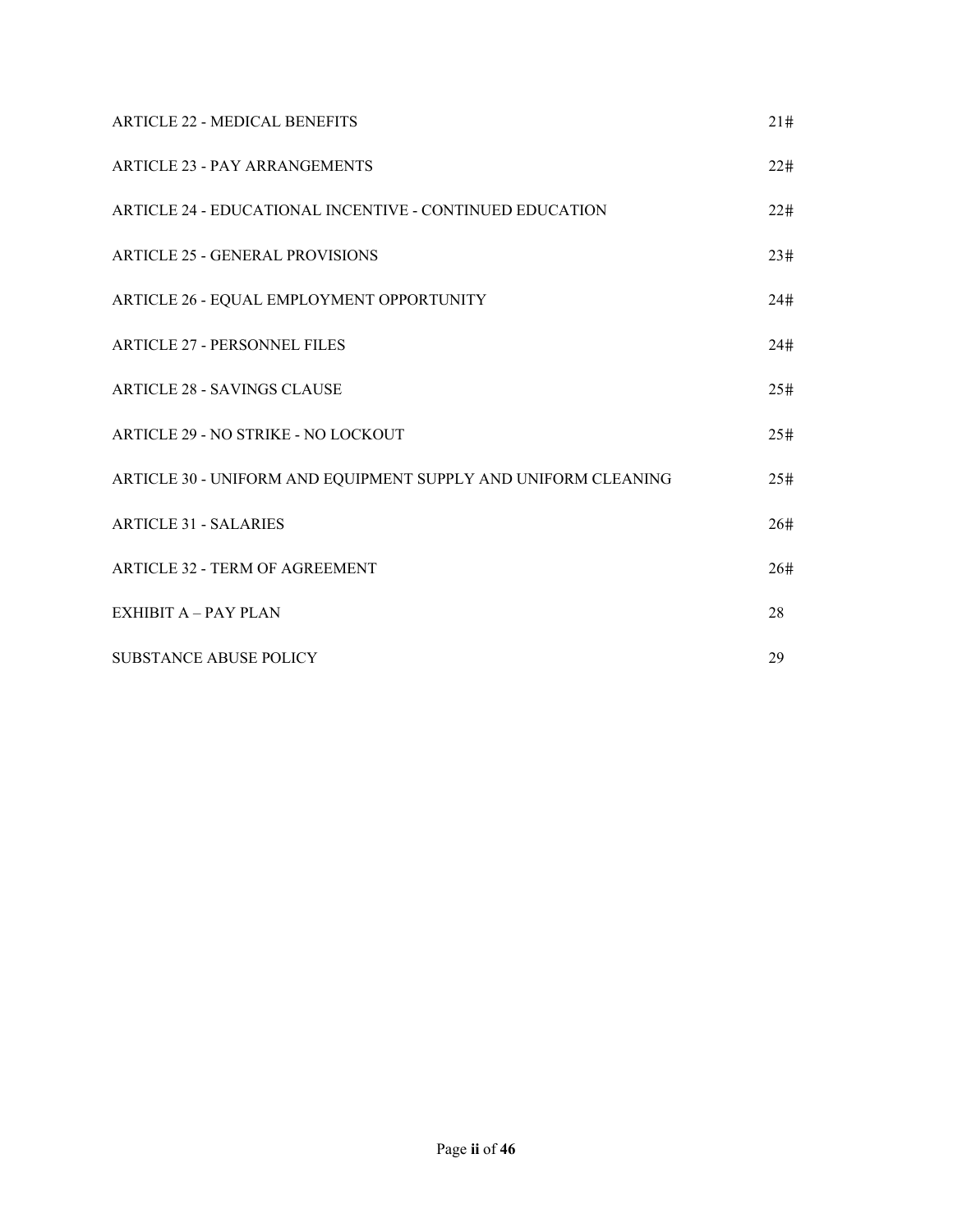| | |
|---|---|
| ARTICLE 22 - MEDICAL BENEFITS | 21# |
| ARTICLE 23 - PAY ARRANGEMENTS | 22# |
| ARTICLE 24 - EDUCATIONAL INCENTIVE - CONTINUED EDUCATION | 22# |
| ARTICLE 25 - GENERAL PROVISIONS | 23# |
| ARTICLE 26 - EQUAL EMPLOYMENT OPPORTUNITY | 24# |
| ARTICLE 27 - PERSONNEL FILES | 24# |
| ARTICLE 28 - SAVINGS CLAUSE | 25# |
| ARTICLE 29 - NO STRIKE - NO LOCKOUT | 25# |
| ARTICLE 30 - UNIFORM AND EQUIPMENT SUPPLY AND UNIFORM CLEANING | 25# |
| ARTICLE 31 - SALARIES | 26# |
| ARTICLE 32 - TERM OF AGREEMENT | 26# |
| EXHIBIT A – PAY PLAN | 28 |
| SUBSTANCE ABUSE POLICY | 29 |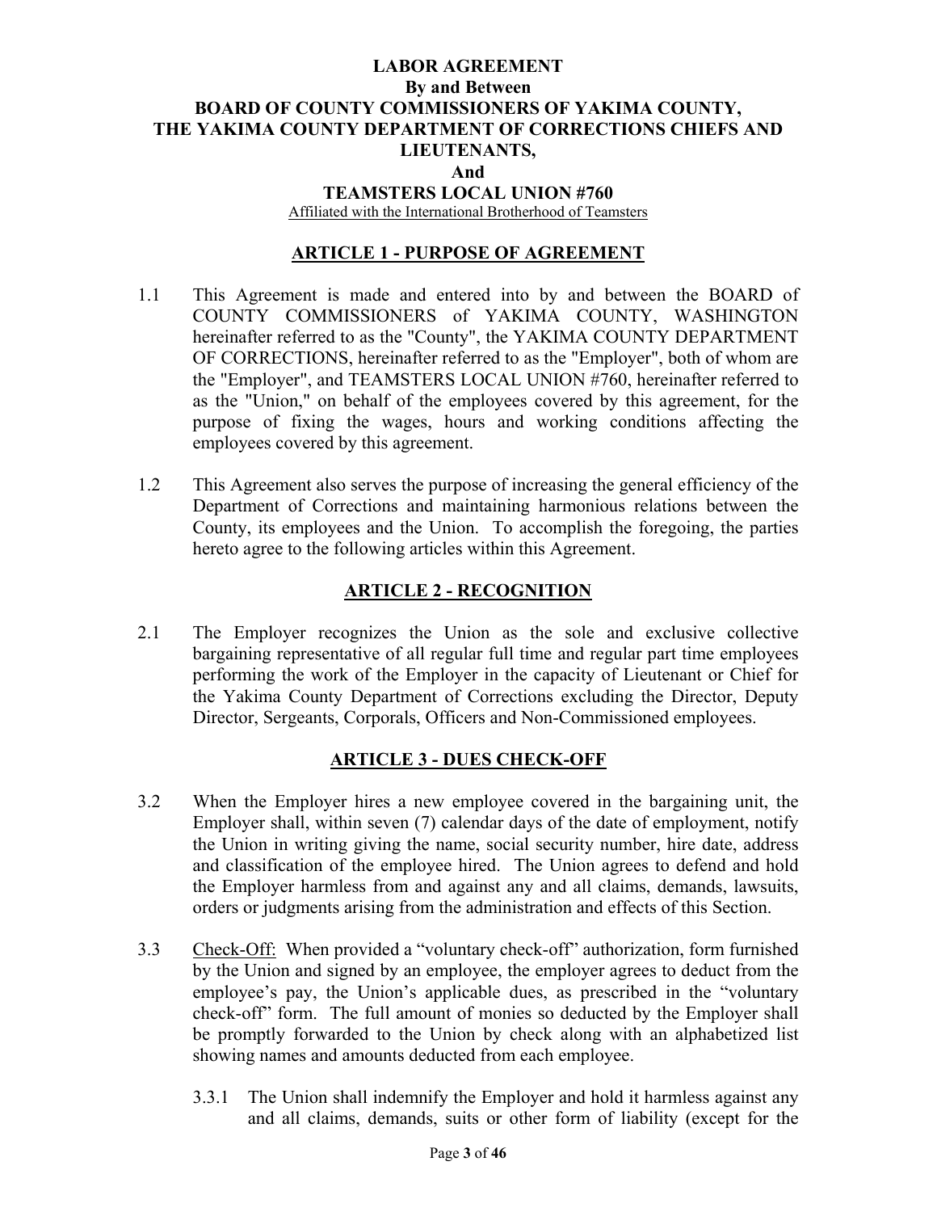# LABOR AGREEMENT

**By and Between**

**BOARD OF COUNTY COMMISSIONERS OF YAKIMA COUNTY, THE YAKIMA COUNTY DEPARTMENT OF CORRECTIONS CHIEFS AND LIEUTENANTS,**

**And**

**TEAMSTERS LOCAL UNION #760**

Affiliated with the International Brotherhood of Teamsters

## ARTICLE 1 - PURPOSE OF AGREEMENT

1.1 This Agreement is made and entered into by and between the BOARD of COUNTY COMMISSIONERS of YAKIMA COUNTY, WASHINGTON hereinafter referred to as the "County", the YAKIMA COUNTY DEPARTMENT OF CORRECTIONS, hereinafter referred to as the "Employer", both of whom are the "Employer", and TEAMSTERS LOCAL UNION #760, hereinafter referred to as the "Union," on behalf of the employees covered by this agreement, for the purpose of fixing the wages, hours and working conditions affecting the employees covered by this agreement.

1.2 This Agreement also serves the purpose of increasing the general efficiency of the Department of Corrections and maintaining harmonious relations between the County, its employees and the Union. To accomplish the foregoing, the parties hereto agree to the following articles within this Agreement.

## ARTICLE 2 - RECOGNITION

2.1 The Employer recognizes the Union as the sole and exclusive collective bargaining representative of all regular full time and regular part time employees performing the work of the Employer in the capacity of Lieutenant or Chief for the Yakima County Department of Corrections excluding the Director, Deputy Director, Sergeants, Corporals, Officers and Non-Commissioned employees.

## ARTICLE 3 - DUES CHECK-OFF

3.2 When the Employer hires a new employee covered in the bargaining unit, the Employer shall, within seven (7) calendar days of the date of employment, notify the Union in writing giving the name, social security number, hire date, address and classification of the employee hired. The Union agrees to defend and hold the Employer harmless from and against any and all claims, demands, lawsuits, orders or judgments arising from the administration and effects of this Section.

3.3 Check-Off: When provided a "voluntary check-off" authorization, form furnished by the Union and signed by an employee, the employer agrees to deduct from the employee's pay, the Union's applicable dues, as prescribed in the "voluntary check-off" form. The full amount of monies so deducted by the Employer shall be promptly forwarded to the Union by check along with an alphabetized list showing names and amounts deducted from each employee.

3.3.1 The Union shall indemnify the Employer and hold it harmless against any and all claims, demands, suits or other form of liability (except for the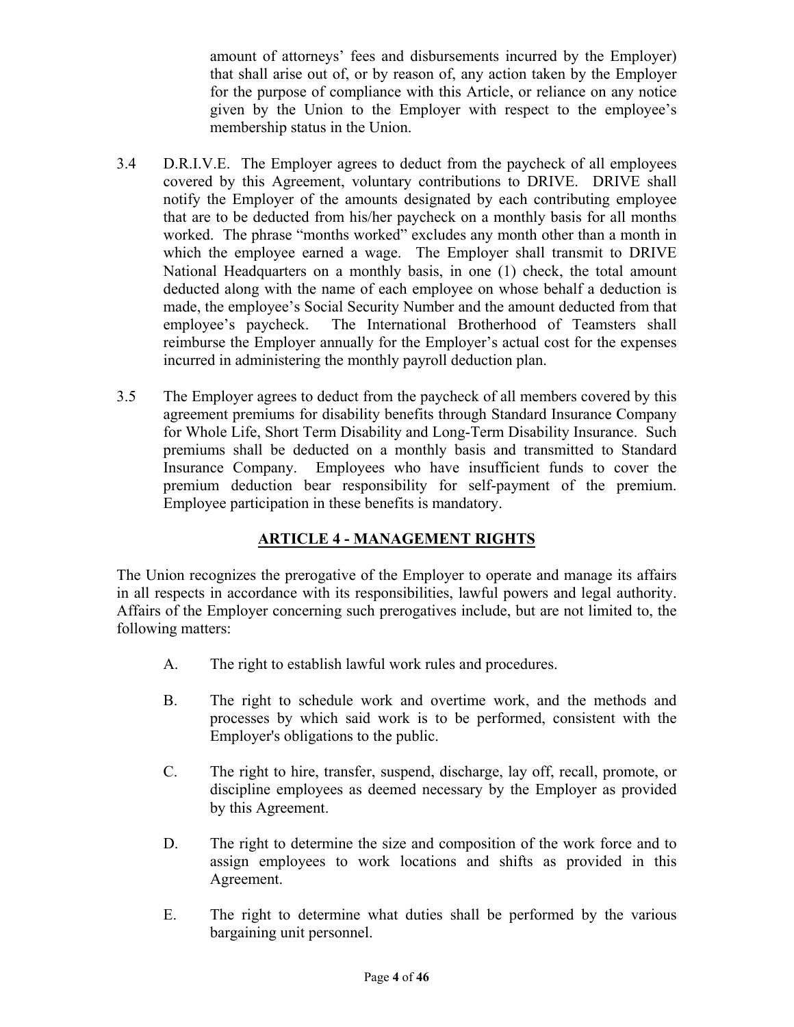amount of attorneys' fees and disbursements incurred by the Employer) that shall arise out of, or by reason of, any action taken by the Employer for the purpose of compliance with this Article, or reliance on any notice given by the Union to the Employer with respect to the employee's membership status in the Union.

3.4 D.R.I.V.E. The Employer agrees to deduct from the paycheck of all employees covered by this Agreement, voluntary contributions to DRIVE. DRIVE shall notify the Employer of the amounts designated by each contributing employee that are to be deducted from his/her paycheck on a monthly basis for all months worked. The phrase "months worked" excludes any month other than a month in which the employee earned a wage. The Employer shall transmit to DRIVE National Headquarters on a monthly basis, in one (1) check, the total amount deducted along with the name of each employee on whose behalf a deduction is made, the employee's Social Security Number and the amount deducted from that employee's paycheck. The International Brotherhood of Teamsters shall reimburse the Employer annually for the Employer's actual cost for the expenses incurred in administering the monthly payroll deduction plan.

3.5 The Employer agrees to deduct from the paycheck of all members covered by this agreement premiums for disability benefits through Standard Insurance Company for Whole Life, Short Term Disability and Long-Term Disability Insurance. Such premiums shall be deducted on a monthly basis and transmitted to Standard Insurance Company. Employees who have insufficient funds to cover the premium deduction bear responsibility for self-payment of the premium. Employee participation in these benefits is mandatory.

## ARTICLE 4 - MANAGEMENT RIGHTS

The Union recognizes the prerogative of the Employer to operate and manage its affairs in all respects in accordance with its responsibilities, lawful powers and legal authority. Affairs of the Employer concerning such prerogatives include, but are not limited to, the following matters:

A. The right to establish lawful work rules and procedures.

B. The right to schedule work and overtime work, and the methods and processes by which said work is to be performed, consistent with the Employer's obligations to the public.

C. The right to hire, transfer, suspend, discharge, lay off, recall, promote, or discipline employees as deemed necessary by the Employer as provided by this Agreement.

D. The right to determine the size and composition of the work force and to assign employees to work locations and shifts as provided in this Agreement.

E. The right to determine what duties shall be performed by the various bargaining unit personnel.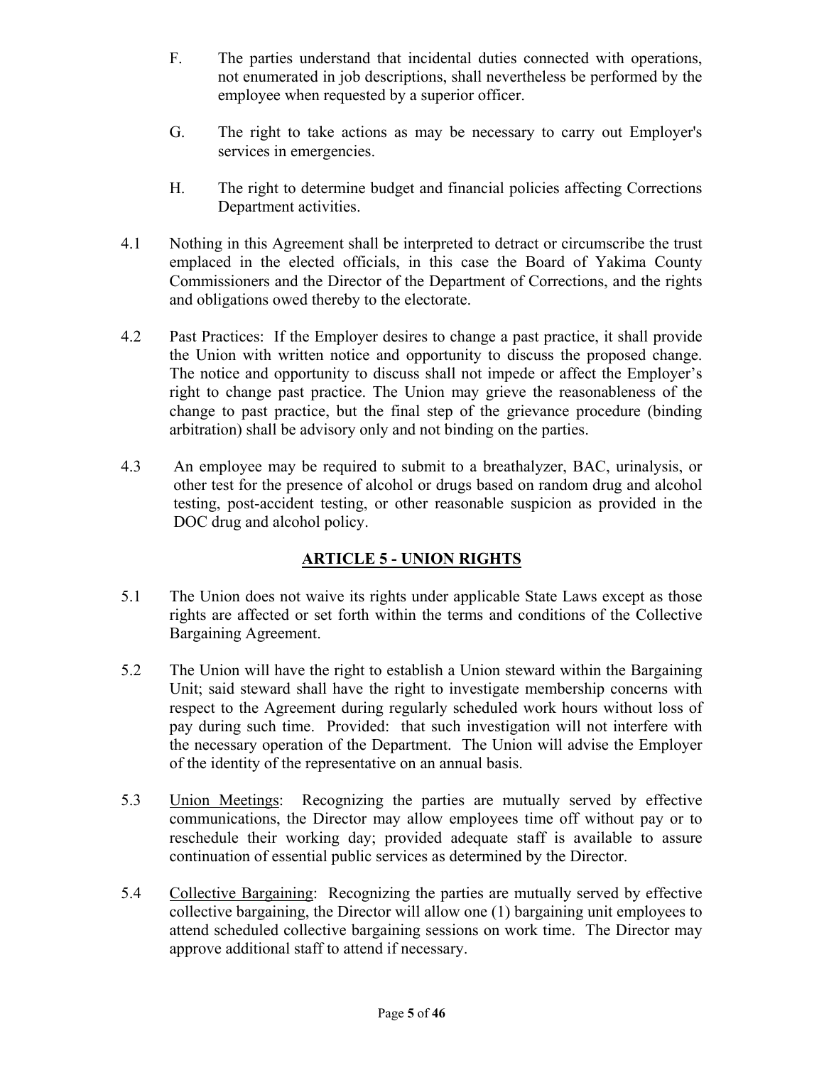F. The parties understand that incidental duties connected with operations, not enumerated in job descriptions, shall nevertheless be performed by the employee when requested by a superior officer.

G. The right to take actions as may be necessary to carry out Employer's services in emergencies.

H. The right to determine budget and financial policies affecting Corrections Department activities.

4.1 Nothing in this Agreement shall be interpreted to detract or circumscribe the trust emplaced in the elected officials, in this case the Board of Yakima County Commissioners and the Director of the Department of Corrections, and the rights and obligations owed thereby to the electorate.

4.2 Past Practices: If the Employer desires to change a past practice, it shall provide the Union with written notice and opportunity to discuss the proposed change. The notice and opportunity to discuss shall not impede or affect the Employer's right to change past practice. The Union may grieve the reasonableness of the change to past practice, but the final step of the grievance procedure (binding arbitration) shall be advisory only and not binding on the parties.

4.3 An employee may be required to submit to a breathalyzer, BAC, urinalysis, or other test for the presence of alcohol or drugs based on random drug and alcohol testing, post-accident testing, or other reasonable suspicion as provided in the DOC drug and alcohol policy.

## ARTICLE 5 - UNION RIGHTS

5.1 The Union does not waive its rights under applicable State Laws except as those rights are affected or set forth within the terms and conditions of the Collective Bargaining Agreement.

5.2 The Union will have the right to establish a Union steward within the Bargaining Unit; said steward shall have the right to investigate membership concerns with respect to the Agreement during regularly scheduled work hours without loss of pay during such time. Provided: that such investigation will not interfere with the necessary operation of the Department. The Union will advise the Employer of the identity of the representative on an annual basis.

5.3 Union Meetings: Recognizing the parties are mutually served by effective communications, the Director may allow employees time off without pay or to reschedule their working day; provided adequate staff is available to assure continuation of essential public services as determined by the Director.

5.4 Collective Bargaining: Recognizing the parties are mutually served by effective collective bargaining, the Director will allow one (1) bargaining unit employees to attend scheduled collective bargaining sessions on work time. The Director may approve additional staff to attend if necessary.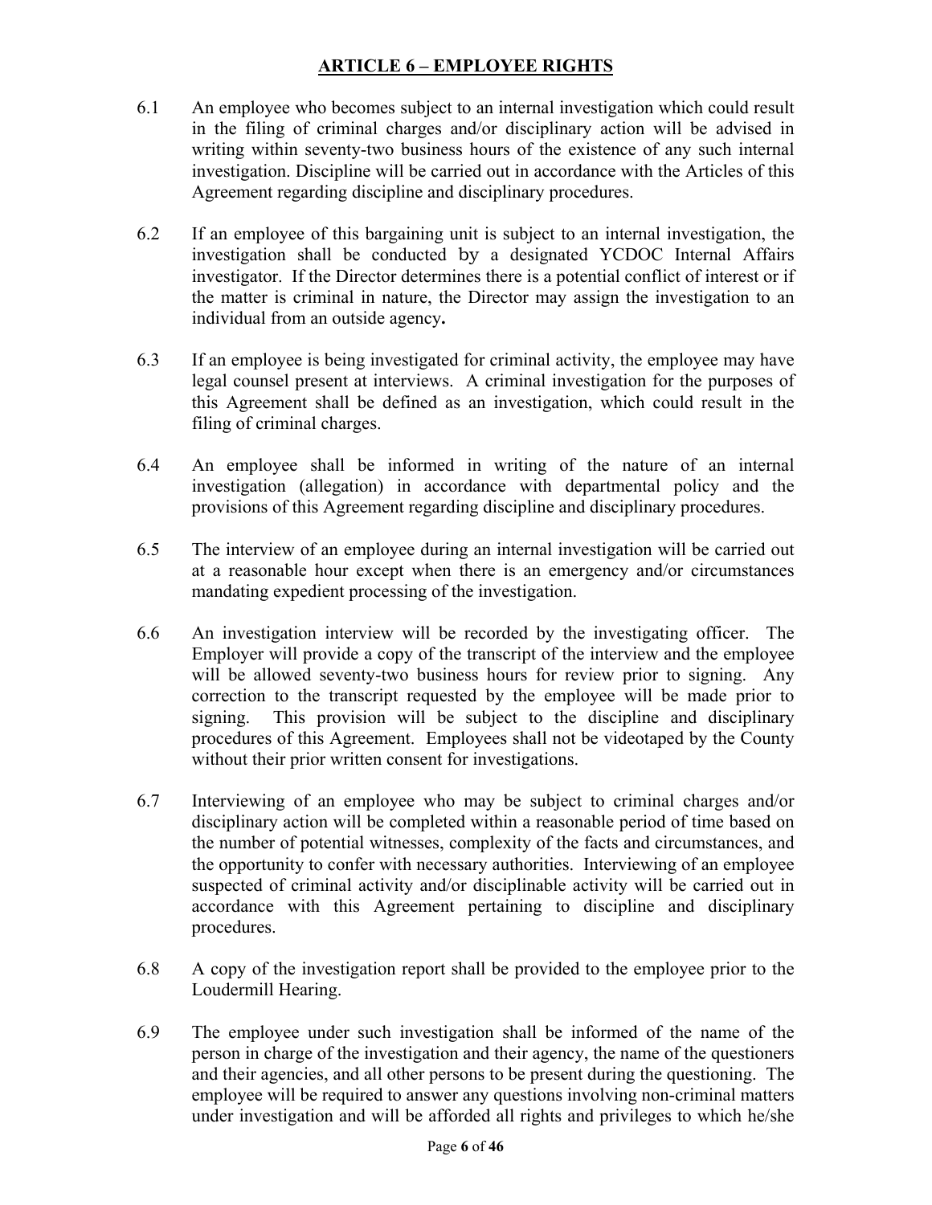## ARTICLE 6 – EMPLOYEE RIGHTS

6.1 An employee who becomes subject to an internal investigation which could result in the filing of criminal charges and/or disciplinary action will be advised in writing within seventy-two business hours of the existence of any such internal investigation. Discipline will be carried out in accordance with the Articles of this Agreement regarding discipline and disciplinary procedures.

6.2 If an employee of this bargaining unit is subject to an internal investigation, the investigation shall be conducted by a designated YCDOC Internal Affairs investigator. If the Director determines there is a potential conflict of interest or if the matter is criminal in nature, the Director may assign the investigation to an individual from an outside agency**.**

6.3 If an employee is being investigated for criminal activity, the employee may have legal counsel present at interviews. A criminal investigation for the purposes of this Agreement shall be defined as an investigation, which could result in the filing of criminal charges.

6.4 An employee shall be informed in writing of the nature of an internal investigation (allegation) in accordance with departmental policy and the provisions of this Agreement regarding discipline and disciplinary procedures.

6.5 The interview of an employee during an internal investigation will be carried out at a reasonable hour except when there is an emergency and/or circumstances mandating expedient processing of the investigation.

6.6 An investigation interview will be recorded by the investigating officer. The Employer will provide a copy of the transcript of the interview and the employee will be allowed seventy-two business hours for review prior to signing. Any correction to the transcript requested by the employee will be made prior to signing. This provision will be subject to the discipline and disciplinary procedures of this Agreement. Employees shall not be videotaped by the County without their prior written consent for investigations.

6.7 Interviewing of an employee who may be subject to criminal charges and/or disciplinary action will be completed within a reasonable period of time based on the number of potential witnesses, complexity of the facts and circumstances, and the opportunity to confer with necessary authorities. Interviewing of an employee suspected of criminal activity and/or disciplinable activity will be carried out in accordance with this Agreement pertaining to discipline and disciplinary procedures.

6.8 A copy of the investigation report shall be provided to the employee prior to the Loudermill Hearing.

6.9 The employee under such investigation shall be informed of the name of the person in charge of the investigation and their agency, the name of the questioners and their agencies, and all other persons to be present during the questioning. The employee will be required to answer any questions involving non-criminal matters under investigation and will be afforded all rights and privileges to which he/she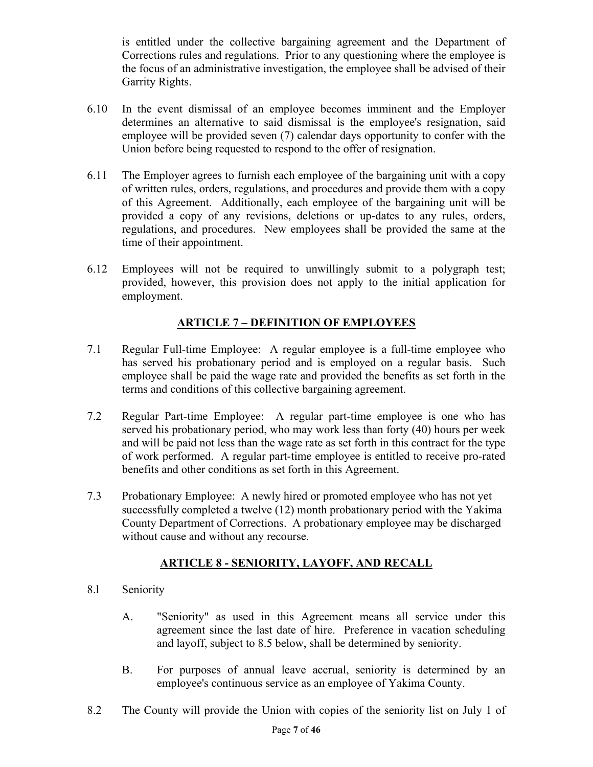is entitled under the collective bargaining agreement and the Department of Corrections rules and regulations. Prior to any questioning where the employee is the focus of an administrative investigation, the employee shall be advised of their Garrity Rights.

6.10 In the event dismissal of an employee becomes imminent and the Employer determines an alternative to said dismissal is the employee's resignation, said employee will be provided seven (7) calendar days opportunity to confer with the Union before being requested to respond to the offer of resignation.

6.11 The Employer agrees to furnish each employee of the bargaining unit with a copy of written rules, orders, regulations, and procedures and provide them with a copy of this Agreement. Additionally, each employee of the bargaining unit will be provided a copy of any revisions, deletions or up-dates to any rules, orders, regulations, and procedures. New employees shall be provided the same at the time of their appointment.

6.12 Employees will not be required to unwillingly submit to a polygraph test; provided, however, this provision does not apply to the initial application for employment.

## ARTICLE 7 – DEFINITION OF EMPLOYEES

7.1 Regular Full-time Employee: A regular employee is a full-time employee who has served his probationary period and is employed on a regular basis. Such employee shall be paid the wage rate and provided the benefits as set forth in the terms and conditions of this collective bargaining agreement.

7.2 Regular Part-time Employee: A regular part-time employee is one who has served his probationary period, who may work less than forty (40) hours per week and will be paid not less than the wage rate as set forth in this contract for the type of work performed. A regular part-time employee is entitled to receive pro-rated benefits and other conditions as set forth in this Agreement.

7.3 Probationary Employee: A newly hired or promoted employee who has not yet successfully completed a twelve (12) month probationary period with the Yakima County Department of Corrections. A probationary employee may be discharged without cause and without any recourse.

## ARTICLE 8 - SENIORITY, LAYOFF, AND RECALL

8.1 Seniority

A. "Seniority" as used in this Agreement means all service under this agreement since the last date of hire. Preference in vacation scheduling and layoff, subject to 8.5 below, shall be determined by seniority.

B. For purposes of annual leave accrual, seniority is determined by an employee's continuous service as an employee of Yakima County.

8.2 The County will provide the Union with copies of the seniority list on July 1 of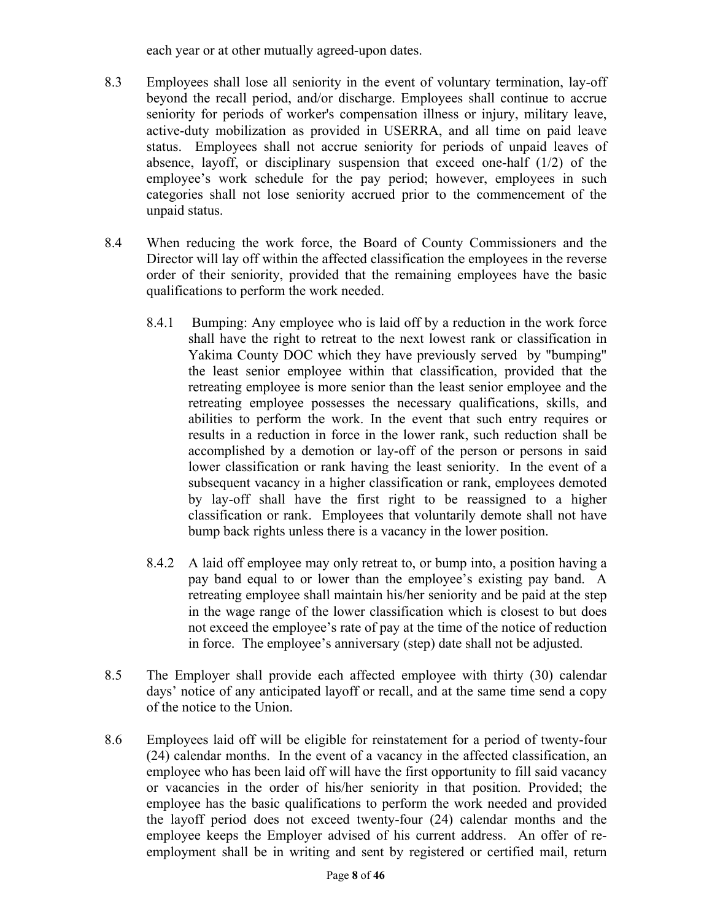each year or at other mutually agreed-upon dates.

8.3 Employees shall lose all seniority in the event of voluntary termination, lay-off beyond the recall period, and/or discharge. Employees shall continue to accrue seniority for periods of worker's compensation illness or injury, military leave, active-duty mobilization as provided in USERRA, and all time on paid leave status. Employees shall not accrue seniority for periods of unpaid leaves of absence, layoff, or disciplinary suspension that exceed one-half (1/2) of the employee's work schedule for the pay period; however, employees in such categories shall not lose seniority accrued prior to the commencement of the unpaid status.

8.4 When reducing the work force, the Board of County Commissioners and the Director will lay off within the affected classification the employees in the reverse order of their seniority, provided that the remaining employees have the basic qualifications to perform the work needed.

8.4.1 Bumping: Any employee who is laid off by a reduction in the work force shall have the right to retreat to the next lowest rank or classification in Yakima County DOC which they have previously served by "bumping" the least senior employee within that classification, provided that the retreating employee is more senior than the least senior employee and the retreating employee possesses the necessary qualifications, skills, and abilities to perform the work. In the event that such entry requires or results in a reduction in force in the lower rank, such reduction shall be accomplished by a demotion or lay-off of the person or persons in said lower classification or rank having the least seniority. In the event of a subsequent vacancy in a higher classification or rank, employees demoted by lay-off shall have the first right to be reassigned to a higher classification or rank. Employees that voluntarily demote shall not have bump back rights unless there is a vacancy in the lower position.

8.4.2 A laid off employee may only retreat to, or bump into, a position having a pay band equal to or lower than the employee's existing pay band. A retreating employee shall maintain his/her seniority and be paid at the step in the wage range of the lower classification which is closest to but does not exceed the employee's rate of pay at the time of the notice of reduction in force. The employee's anniversary (step) date shall not be adjusted.

8.5 The Employer shall provide each affected employee with thirty (30) calendar days' notice of any anticipated layoff or recall, and at the same time send a copy of the notice to the Union.

8.6 Employees laid off will be eligible for reinstatement for a period of twenty-four (24) calendar months. In the event of a vacancy in the affected classification, an employee who has been laid off will have the first opportunity to fill said vacancy or vacancies in the order of his/her seniority in that position. Provided; the employee has the basic qualifications to perform the work needed and provided the layoff period does not exceed twenty-four (24) calendar months and the employee keeps the Employer advised of his current address. An offer of re-employment shall be in writing and sent by registered or certified mail, return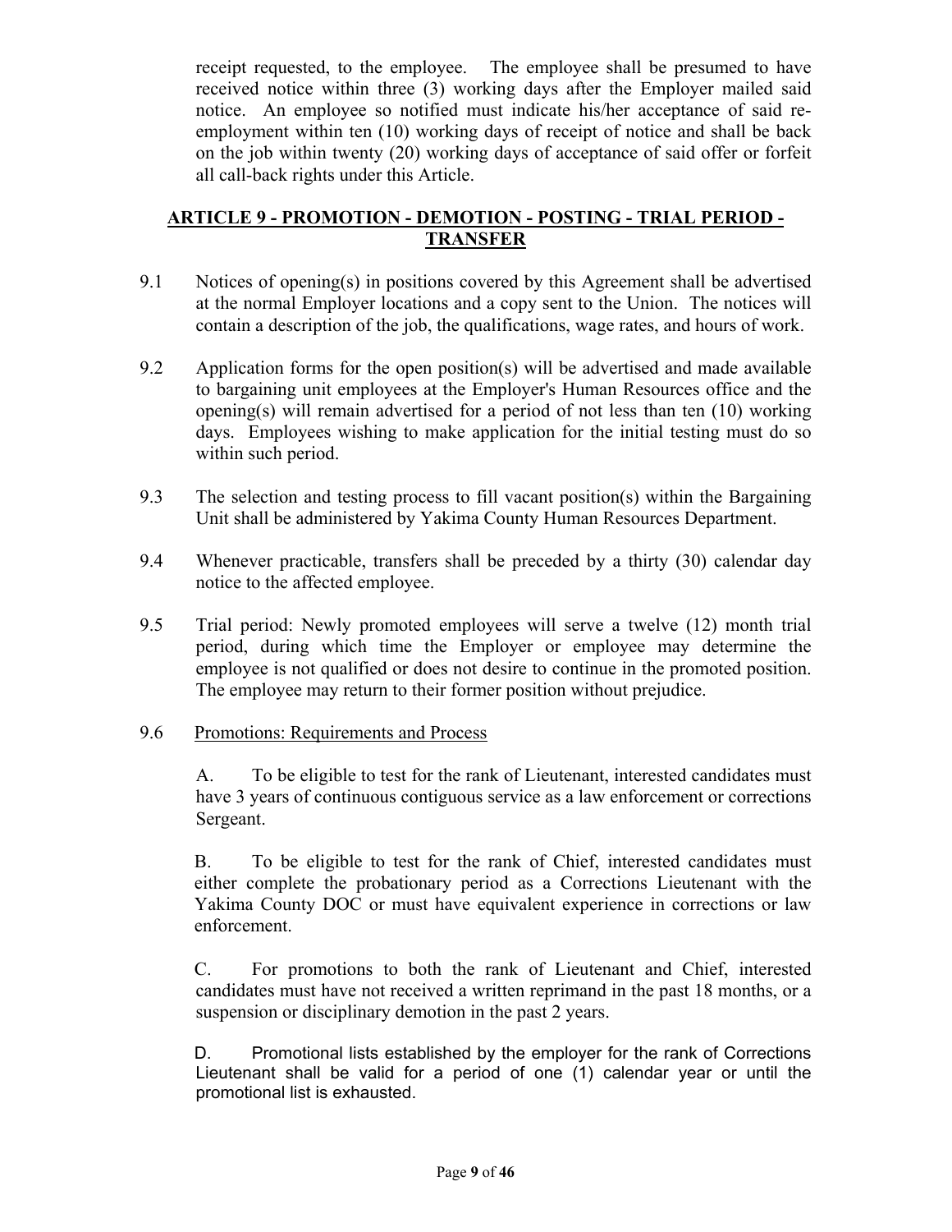receipt requested, to the employee. The employee shall be presumed to have received notice within three (3) working days after the Employer mailed said notice. An employee so notified must indicate his/her acceptance of said re-employment within ten (10) working days of receipt of notice and shall be back on the job within twenty (20) working days of acceptance of said offer or forfeit all call-back rights under this Article.

## ARTICLE 9 - PROMOTION - DEMOTION - POSTING - TRIAL PERIOD - TRANSFER

9.1 Notices of opening(s) in positions covered by this Agreement shall be advertised at the normal Employer locations and a copy sent to the Union. The notices will contain a description of the job, the qualifications, wage rates, and hours of work.

9.2 Application forms for the open position(s) will be advertised and made available to bargaining unit employees at the Employer's Human Resources office and the opening(s) will remain advertised for a period of not less than ten (10) working days. Employees wishing to make application for the initial testing must do so within such period.

9.3 The selection and testing process to fill vacant position(s) within the Bargaining Unit shall be administered by Yakima County Human Resources Department.

9.4 Whenever practicable, transfers shall be preceded by a thirty (30) calendar day notice to the affected employee.

9.5 Trial period: Newly promoted employees will serve a twelve (12) month trial period, during which time the Employer or employee may determine the employee is not qualified or does not desire to continue in the promoted position. The employee may return to their former position without prejudice.

9.6 Promotions: Requirements and Process

A. To be eligible to test for the rank of Lieutenant, interested candidates must have 3 years of continuous contiguous service as a law enforcement or corrections Sergeant.

B. To be eligible to test for the rank of Chief, interested candidates must either complete the probationary period as a Corrections Lieutenant with the Yakima County DOC or must have equivalent experience in corrections or law enforcement.

C. For promotions to both the rank of Lieutenant and Chief, interested candidates must have not received a written reprimand in the past 18 months, or a suspension or disciplinary demotion in the past 2 years.

D. Promotional lists established by the employer for the rank of Corrections Lieutenant shall be valid for a period of one (1) calendar year or until the promotional list is exhausted.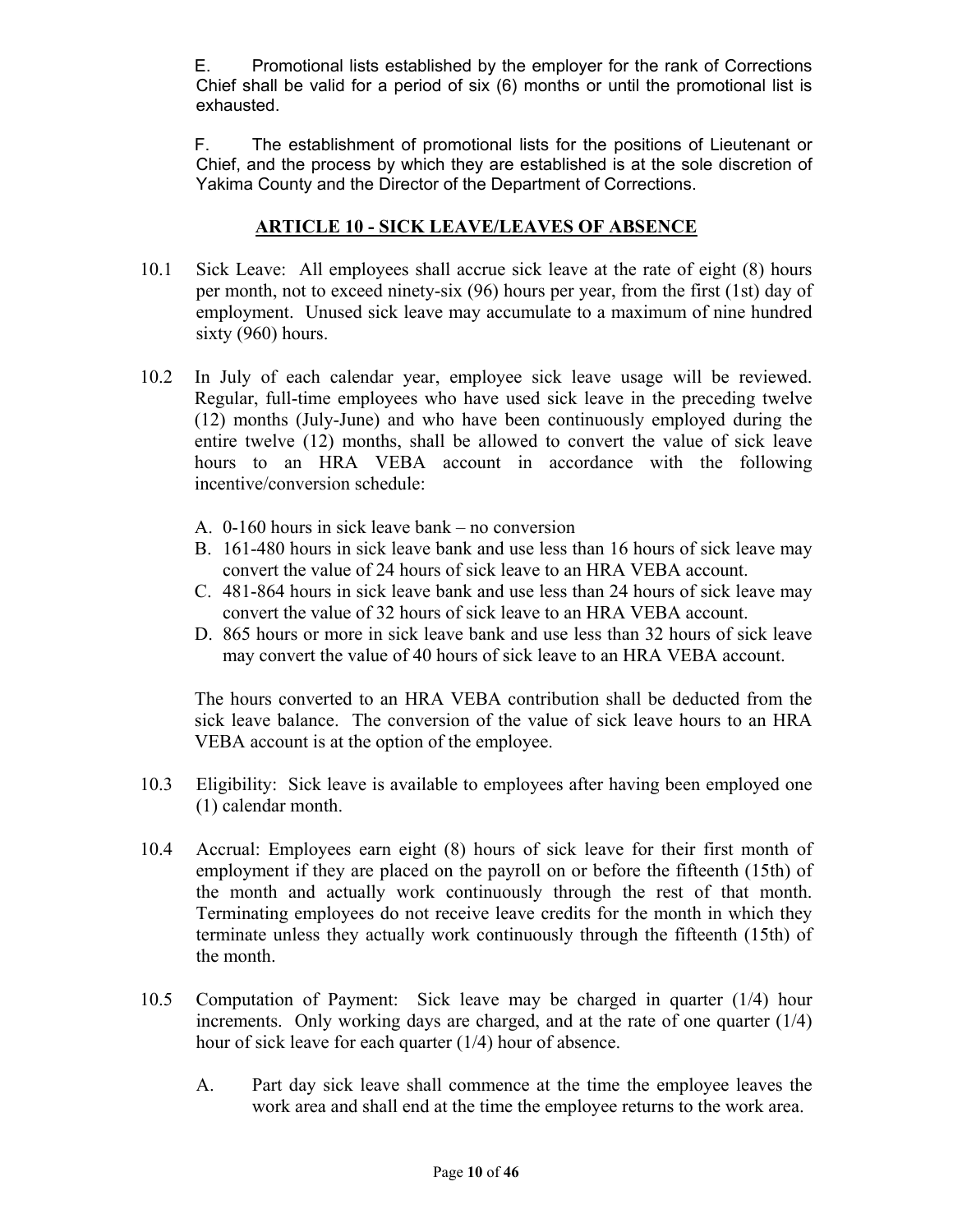E. Promotional lists established by the employer for the rank of Corrections Chief shall be valid for a period of six (6) months or until the promotional list is exhausted.

F. The establishment of promotional lists for the positions of Lieutenant or Chief, and the process by which they are established is at the sole discretion of Yakima County and the Director of the Department of Corrections.

## ARTICLE 10 - SICK LEAVE/LEAVES OF ABSENCE

10.1 Sick Leave: All employees shall accrue sick leave at the rate of eight (8) hours per month, not to exceed ninety-six (96) hours per year, from the first (1st) day of employment. Unused sick leave may accumulate to a maximum of nine hundred sixty (960) hours.

10.2 In July of each calendar year, employee sick leave usage will be reviewed. Regular, full-time employees who have used sick leave in the preceding twelve (12) months (July-June) and who have been continuously employed during the entire twelve (12) months, shall be allowed to convert the value of sick leave hours to an HRA VEBA account in accordance with the following incentive/conversion schedule:

A. 0-160 hours in sick leave bank – no conversion
B. 161-480 hours in sick leave bank and use less than 16 hours of sick leave may convert the value of 24 hours of sick leave to an HRA VEBA account.
C. 481-864 hours in sick leave bank and use less than 24 hours of sick leave may convert the value of 32 hours of sick leave to an HRA VEBA account.
D. 865 hours or more in sick leave bank and use less than 32 hours of sick leave may convert the value of 40 hours of sick leave to an HRA VEBA account.

The hours converted to an HRA VEBA contribution shall be deducted from the sick leave balance. The conversion of the value of sick leave hours to an HRA VEBA account is at the option of the employee.

10.3 Eligibility: Sick leave is available to employees after having been employed one (1) calendar month.

10.4 Accrual: Employees earn eight (8) hours of sick leave for their first month of employment if they are placed on the payroll on or before the fifteenth (15th) of the month and actually work continuously through the rest of that month. Terminating employees do not receive leave credits for the month in which they terminate unless they actually work continuously through the fifteenth (15th) of the month.

10.5 Computation of Payment: Sick leave may be charged in quarter (1/4) hour increments. Only working days are charged, and at the rate of one quarter (1/4) hour of sick leave for each quarter (1/4) hour of absence.

A. Part day sick leave shall commence at the time the employee leaves the work area and shall end at the time the employee returns to the work area.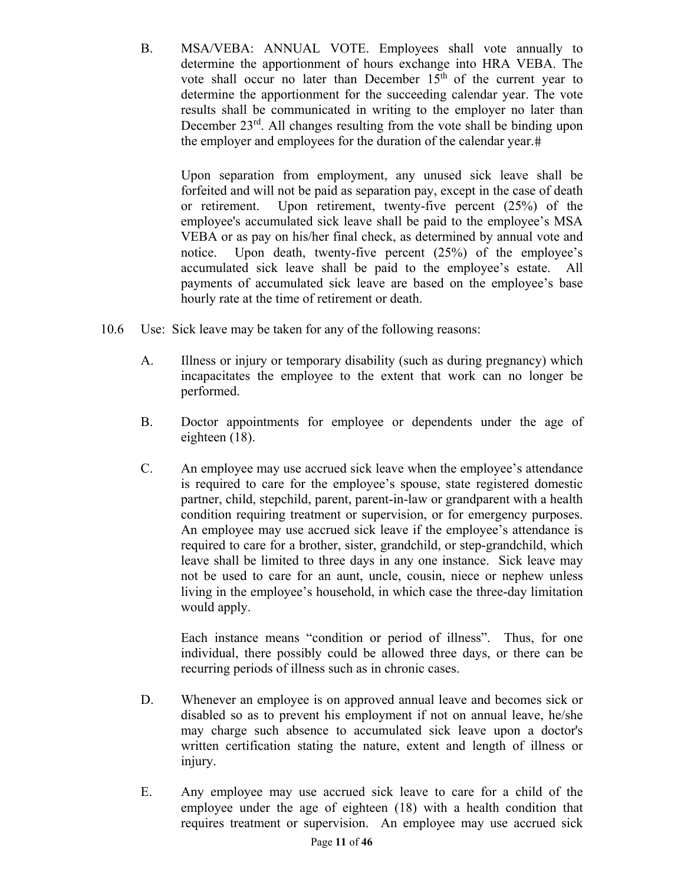B. MSA/VEBA: ANNUAL VOTE. Employees shall vote annually to determine the apportionment of hours exchange into HRA VEBA. The vote shall occur no later than December 15th of the current year to determine the apportionment for the succeeding calendar year. The vote results shall be communicated in writing to the employer no later than December 23rd. All changes resulting from the vote shall be binding upon the employer and employees for the duration of the calendar year.#

Upon separation from employment, any unused sick leave shall be forfeited and will not be paid as separation pay, except in the case of death or retirement. Upon retirement, twenty-five percent (25%) of the employee's accumulated sick leave shall be paid to the employee's MSA VEBA or as pay on his/her final check, as determined by annual vote and notice. Upon death, twenty-five percent (25%) of the employee's accumulated sick leave shall be paid to the employee's estate. All payments of accumulated sick leave are based on the employee's base hourly rate at the time of retirement or death.

10.6 Use: Sick leave may be taken for any of the following reasons:

A. Illness or injury or temporary disability (such as during pregnancy) which incapacitates the employee to the extent that work can no longer be performed.

B. Doctor appointments for employee or dependents under the age of eighteen (18).

C. An employee may use accrued sick leave when the employee's attendance is required to care for the employee's spouse, state registered domestic partner, child, stepchild, parent, parent-in-law or grandparent with a health condition requiring treatment or supervision, or for emergency purposes. An employee may use accrued sick leave if the employee's attendance is required to care for a brother, sister, grandchild, or step-grandchild, which leave shall be limited to three days in any one instance. Sick leave may not be used to care for an aunt, uncle, cousin, niece or nephew unless living in the employee's household, in which case the three-day limitation would apply.

Each instance means "condition or period of illness". Thus, for one individual, there possibly could be allowed three days, or there can be recurring periods of illness such as in chronic cases.

D. Whenever an employee is on approved annual leave and becomes sick or disabled so as to prevent his employment if not on annual leave, he/she may charge such absence to accumulated sick leave upon a doctor's written certification stating the nature, extent and length of illness or injury.

E. Any employee may use accrued sick leave to care for a child of the employee under the age of eighteen (18) with a health condition that requires treatment or supervision. An employee may use accrued sick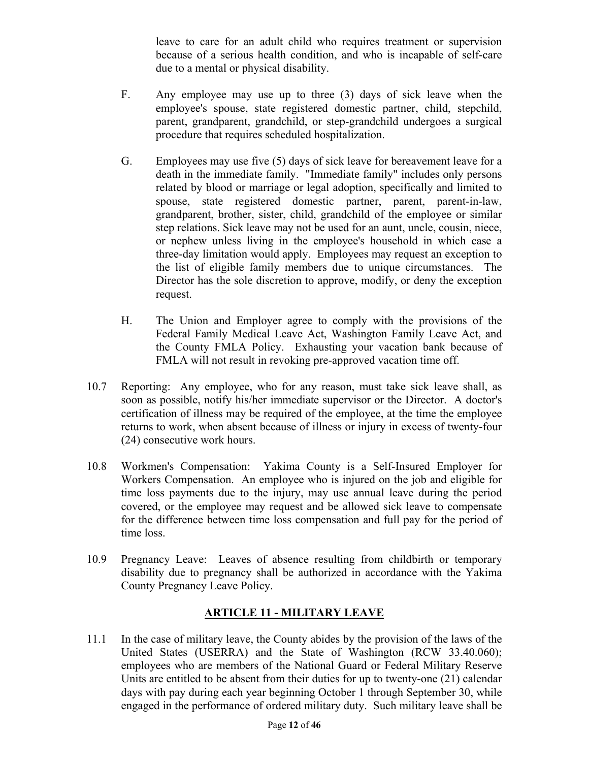leave to care for an adult child who requires treatment or supervision because of a serious health condition, and who is incapable of self-care due to a mental or physical disability.

F. Any employee may use up to three (3) days of sick leave when the employee's spouse, state registered domestic partner, child, stepchild, parent, grandparent, grandchild, or step-grandchild undergoes a surgical procedure that requires scheduled hospitalization.

G. Employees may use five (5) days of sick leave for bereavement leave for a death in the immediate family. "Immediate family" includes only persons related by blood or marriage or legal adoption, specifically and limited to spouse, state registered domestic partner, parent, parent-in-law, grandparent, brother, sister, child, grandchild of the employee or similar step relations. Sick leave may not be used for an aunt, uncle, cousin, niece, or nephew unless living in the employee's household in which case a three-day limitation would apply. Employees may request an exception to the list of eligible family members due to unique circumstances. The Director has the sole discretion to approve, modify, or deny the exception request.

H. The Union and Employer agree to comply with the provisions of the Federal Family Medical Leave Act, Washington Family Leave Act, and the County FMLA Policy. Exhausting your vacation bank because of FMLA will not result in revoking pre-approved vacation time off.

10.7 Reporting: Any employee, who for any reason, must take sick leave shall, as soon as possible, notify his/her immediate supervisor or the Director. A doctor's certification of illness may be required of the employee, at the time the employee returns to work, when absent because of illness or injury in excess of twenty-four (24) consecutive work hours.

10.8 Workmen's Compensation: Yakima County is a Self-Insured Employer for Workers Compensation. An employee who is injured on the job and eligible for time loss payments due to the injury, may use annual leave during the period covered, or the employee may request and be allowed sick leave to compensate for the difference between time loss compensation and full pay for the period of time loss.

10.9 Pregnancy Leave: Leaves of absence resulting from childbirth or temporary disability due to pregnancy shall be authorized in accordance with the Yakima County Pregnancy Leave Policy.

## ARTICLE 11 - MILITARY LEAVE

11.1 In the case of military leave, the County abides by the provision of the laws of the United States (USERRA) and the State of Washington (RCW 33.40.060); employees who are members of the National Guard or Federal Military Reserve Units are entitled to be absent from their duties for up to twenty-one (21) calendar days with pay during each year beginning October 1 through September 30, while engaged in the performance of ordered military duty. Such military leave shall be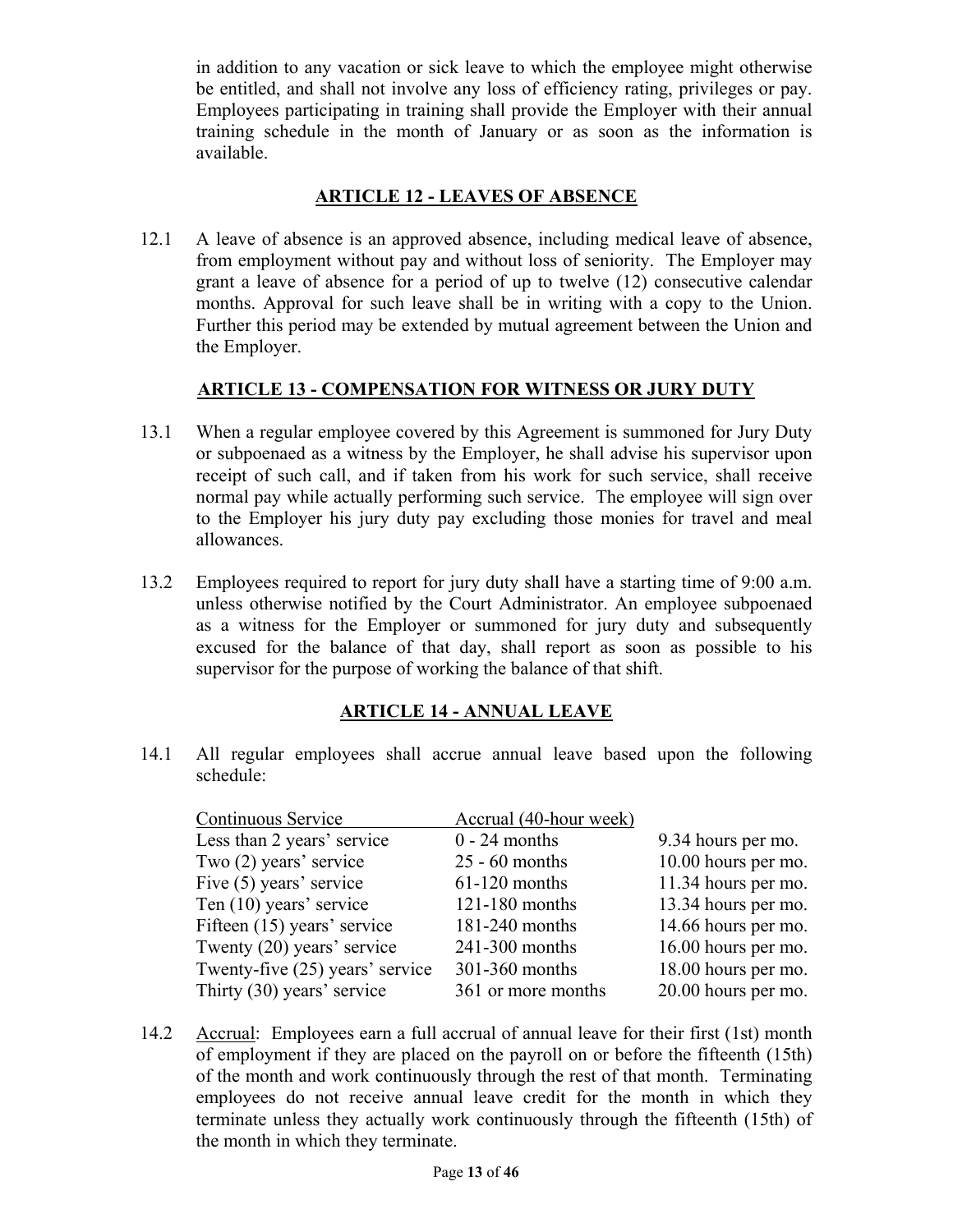in addition to any vacation or sick leave to which the employee might otherwise be entitled, and shall not involve any loss of efficiency rating, privileges or pay. Employees participating in training shall provide the Employer with their annual training schedule in the month of January or as soon as the information is available.

## ARTICLE 12 - LEAVES OF ABSENCE

12.1 A leave of absence is an approved absence, including medical leave of absence, from employment without pay and without loss of seniority. The Employer may grant a leave of absence for a period of up to twelve (12) consecutive calendar months. Approval for such leave shall be in writing with a copy to the Union. Further this period may be extended by mutual agreement between the Union and the Employer.

## ARTICLE 13 - COMPENSATION FOR WITNESS OR JURY DUTY

13.1 When a regular employee covered by this Agreement is summoned for Jury Duty or subpoenaed as a witness by the Employer, he shall advise his supervisor upon receipt of such call, and if taken from his work for such service, shall receive normal pay while actually performing such service. The employee will sign over to the Employer his jury duty pay excluding those monies for travel and meal allowances.

13.2 Employees required to report for jury duty shall have a starting time of 9:00 a.m. unless otherwise notified by the Court Administrator. An employee subpoenaed as a witness for the Employer or summoned for jury duty and subsequently excused for the balance of that day, shall report as soon as possible to his supervisor for the purpose of working the balance of that shift.

## ARTICLE 14 - ANNUAL LEAVE

14.1 All regular employees shall accrue annual leave based upon the following schedule:

| Continuous Service | Accrual (40-hour week) | |
|---|---|---|
| Less than 2 years' service | 0 - 24 months | 9.34 hours per mo. |
| Two (2) years' service | 25 - 60 months | 10.00 hours per mo. |
| Five (5) years' service | 61-120 months | 11.34 hours per mo. |
| Ten (10) years' service | 121-180 months | 13.34 hours per mo. |
| Fifteen (15) years' service | 181-240 months | 14.66 hours per mo. |
| Twenty (20) years' service | 241-300 months | 16.00 hours per mo. |
| Twenty-five (25) years' service | 301-360 months | 18.00 hours per mo. |
| Thirty (30) years' service | 361 or more months | 20.00 hours per mo. |

14.2 Accrual: Employees earn a full accrual of annual leave for their first (1st) month of employment if they are placed on the payroll on or before the fifteenth (15th) of the month and work continuously through the rest of that month. Terminating employees do not receive annual leave credit for the month in which they terminate unless they actually work continuously through the fifteenth (15th) of the month in which they terminate.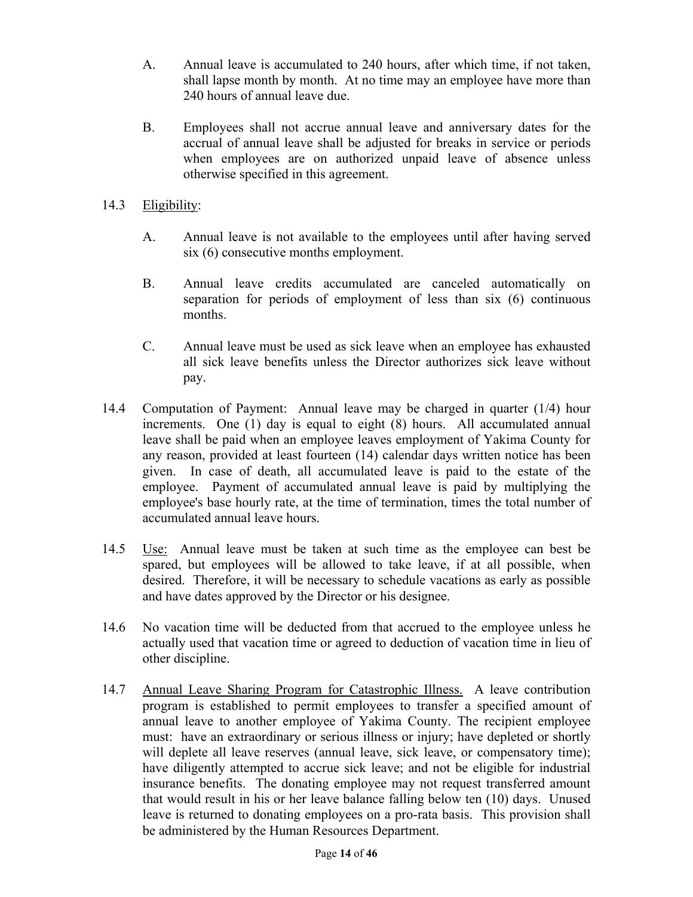A. Annual leave is accumulated to 240 hours, after which time, if not taken, shall lapse month by month. At no time may an employee have more than 240 hours of annual leave due.

B. Employees shall not accrue annual leave and anniversary dates for the accrual of annual leave shall be adjusted for breaks in service or periods when employees are on authorized unpaid leave of absence unless otherwise specified in this agreement.

14.3 Eligibility:

A. Annual leave is not available to the employees until after having served six (6) consecutive months employment.

B. Annual leave credits accumulated are canceled automatically on separation for periods of employment of less than six (6) continuous months.

C. Annual leave must be used as sick leave when an employee has exhausted all sick leave benefits unless the Director authorizes sick leave without pay.

14.4 Computation of Payment: Annual leave may be charged in quarter (1/4) hour increments. One (1) day is equal to eight (8) hours. All accumulated annual leave shall be paid when an employee leaves employment of Yakima County for any reason, provided at least fourteen (14) calendar days written notice has been given. In case of death, all accumulated leave is paid to the estate of the employee. Payment of accumulated annual leave is paid by multiplying the employee's base hourly rate, at the time of termination, times the total number of accumulated annual leave hours.

14.5 Use: Annual leave must be taken at such time as the employee can best be spared, but employees will be allowed to take leave, if at all possible, when desired. Therefore, it will be necessary to schedule vacations as early as possible and have dates approved by the Director or his designee.

14.6 No vacation time will be deducted from that accrued to the employee unless he actually used that vacation time or agreed to deduction of vacation time in lieu of other discipline.

14.7 Annual Leave Sharing Program for Catastrophic Illness. A leave contribution program is established to permit employees to transfer a specified amount of annual leave to another employee of Yakima County. The recipient employee must: have an extraordinary or serious illness or injury; have depleted or shortly will deplete all leave reserves (annual leave, sick leave, or compensatory time); have diligently attempted to accrue sick leave; and not be eligible for industrial insurance benefits. The donating employee may not request transferred amount that would result in his or her leave balance falling below ten (10) days. Unused leave is returned to donating employees on a pro-rata basis. This provision shall be administered by the Human Resources Department.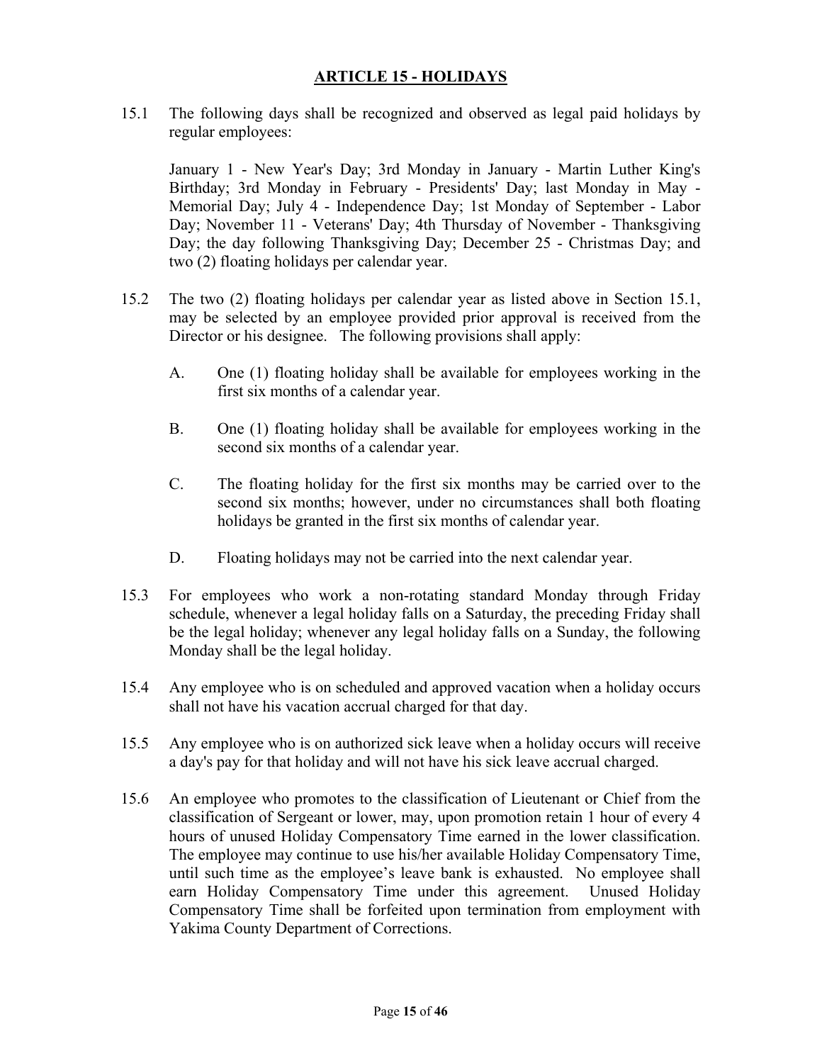## ARTICLE 15 - HOLIDAYS

15.1 The following days shall be recognized and observed as legal paid holidays by regular employees:

January 1 - New Year's Day; 3rd Monday in January - Martin Luther King's Birthday; 3rd Monday in February - Presidents' Day; last Monday in May - Memorial Day; July 4 - Independence Day; 1st Monday of September - Labor Day; November 11 - Veterans' Day; 4th Thursday of November - Thanksgiving Day; the day following Thanksgiving Day; December 25 - Christmas Day; and two (2) floating holidays per calendar year.

15.2 The two (2) floating holidays per calendar year as listed above in Section 15.1, may be selected by an employee provided prior approval is received from the Director or his designee. The following provisions shall apply:

A. One (1) floating holiday shall be available for employees working in the first six months of a calendar year.

B. One (1) floating holiday shall be available for employees working in the second six months of a calendar year.

C. The floating holiday for the first six months may be carried over to the second six months; however, under no circumstances shall both floating holidays be granted in the first six months of calendar year.

D. Floating holidays may not be carried into the next calendar year.

15.3 For employees who work a non-rotating standard Monday through Friday schedule, whenever a legal holiday falls on a Saturday, the preceding Friday shall be the legal holiday; whenever any legal holiday falls on a Sunday, the following Monday shall be the legal holiday.

15.4 Any employee who is on scheduled and approved vacation when a holiday occurs shall not have his vacation accrual charged for that day.

15.5 Any employee who is on authorized sick leave when a holiday occurs will receive a day's pay for that holiday and will not have his sick leave accrual charged.

15.6 An employee who promotes to the classification of Lieutenant or Chief from the classification of Sergeant or lower, may, upon promotion retain 1 hour of every 4 hours of unused Holiday Compensatory Time earned in the lower classification. The employee may continue to use his/her available Holiday Compensatory Time, until such time as the employee's leave bank is exhausted. No employee shall earn Holiday Compensatory Time under this agreement. Unused Holiday Compensatory Time shall be forfeited upon termination from employment with Yakima County Department of Corrections.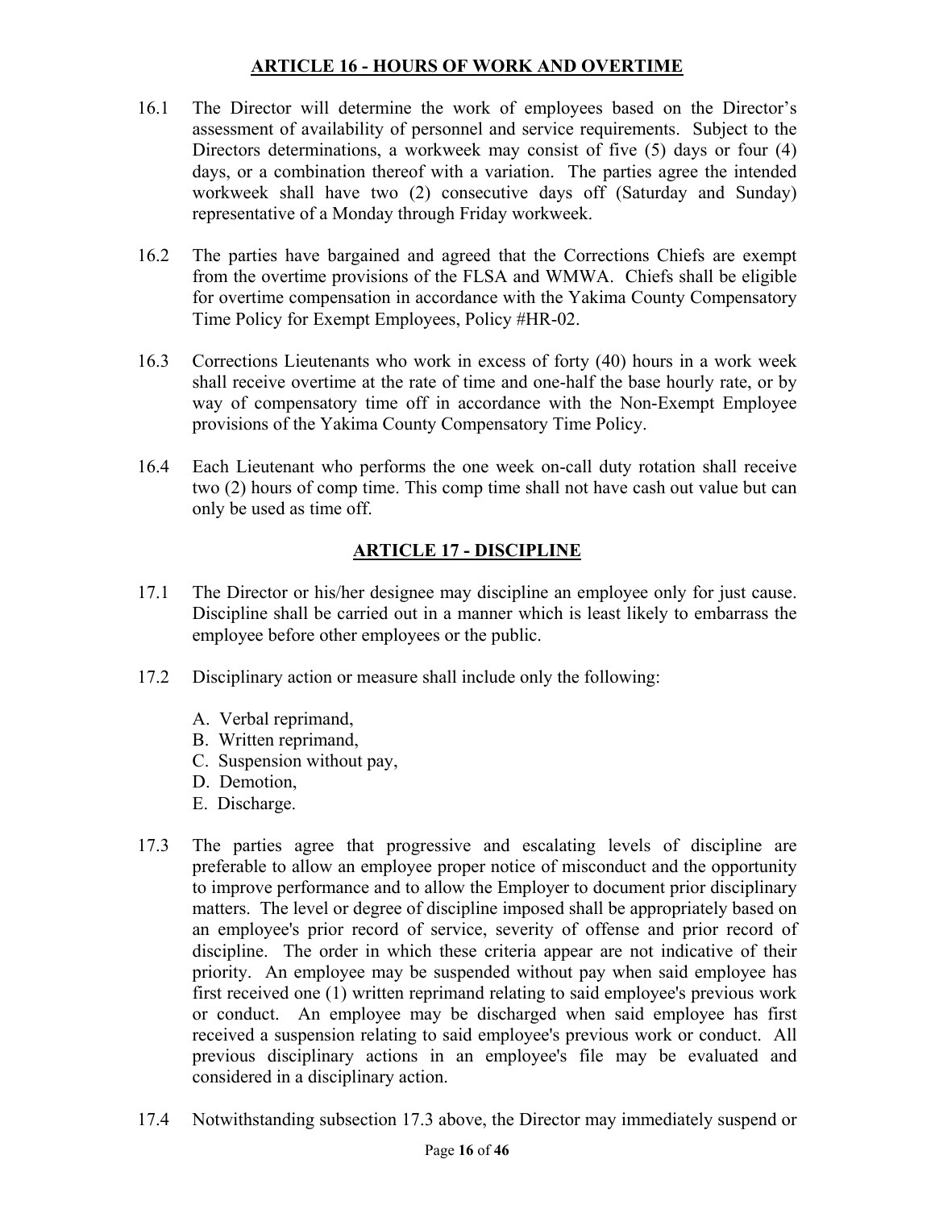## ARTICLE 16 - HOURS OF WORK AND OVERTIME

16.1 The Director will determine the work of employees based on the Director's assessment of availability of personnel and service requirements. Subject to the Directors determinations, a workweek may consist of five (5) days or four (4) days, or a combination thereof with a variation. The parties agree the intended workweek shall have two (2) consecutive days off (Saturday and Sunday) representative of a Monday through Friday workweek.

16.2 The parties have bargained and agreed that the Corrections Chiefs are exempt from the overtime provisions of the FLSA and WMWA. Chiefs shall be eligible for overtime compensation in accordance with the Yakima County Compensatory Time Policy for Exempt Employees, Policy #HR-02.

16.3 Corrections Lieutenants who work in excess of forty (40) hours in a work week shall receive overtime at the rate of time and one-half the base hourly rate, or by way of compensatory time off in accordance with the Non-Exempt Employee provisions of the Yakima County Compensatory Time Policy.

16.4 Each Lieutenant who performs the one week on-call duty rotation shall receive two (2) hours of comp time. This comp time shall not have cash out value but can only be used as time off.

## ARTICLE 17 - DISCIPLINE

17.1 The Director or his/her designee may discipline an employee only for just cause. Discipline shall be carried out in a manner which is least likely to embarrass the employee before other employees or the public.

17.2 Disciplinary action or measure shall include only the following:

A. Verbal reprimand,
B. Written reprimand,
C. Suspension without pay,
D. Demotion,
E. Discharge.

17.3 The parties agree that progressive and escalating levels of discipline are preferable to allow an employee proper notice of misconduct and the opportunity to improve performance and to allow the Employer to document prior disciplinary matters. The level or degree of discipline imposed shall be appropriately based on an employee's prior record of service, severity of offense and prior record of discipline. The order in which these criteria appear are not indicative of their priority. An employee may be suspended without pay when said employee has first received one (1) written reprimand relating to said employee's previous work or conduct. An employee may be discharged when said employee has first received a suspension relating to said employee's previous work or conduct. All previous disciplinary actions in an employee's file may be evaluated and considered in a disciplinary action.

17.4 Notwithstanding subsection 17.3 above, the Director may immediately suspend or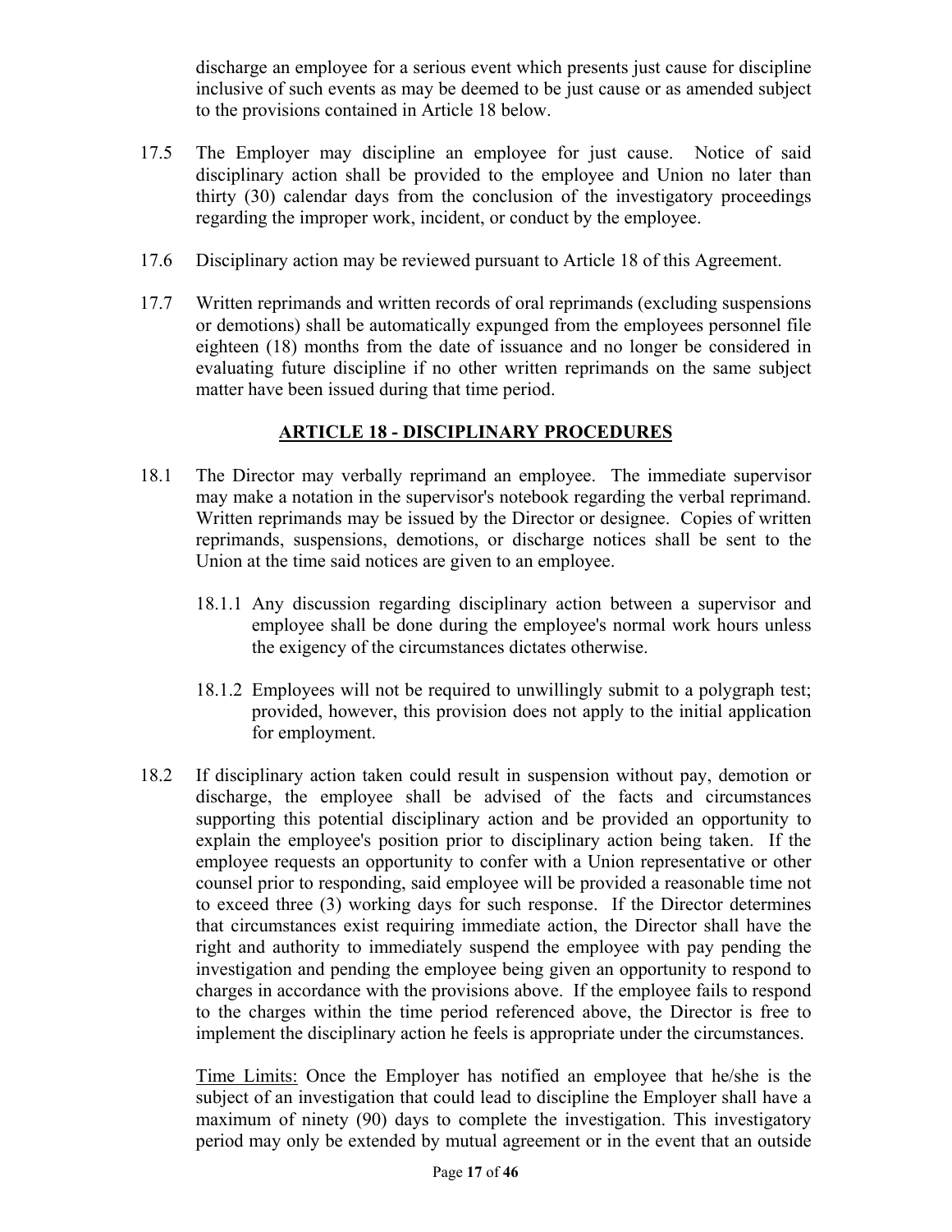discharge an employee for a serious event which presents just cause for discipline inclusive of such events as may be deemed to be just cause or as amended subject to the provisions contained in Article 18 below.

17.5 The Employer may discipline an employee for just cause. Notice of said disciplinary action shall be provided to the employee and Union no later than thirty (30) calendar days from the conclusion of the investigatory proceedings regarding the improper work, incident, or conduct by the employee.

17.6 Disciplinary action may be reviewed pursuant to Article 18 of this Agreement.

17.7 Written reprimands and written records of oral reprimands (excluding suspensions or demotions) shall be automatically expunged from the employees personnel file eighteen (18) months from the date of issuance and no longer be considered in evaluating future discipline if no other written reprimands on the same subject matter have been issued during that time period.

## ARTICLE 18 - DISCIPLINARY PROCEDURES

18.1 The Director may verbally reprimand an employee. The immediate supervisor may make a notation in the supervisor's notebook regarding the verbal reprimand. Written reprimands may be issued by the Director or designee. Copies of written reprimands, suspensions, demotions, or discharge notices shall be sent to the Union at the time said notices are given to an employee.

18.1.1 Any discussion regarding disciplinary action between a supervisor and employee shall be done during the employee's normal work hours unless the exigency of the circumstances dictates otherwise.

18.1.2 Employees will not be required to unwillingly submit to a polygraph test; provided, however, this provision does not apply to the initial application for employment.

18.2 If disciplinary action taken could result in suspension without pay, demotion or discharge, the employee shall be advised of the facts and circumstances supporting this potential disciplinary action and be provided an opportunity to explain the employee's position prior to disciplinary action being taken. If the employee requests an opportunity to confer with a Union representative or other counsel prior to responding, said employee will be provided a reasonable time not to exceed three (3) working days for such response. If the Director determines that circumstances exist requiring immediate action, the Director shall have the right and authority to immediately suspend the employee with pay pending the investigation and pending the employee being given an opportunity to respond to charges in accordance with the provisions above. If the employee fails to respond to the charges within the time period referenced above, the Director is free to implement the disciplinary action he feels is appropriate under the circumstances.

Time Limits: Once the Employer has notified an employee that he/she is the subject of an investigation that could lead to discipline the Employer shall have a maximum of ninety (90) days to complete the investigation. This investigatory period may only be extended by mutual agreement or in the event that an outside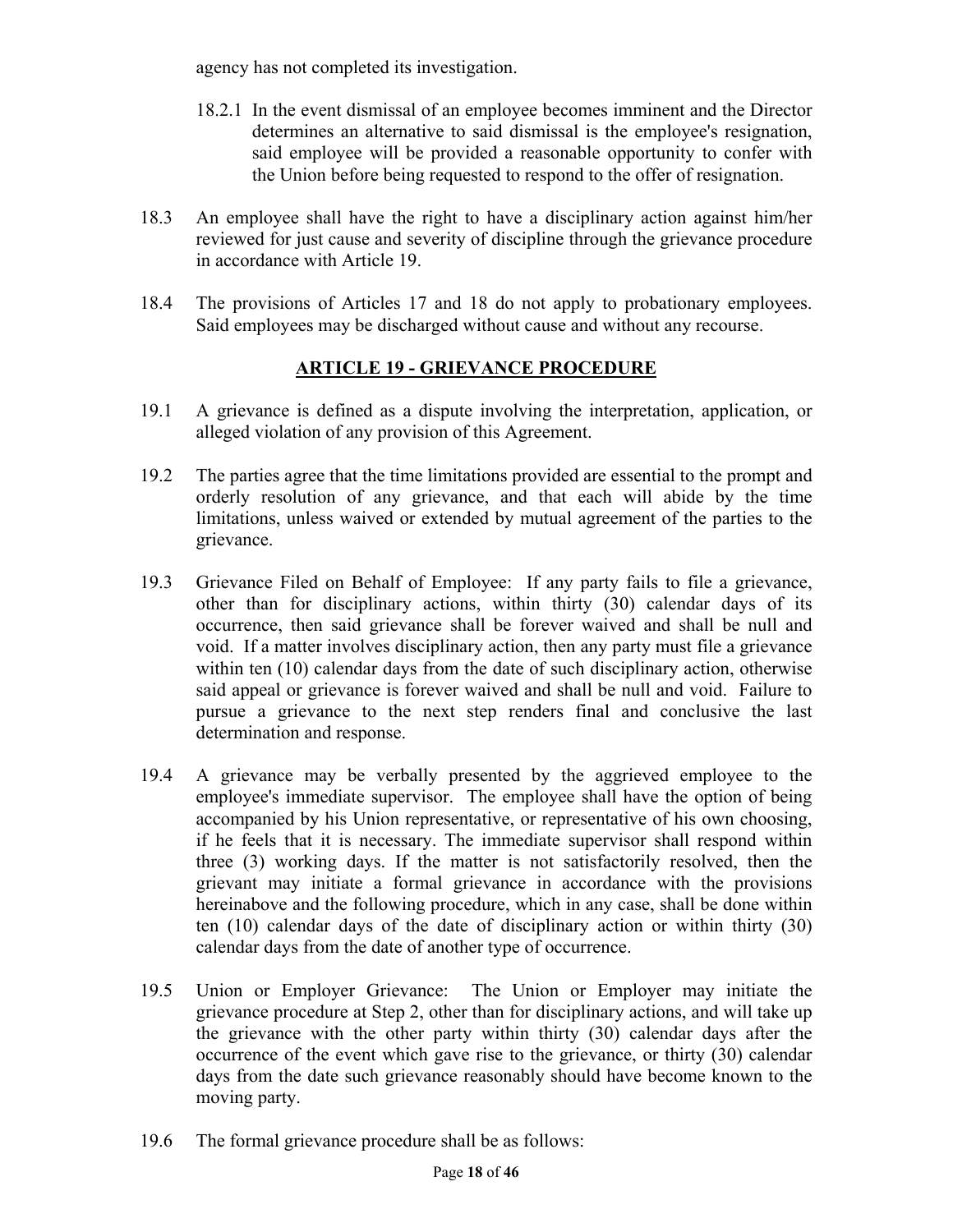agency has not completed its investigation.

18.2.1 In the event dismissal of an employee becomes imminent and the Director determines an alternative to said dismissal is the employee's resignation, said employee will be provided a reasonable opportunity to confer with the Union before being requested to respond to the offer of resignation.

18.3 An employee shall have the right to have a disciplinary action against him/her reviewed for just cause and severity of discipline through the grievance procedure in accordance with Article 19.

18.4 The provisions of Articles 17 and 18 do not apply to probationary employees. Said employees may be discharged without cause and without any recourse.

## ARTICLE 19 - GRIEVANCE PROCEDURE

19.1 A grievance is defined as a dispute involving the interpretation, application, or alleged violation of any provision of this Agreement.

19.2 The parties agree that the time limitations provided are essential to the prompt and orderly resolution of any grievance, and that each will abide by the time limitations, unless waived or extended by mutual agreement of the parties to the grievance.

19.3 Grievance Filed on Behalf of Employee: If any party fails to file a grievance, other than for disciplinary actions, within thirty (30) calendar days of its occurrence, then said grievance shall be forever waived and shall be null and void. If a matter involves disciplinary action, then any party must file a grievance within ten (10) calendar days from the date of such disciplinary action, otherwise said appeal or grievance is forever waived and shall be null and void. Failure to pursue a grievance to the next step renders final and conclusive the last determination and response.

19.4 A grievance may be verbally presented by the aggrieved employee to the employee's immediate supervisor. The employee shall have the option of being accompanied by his Union representative, or representative of his own choosing, if he feels that it is necessary. The immediate supervisor shall respond within three (3) working days. If the matter is not satisfactorily resolved, then the grievant may initiate a formal grievance in accordance with the provisions hereinabove and the following procedure, which in any case, shall be done within ten (10) calendar days of the date of disciplinary action or within thirty (30) calendar days from the date of another type of occurrence.

19.5 Union or Employer Grievance: The Union or Employer may initiate the grievance procedure at Step 2, other than for disciplinary actions, and will take up the grievance with the other party within thirty (30) calendar days after the occurrence of the event which gave rise to the grievance, or thirty (30) calendar days from the date such grievance reasonably should have become known to the moving party.

19.6 The formal grievance procedure shall be as follows: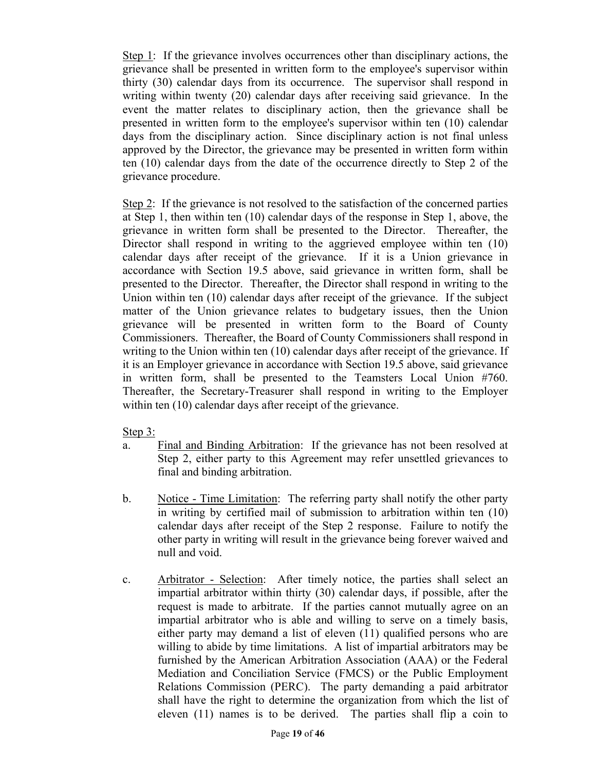Step 1: If the grievance involves occurrences other than disciplinary actions, the grievance shall be presented in written form to the employee's supervisor within thirty (30) calendar days from its occurrence. The supervisor shall respond in writing within twenty (20) calendar days after receiving said grievance. In the event the matter relates to disciplinary action, then the grievance shall be presented in written form to the employee's supervisor within ten (10) calendar days from the disciplinary action. Since disciplinary action is not final unless approved by the Director, the grievance may be presented in written form within ten (10) calendar days from the date of the occurrence directly to Step 2 of the grievance procedure.

Step 2: If the grievance is not resolved to the satisfaction of the concerned parties at Step 1, then within ten (10) calendar days of the response in Step 1, above, the grievance in written form shall be presented to the Director. Thereafter, the Director shall respond in writing to the aggrieved employee within ten (10) calendar days after receipt of the grievance. If it is a Union grievance in accordance with Section 19.5 above, said grievance in written form, shall be presented to the Director. Thereafter, the Director shall respond in writing to the Union within ten (10) calendar days after receipt of the grievance. If the subject matter of the Union grievance relates to budgetary issues, then the Union grievance will be presented in written form to the Board of County Commissioners. Thereafter, the Board of County Commissioners shall respond in writing to the Union within ten (10) calendar days after receipt of the grievance. If it is an Employer grievance in accordance with Section 19.5 above, said grievance in written form, shall be presented to the Teamsters Local Union #760. Thereafter, the Secretary-Treasurer shall respond in writing to the Employer within ten (10) calendar days after receipt of the grievance.

Step 3:

a. Final and Binding Arbitration: If the grievance has not been resolved at Step 2, either party to this Agreement may refer unsettled grievances to final and binding arbitration.

b. Notice - Time Limitation: The referring party shall notify the other party in writing by certified mail of submission to arbitration within ten (10) calendar days after receipt of the Step 2 response. Failure to notify the other party in writing will result in the grievance being forever waived and null and void.

c. Arbitrator - Selection: After timely notice, the parties shall select an impartial arbitrator within thirty (30) calendar days, if possible, after the request is made to arbitrate. If the parties cannot mutually agree on an impartial arbitrator who is able and willing to serve on a timely basis, either party may demand a list of eleven (11) qualified persons who are willing to abide by time limitations. A list of impartial arbitrators may be furnished by the American Arbitration Association (AAA) or the Federal Mediation and Conciliation Service (FMCS) or the Public Employment Relations Commission (PERC). The party demanding a paid arbitrator shall have the right to determine the organization from which the list of eleven (11) names is to be derived. The parties shall flip a coin to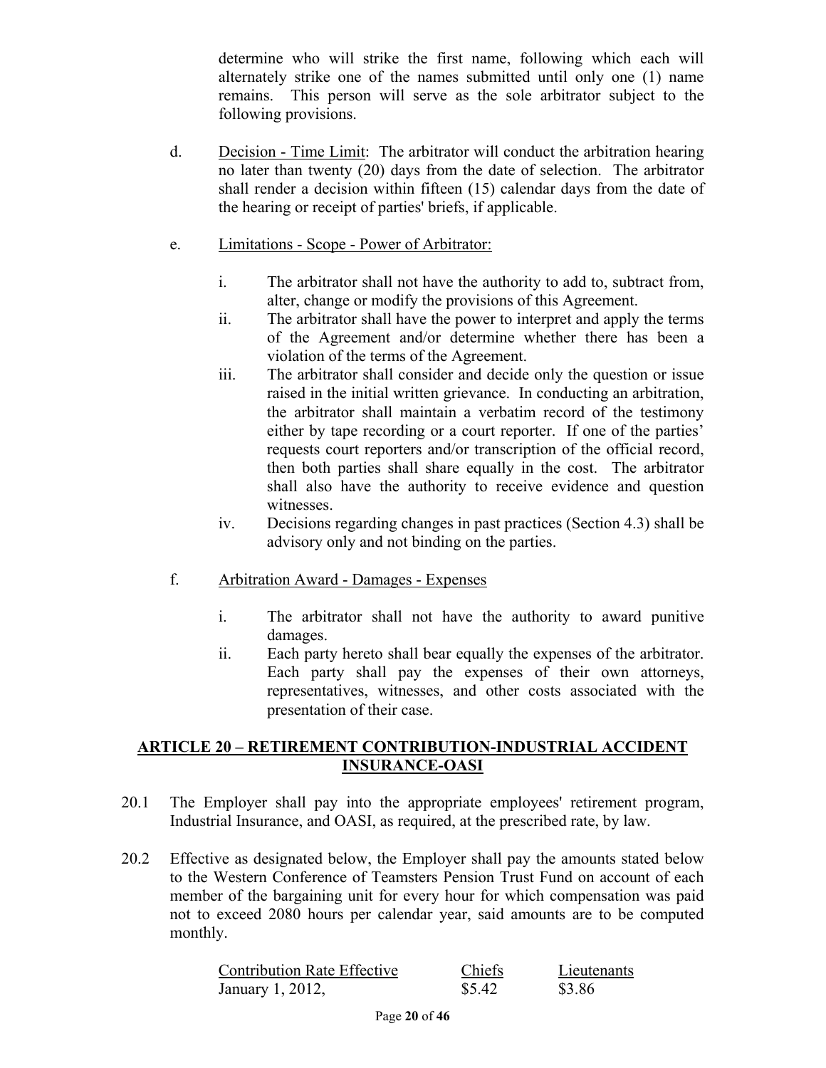determine who will strike the first name, following which each will alternately strike one of the names submitted until only one (1) name remains. This person will serve as the sole arbitrator subject to the following provisions.

d. Decision - Time Limit: The arbitrator will conduct the arbitration hearing no later than twenty (20) days from the date of selection. The arbitrator shall render a decision within fifteen (15) calendar days from the date of the hearing or receipt of parties' briefs, if applicable.

e. Limitations - Scope - Power of Arbitrator:

   i. The arbitrator shall not have the authority to add to, subtract from, alter, change or modify the provisions of this Agreement.
   ii. The arbitrator shall have the power to interpret and apply the terms of the Agreement and/or determine whether there has been a violation of the terms of the Agreement.
   iii. The arbitrator shall consider and decide only the question or issue raised in the initial written grievance. In conducting an arbitration, the arbitrator shall maintain a verbatim record of the testimony either by tape recording or a court reporter. If one of the parties' requests court reporters and/or transcription of the official record, then both parties shall share equally in the cost. The arbitrator shall also have the authority to receive evidence and question witnesses.
   iv. Decisions regarding changes in past practices (Section 4.3) shall be advisory only and not binding on the parties.

f. Arbitration Award - Damages - Expenses

   i. The arbitrator shall not have the authority to award punitive damages.
   ii. Each party hereto shall bear equally the expenses of the arbitrator. Each party shall pay the expenses of their own attorneys, representatives, witnesses, and other costs associated with the presentation of their case.

## ARTICLE 20 – RETIREMENT CONTRIBUTION-INDUSTRIAL ACCIDENT INSURANCE-OASI

20.1 The Employer shall pay into the appropriate employees' retirement program, Industrial Insurance, and OASI, as required, at the prescribed rate, by law.

20.2 Effective as designated below, the Employer shall pay the amounts stated below to the Western Conference of Teamsters Pension Trust Fund on account of each member of the bargaining unit for every hour for which compensation was paid not to exceed 2080 hours per calendar year, said amounts are to be computed monthly.

| Contribution Rate Effective | Chiefs | Lieutenants |
|---|---|---|
| January 1, 2012, | $5.42 | $3.86 |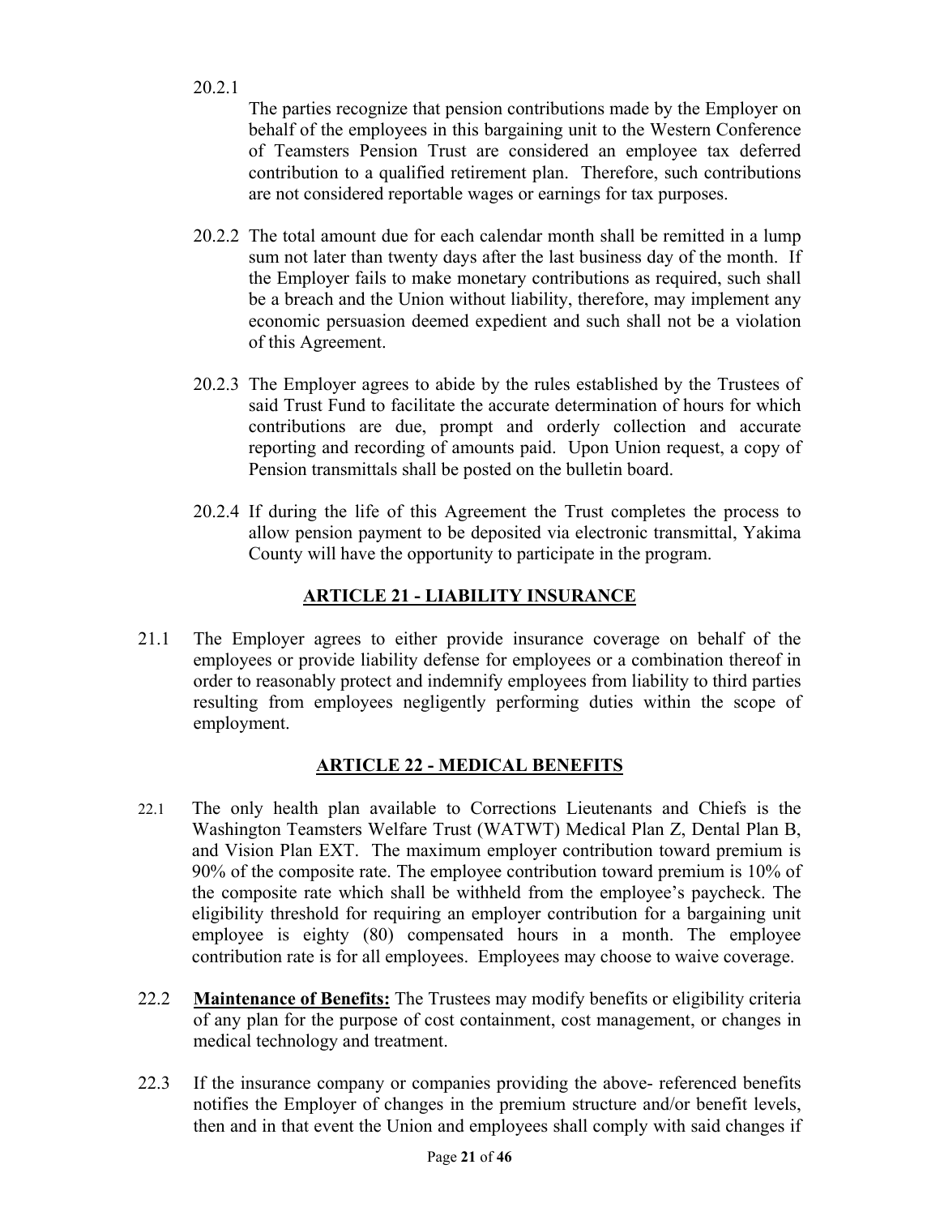20.2.1

The parties recognize that pension contributions made by the Employer on behalf of the employees in this bargaining unit to the Western Conference of Teamsters Pension Trust are considered an employee tax deferred contribution to a qualified retirement plan. Therefore, such contributions are not considered reportable wages or earnings for tax purposes.

20.2.2 The total amount due for each calendar month shall be remitted in a lump sum not later than twenty days after the last business day of the month. If the Employer fails to make monetary contributions as required, such shall be a breach and the Union without liability, therefore, may implement any economic persuasion deemed expedient and such shall not be a violation of this Agreement.

20.2.3 The Employer agrees to abide by the rules established by the Trustees of said Trust Fund to facilitate the accurate determination of hours for which contributions are due, prompt and orderly collection and accurate reporting and recording of amounts paid. Upon Union request, a copy of Pension transmittals shall be posted on the bulletin board.

20.2.4 If during the life of this Agreement the Trust completes the process to allow pension payment to be deposited via electronic transmittal, Yakima County will have the opportunity to participate in the program.

## ARTICLE 21 - LIABILITY INSURANCE

21.1 The Employer agrees to either provide insurance coverage on behalf of the employees or provide liability defense for employees or a combination thereof in order to reasonably protect and indemnify employees from liability to third parties resulting from employees negligently performing duties within the scope of employment.

## ARTICLE 22 - MEDICAL BENEFITS

22.1 The only health plan available to Corrections Lieutenants and Chiefs is the Washington Teamsters Welfare Trust (WATWT) Medical Plan Z, Dental Plan B, and Vision Plan EXT. The maximum employer contribution toward premium is 90% of the composite rate. The employee contribution toward premium is 10% of the composite rate which shall be withheld from the employee's paycheck. The eligibility threshold for requiring an employer contribution for a bargaining unit employee is eighty (80) compensated hours in a month. The employee contribution rate is for all employees. Employees may choose to waive coverage.

22.2 **Maintenance of Benefits:** The Trustees may modify benefits or eligibility criteria of any plan for the purpose of cost containment, cost management, or changes in medical technology and treatment.

22.3 If the insurance company or companies providing the above- referenced benefits notifies the Employer of changes in the premium structure and/or benefit levels, then and in that event the Union and employees shall comply with said changes if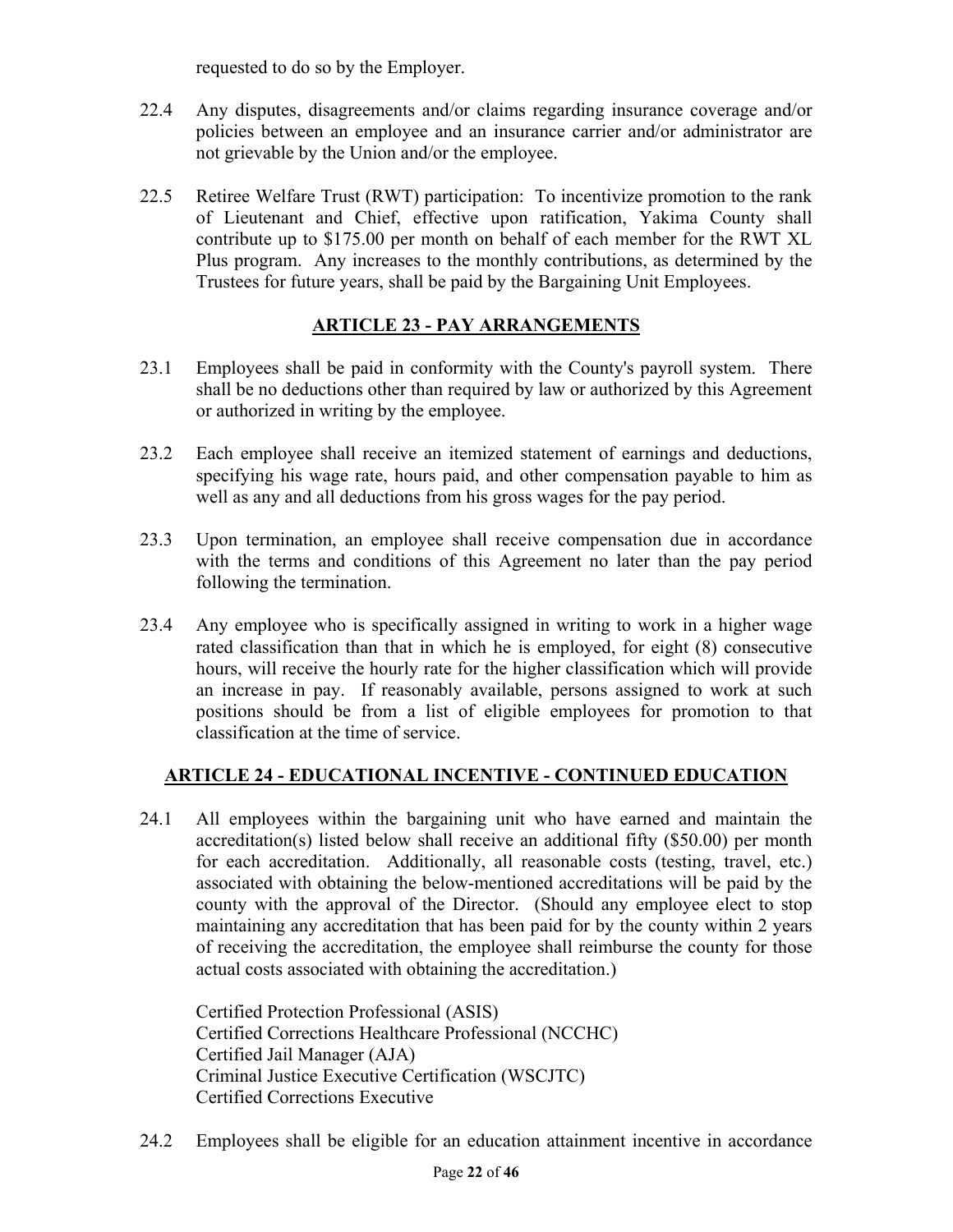requested to do so by the Employer.

22.4 Any disputes, disagreements and/or claims regarding insurance coverage and/or policies between an employee and an insurance carrier and/or administrator are not grievable by the Union and/or the employee.

22.5 Retiree Welfare Trust (RWT) participation: To incentivize promotion to the rank of Lieutenant and Chief, effective upon ratification, Yakima County shall contribute up to $175.00 per month on behalf of each member for the RWT XL Plus program. Any increases to the monthly contributions, as determined by the Trustees for future years, shall be paid by the Bargaining Unit Employees.

## ARTICLE 23 - PAY ARRANGEMENTS

23.1 Employees shall be paid in conformity with the County's payroll system. There shall be no deductions other than required by law or authorized by this Agreement or authorized in writing by the employee.

23.2 Each employee shall receive an itemized statement of earnings and deductions, specifying his wage rate, hours paid, and other compensation payable to him as well as any and all deductions from his gross wages for the pay period.

23.3 Upon termination, an employee shall receive compensation due in accordance with the terms and conditions of this Agreement no later than the pay period following the termination.

23.4 Any employee who is specifically assigned in writing to work in a higher wage rated classification than that in which he is employed, for eight (8) consecutive hours, will receive the hourly rate for the higher classification which will provide an increase in pay. If reasonably available, persons assigned to work at such positions should be from a list of eligible employees for promotion to that classification at the time of service.

## ARTICLE 24 - EDUCATIONAL INCENTIVE - CONTINUED EDUCATION

24.1 All employees within the bargaining unit who have earned and maintain the accreditation(s) listed below shall receive an additional fifty ($50.00) per month for each accreditation. Additionally, all reasonable costs (testing, travel, etc.) associated with obtaining the below-mentioned accreditations will be paid by the county with the approval of the Director. (Should any employee elect to stop maintaining any accreditation that has been paid for by the county within 2 years of receiving the accreditation, the employee shall reimburse the county for those actual costs associated with obtaining the accreditation.)

Certified Protection Professional (ASIS)
Certified Corrections Healthcare Professional (NCCHC)
Certified Jail Manager (AJA)
Criminal Justice Executive Certification (WSCJTC)
Certified Corrections Executive

24.2 Employees shall be eligible for an education attainment incentive in accordance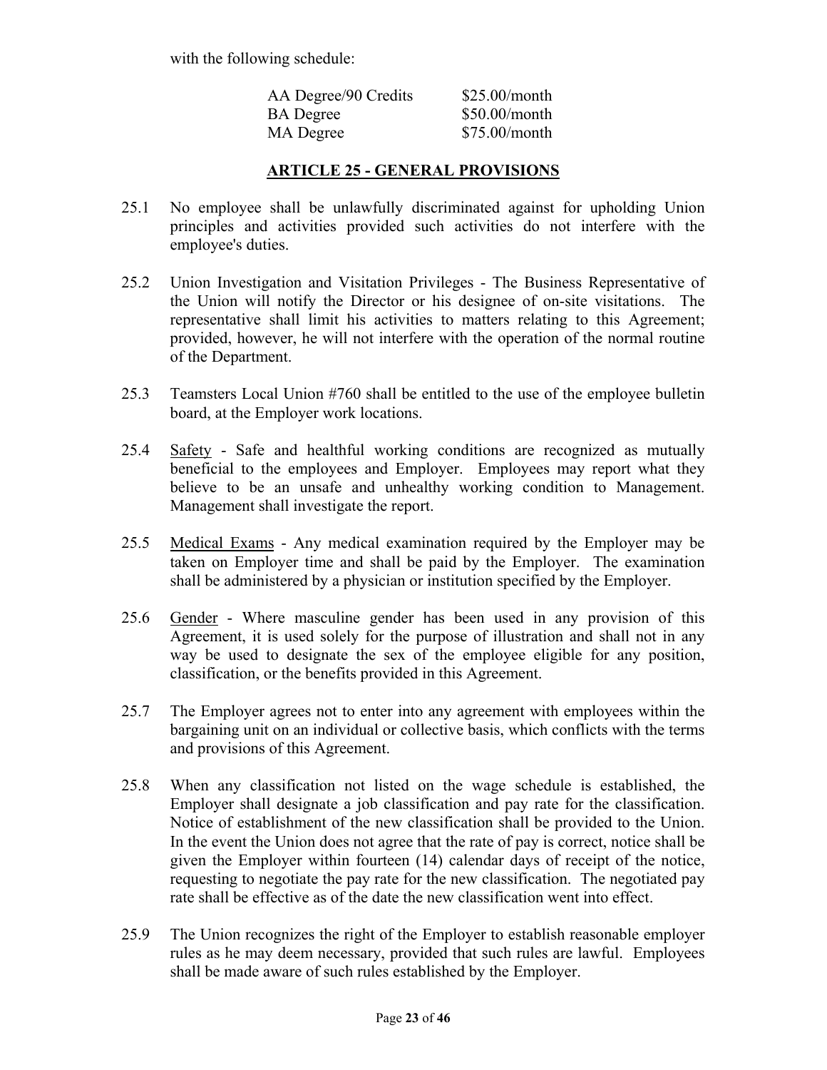with the following schedule:

| | |
|---|---|
| AA Degree/90 Credits | $25.00/month |
| BA Degree | $50.00/month |
| MA Degree | $75.00/month |

## ARTICLE 25 - GENERAL PROVISIONS

25.1 No employee shall be unlawfully discriminated against for upholding Union principles and activities provided such activities do not interfere with the employee's duties.

25.2 Union Investigation and Visitation Privileges - The Business Representative of the Union will notify the Director or his designee of on-site visitations. The representative shall limit his activities to matters relating to this Agreement; provided, however, he will not interfere with the operation of the normal routine of the Department.

25.3 Teamsters Local Union #760 shall be entitled to the use of the employee bulletin board, at the Employer work locations.

25.4 Safety - Safe and healthful working conditions are recognized as mutually beneficial to the employees and Employer. Employees may report what they believe to be an unsafe and unhealthy working condition to Management. Management shall investigate the report.

25.5 Medical Exams - Any medical examination required by the Employer may be taken on Employer time and shall be paid by the Employer. The examination shall be administered by a physician or institution specified by the Employer.

25.6 Gender - Where masculine gender has been used in any provision of this Agreement, it is used solely for the purpose of illustration and shall not in any way be used to designate the sex of the employee eligible for any position, classification, or the benefits provided in this Agreement.

25.7 The Employer agrees not to enter into any agreement with employees within the bargaining unit on an individual or collective basis, which conflicts with the terms and provisions of this Agreement.

25.8 When any classification not listed on the wage schedule is established, the Employer shall designate a job classification and pay rate for the classification. Notice of establishment of the new classification shall be provided to the Union. In the event the Union does not agree that the rate of pay is correct, notice shall be given the Employer within fourteen (14) calendar days of receipt of the notice, requesting to negotiate the pay rate for the new classification. The negotiated pay rate shall be effective as of the date the new classification went into effect.

25.9 The Union recognizes the right of the Employer to establish reasonable employer rules as he may deem necessary, provided that such rules are lawful. Employees shall be made aware of such rules established by the Employer.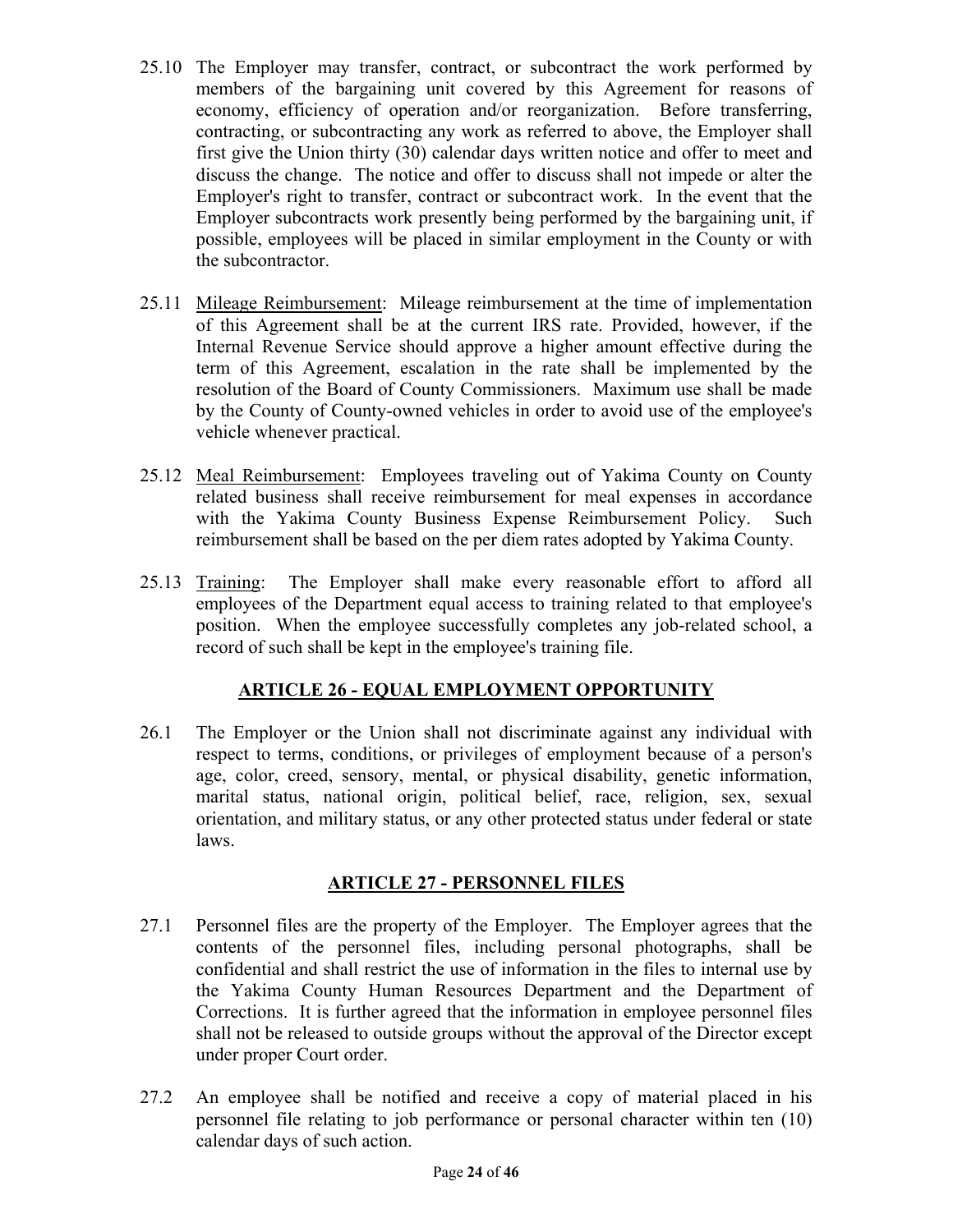25.10 The Employer may transfer, contract, or subcontract the work performed by members of the bargaining unit covered by this Agreement for reasons of economy, efficiency of operation and/or reorganization. Before transferring, contracting, or subcontracting any work as referred to above, the Employer shall first give the Union thirty (30) calendar days written notice and offer to meet and discuss the change. The notice and offer to discuss shall not impede or alter the Employer's right to transfer, contract or subcontract work. In the event that the Employer subcontracts work presently being performed by the bargaining unit, if possible, employees will be placed in similar employment in the County or with the subcontractor.

25.11 Mileage Reimbursement: Mileage reimbursement at the time of implementation of this Agreement shall be at the current IRS rate. Provided, however, if the Internal Revenue Service should approve a higher amount effective during the term of this Agreement, escalation in the rate shall be implemented by the resolution of the Board of County Commissioners. Maximum use shall be made by the County of County-owned vehicles in order to avoid use of the employee's vehicle whenever practical.

25.12 Meal Reimbursement: Employees traveling out of Yakima County on County related business shall receive reimbursement for meal expenses in accordance with the Yakima County Business Expense Reimbursement Policy. Such reimbursement shall be based on the per diem rates adopted by Yakima County.

25.13 Training: The Employer shall make every reasonable effort to afford all employees of the Department equal access to training related to that employee's position. When the employee successfully completes any job-related school, a record of such shall be kept in the employee's training file.

## ARTICLE 26 - EQUAL EMPLOYMENT OPPORTUNITY

26.1 The Employer or the Union shall not discriminate against any individual with respect to terms, conditions, or privileges of employment because of a person's age, color, creed, sensory, mental, or physical disability, genetic information, marital status, national origin, political belief, race, religion, sex, sexual orientation, and military status, or any other protected status under federal or state laws.

## ARTICLE 27 - PERSONNEL FILES

27.1 Personnel files are the property of the Employer. The Employer agrees that the contents of the personnel files, including personal photographs, shall be confidential and shall restrict the use of information in the files to internal use by the Yakima County Human Resources Department and the Department of Corrections. It is further agreed that the information in employee personnel files shall not be released to outside groups without the approval of the Director except under proper Court order.

27.2 An employee shall be notified and receive a copy of material placed in his personnel file relating to job performance or personal character within ten (10) calendar days of such action.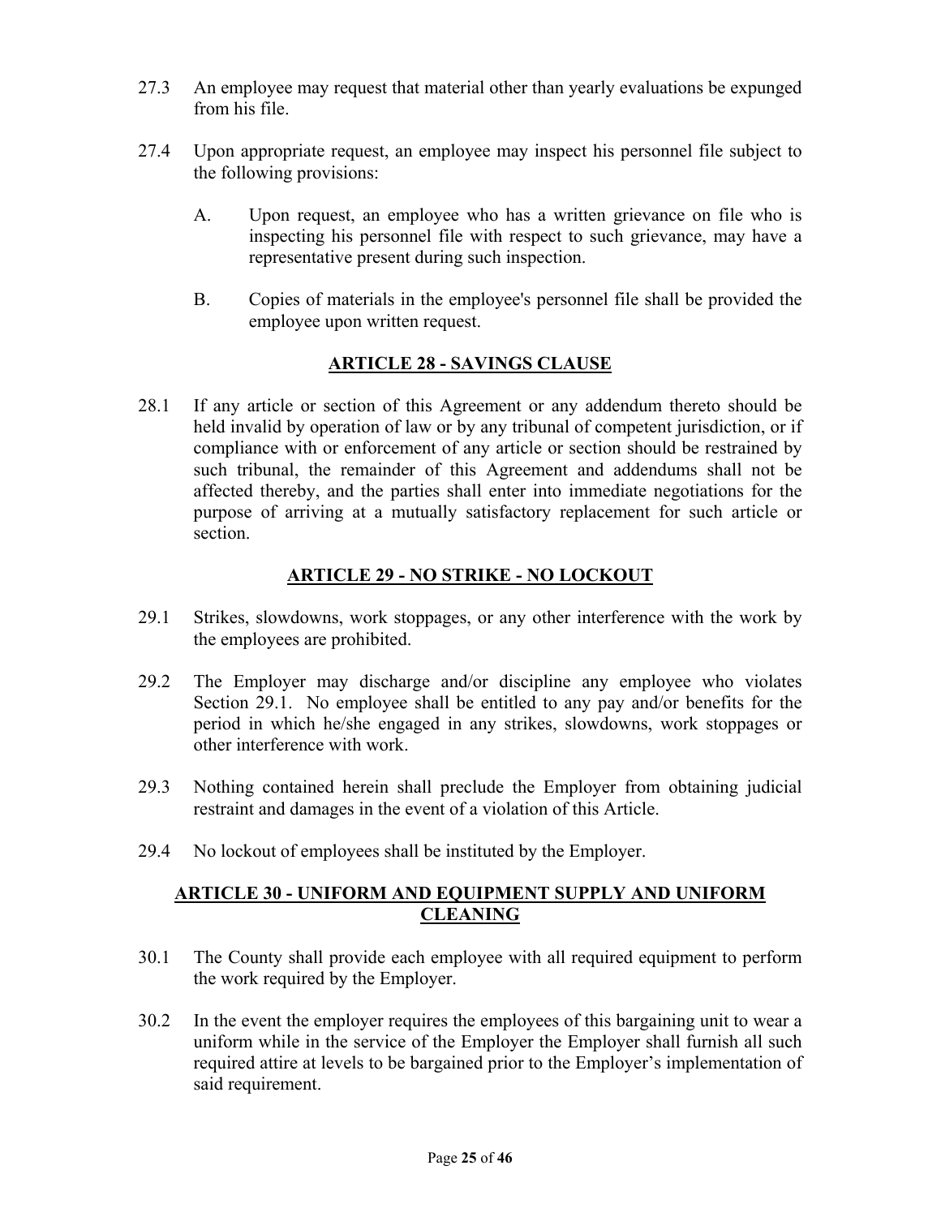27.3 An employee may request that material other than yearly evaluations be expunged from his file.

27.4 Upon appropriate request, an employee may inspect his personnel file subject to the following provisions:

A. Upon request, an employee who has a written grievance on file who is inspecting his personnel file with respect to such grievance, may have a representative present during such inspection.

B. Copies of materials in the employee's personnel file shall be provided the employee upon written request.

## ARTICLE 28 - SAVINGS CLAUSE

28.1 If any article or section of this Agreement or any addendum thereto should be held invalid by operation of law or by any tribunal of competent jurisdiction, or if compliance with or enforcement of any article or section should be restrained by such tribunal, the remainder of this Agreement and addendums shall not be affected thereby, and the parties shall enter into immediate negotiations for the purpose of arriving at a mutually satisfactory replacement for such article or section.

## ARTICLE 29 - NO STRIKE - NO LOCKOUT

29.1 Strikes, slowdowns, work stoppages, or any other interference with the work by the employees are prohibited.

29.2 The Employer may discharge and/or discipline any employee who violates Section 29.1. No employee shall be entitled to any pay and/or benefits for the period in which he/she engaged in any strikes, slowdowns, work stoppages or other interference with work.

29.3 Nothing contained herein shall preclude the Employer from obtaining judicial restraint and damages in the event of a violation of this Article.

29.4 No lockout of employees shall be instituted by the Employer.

## ARTICLE 30 - UNIFORM AND EQUIPMENT SUPPLY AND UNIFORM CLEANING

30.1 The County shall provide each employee with all required equipment to perform the work required by the Employer.

30.2 In the event the employer requires the employees of this bargaining unit to wear a uniform while in the service of the Employer the Employer shall furnish all such required attire at levels to be bargained prior to the Employer's implementation of said requirement.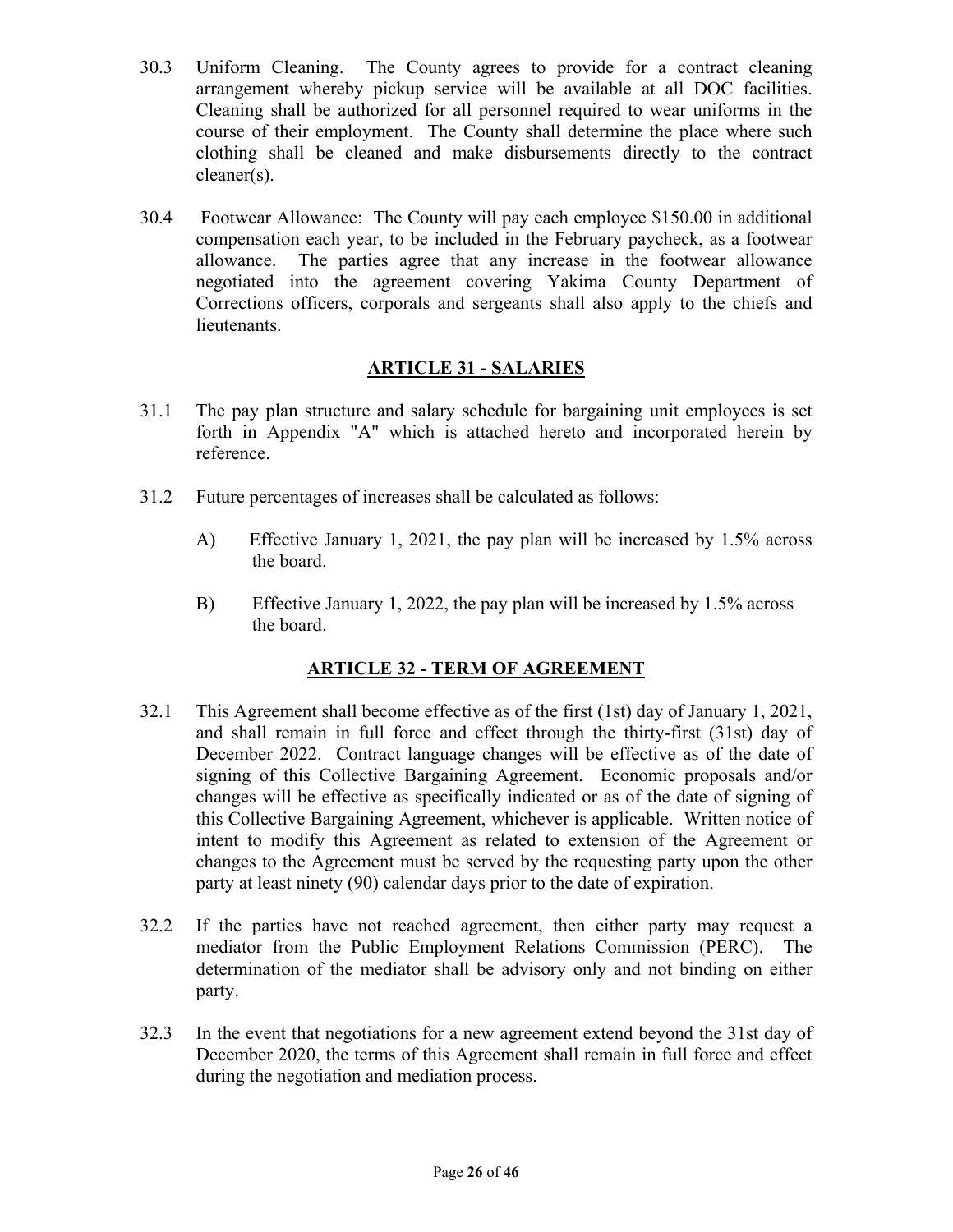30.3 Uniform Cleaning. The County agrees to provide for a contract cleaning arrangement whereby pickup service will be available at all DOC facilities. Cleaning shall be authorized for all personnel required to wear uniforms in the course of their employment. The County shall determine the place where such clothing shall be cleaned and make disbursements directly to the contract cleaner(s).

30.4 Footwear Allowance: The County will pay each employee $150.00 in additional compensation each year, to be included in the February paycheck, as a footwear allowance. The parties agree that any increase in the footwear allowance negotiated into the agreement covering Yakima County Department of Corrections officers, corporals and sergeants shall also apply to the chiefs and lieutenants.

## ARTICLE 31 - SALARIES

31.1 The pay plan structure and salary schedule for bargaining unit employees is set forth in Appendix "A" which is attached hereto and incorporated herein by reference.

31.2 Future percentages of increases shall be calculated as follows:

A) Effective January 1, 2021, the pay plan will be increased by 1.5% across the board.

B) Effective January 1, 2022, the pay plan will be increased by 1.5% across the board.

## ARTICLE 32 - TERM OF AGREEMENT

32.1 This Agreement shall become effective as of the first (1st) day of January 1, 2021, and shall remain in full force and effect through the thirty-first (31st) day of December 2022. Contract language changes will be effective as of the date of signing of this Collective Bargaining Agreement. Economic proposals and/or changes will be effective as specifically indicated or as of the date of signing of this Collective Bargaining Agreement, whichever is applicable. Written notice of intent to modify this Agreement as related to extension of the Agreement or changes to the Agreement must be served by the requesting party upon the other party at least ninety (90) calendar days prior to the date of expiration.

32.2 If the parties have not reached agreement, then either party may request a mediator from the Public Employment Relations Commission (PERC). The determination of the mediator shall be advisory only and not binding on either party.

32.3 In the event that negotiations for a new agreement extend beyond the 31st day of December 2020, the terms of this Agreement shall remain in full force and effect during the negotiation and mediation process.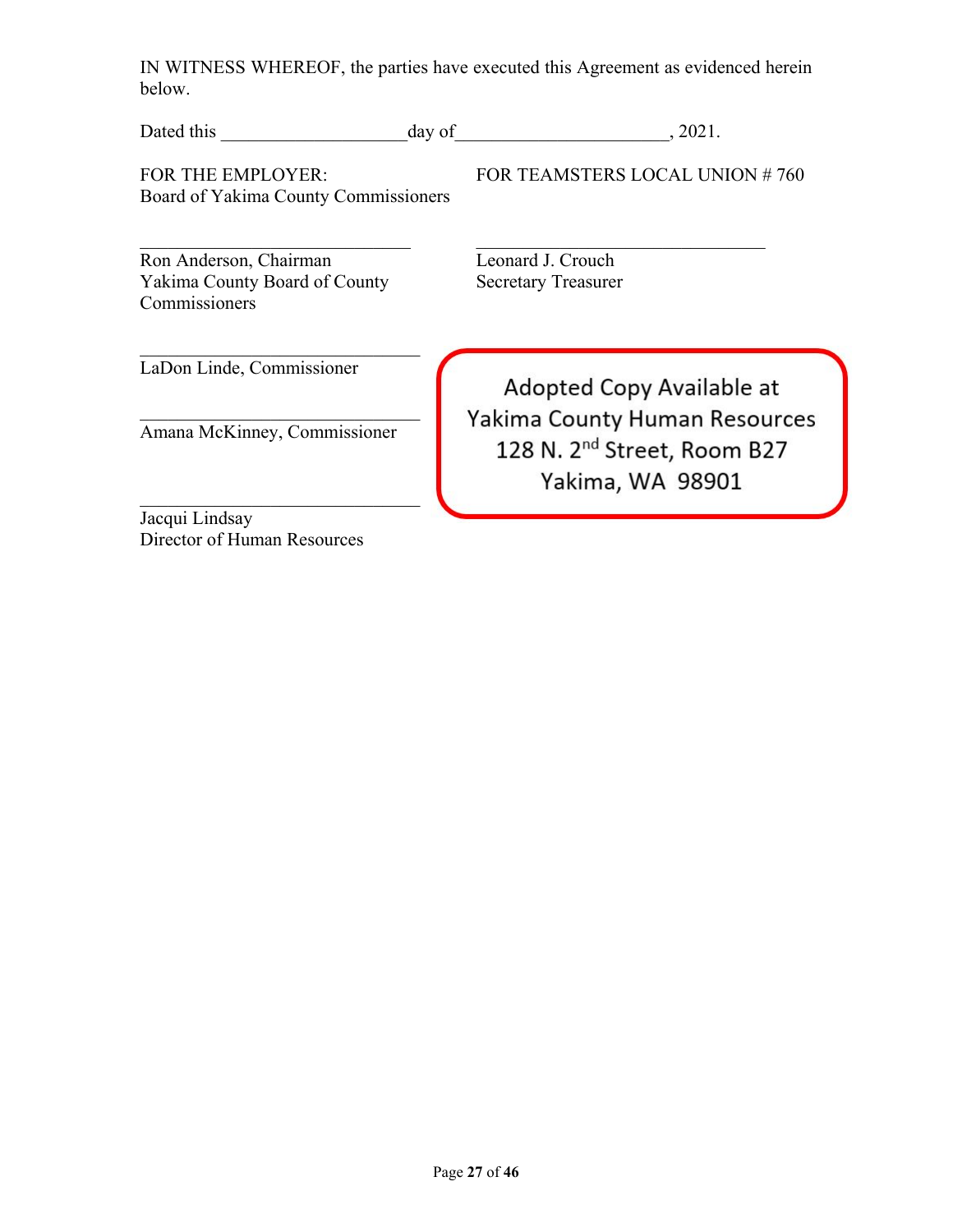IN WITNESS WHEREOF, the parties have executed this Agreement as evidenced herein below.

Dated this ____________________day of______________________, 2021.

FOR THE EMPLOYER:
Board of Yakima County Commissioners

______________________________
Ron Anderson, Chairman
Yakima County Board of County Commissioners

______________________________
LaDon Linde, Commissioner

______________________________
Amana McKinney, Commissioner

______________________________
Jacqui Lindsay
Director of Human Resources

FOR TEAMSTERS LOCAL UNION # 760

______________________________
Leonard J. Crouch
Secretary Treasurer

Adopted Copy Available at
Yakima County Human Resources
128 N. 2nd Street, Room B27
Yakima, WA 98901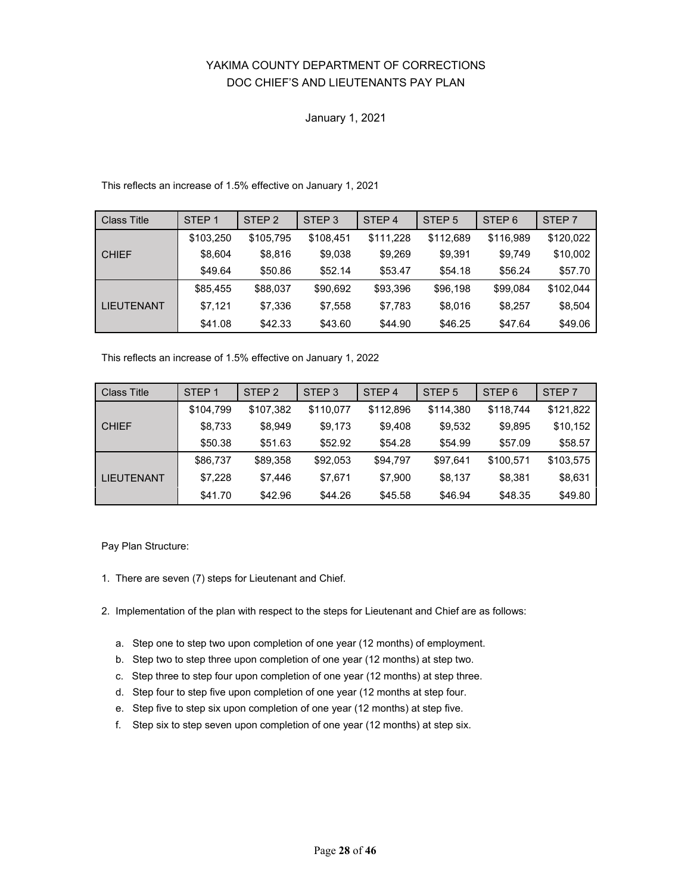# YAKIMA COUNTY DEPARTMENT OF CORRECTIONS
## DOC CHIEF'S AND LIEUTENANTS PAY PLAN

January 1, 2021

This reflects an increase of 1.5% effective on January 1, 2021

| Class Title | STEP 1 | STEP 2 | STEP 3 | STEP 4 | STEP 5 | STEP 6 | STEP 7 |
|---|---|---|---|---|---|---|---|
| CHIEF | $103,250 | $105,795 | $108,451 | $111,228 | $112,689 | $116,989 | $120,022 |
| | $8,604 | $8,816 | $9,038 | $9,269 | $9,391 | $9,749 | $10,002 |
| | $49.64 | $50.86 | $52.14 | $53.47 | $54.18 | $56.24 | $57.70 |
| LIEUTENANT | $85,455 | $88,037 | $90,692 | $93,396 | $96,198 | $99,084 | $102,044 |
| | $7,121 | $7,336 | $7,558 | $7,783 | $8,016 | $8,257 | $8,504 |
| | $41.08 | $42.33 | $43.60 | $44.90 | $46.25 | $47.64 | $49.06 |

This reflects an increase of 1.5% effective on January 1, 2022

| Class Title | STEP 1 | STEP 2 | STEP 3 | STEP 4 | STEP 5 | STEP 6 | STEP 7 |
|---|---|---|---|---|---|---|---|
| CHIEF | $104,799 | $107,382 | $110,077 | $112,896 | $114,380 | $118,744 | $121,822 |
| | $8,733 | $8,949 | $9,173 | $9,408 | $9,532 | $9,895 | $10,152 |
| | $50.38 | $51.63 | $52.92 | $54.28 | $54.99 | $57.09 | $58.57 |
| LIEUTENANT | $86,737 | $89,358 | $92,053 | $94,797 | $97,641 | $100,571 | $103,575 |
| | $7,228 | $7,446 | $7,671 | $7,900 | $8,137 | $8,381 | $8,631 |
| | $41.70 | $42.96 | $44.26 | $45.58 | $46.94 | $48.35 | $49.80 |

Pay Plan Structure:

1. There are seven (7) steps for Lieutenant and Chief.

2. Implementation of the plan with respect to the steps for Lieutenant and Chief are as follows:

   a. Step one to step two upon completion of one year (12 months) of employment.
   b. Step two to step three upon completion of one year (12 months) at step two.
   c. Step three to step four upon completion of one year (12 months) at step three.
   d. Step four to step five upon completion of one year (12 months at step four.
   e. Step five to step six upon completion of one year (12 months) at step five.
   f. Step six to step seven upon completion of one year (12 months) at step six.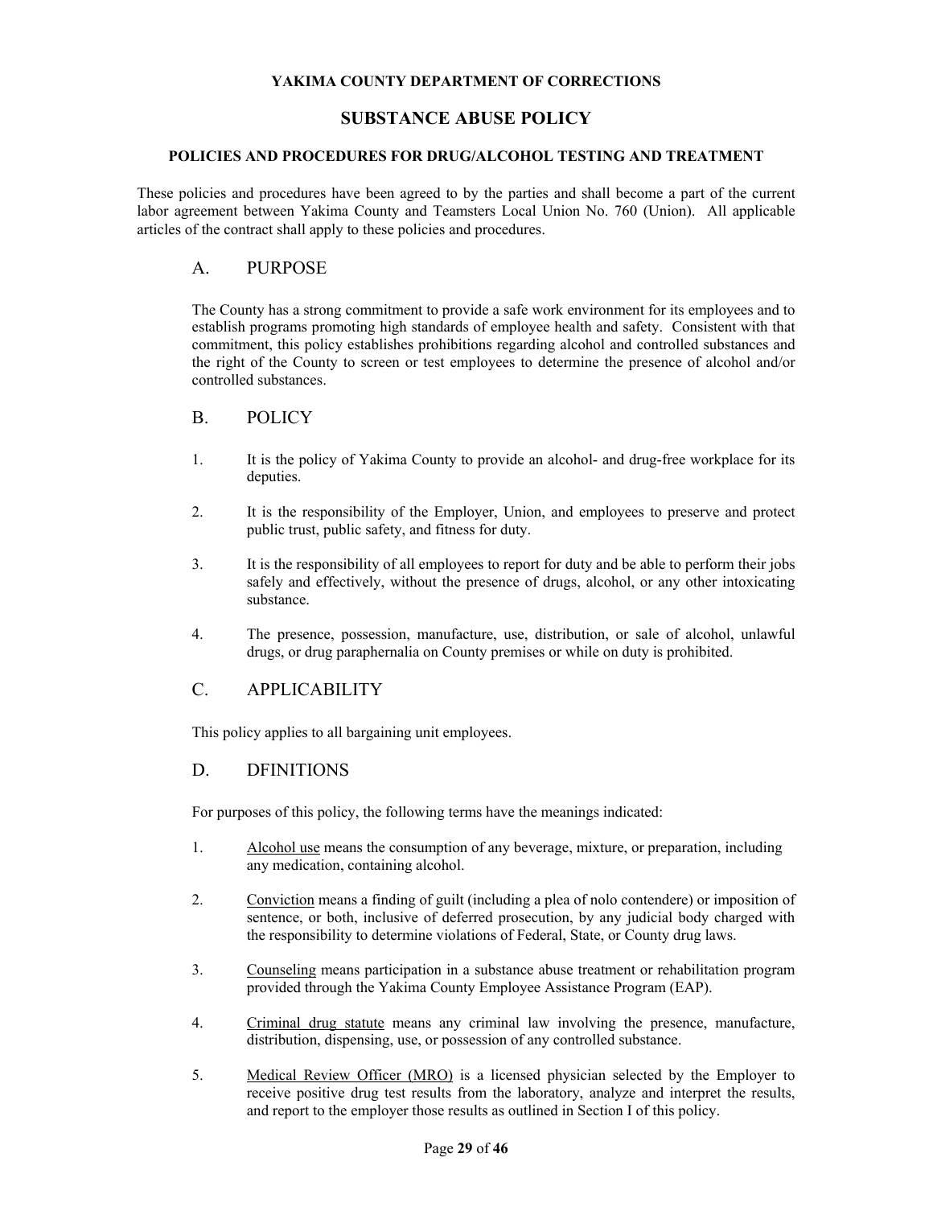**YAKIMA COUNTY DEPARTMENT OF CORRECTIONS**

# SUBSTANCE ABUSE POLICY

**POLICIES AND PROCEDURES FOR DRUG/ALCOHOL TESTING AND TREATMENT**

These policies and procedures have been agreed to by the parties and shall become a part of the current labor agreement between Yakima County and Teamsters Local Union No. 760 (Union). All applicable articles of the contract shall apply to these policies and procedures.

## A. PURPOSE

The County has a strong commitment to provide a safe work environment for its employees and to establish programs promoting high standards of employee health and safety. Consistent with that commitment, this policy establishes prohibitions regarding alcohol and controlled substances and the right of the County to screen or test employees to determine the presence of alcohol and/or controlled substances.

## B. POLICY

1. It is the policy of Yakima County to provide an alcohol- and drug-free workplace for its deputies.
2. It is the responsibility of the Employer, Union, and employees to preserve and protect public trust, public safety, and fitness for duty.
3. It is the responsibility of all employees to report for duty and be able to perform their jobs safely and effectively, without the presence of drugs, alcohol, or any other intoxicating substance.
4. The presence, possession, manufacture, use, distribution, or sale of alcohol, unlawful drugs, or drug paraphernalia on County premises or while on duty is prohibited.

## C. APPLICABILITY

This policy applies to all bargaining unit employees.

## D. DFINITIONS

For purposes of this policy, the following terms have the meanings indicated:

1. Alcohol use means the consumption of any beverage, mixture, or preparation, including any medication, containing alcohol.
2. Conviction means a finding of guilt (including a plea of nolo contendere) or imposition of sentence, or both, inclusive of deferred prosecution, by any judicial body charged with the responsibility to determine violations of Federal, State, or County drug laws.
3. Counseling means participation in a substance abuse treatment or rehabilitation program provided through the Yakima County Employee Assistance Program (EAP).
4. Criminal drug statute means any criminal law involving the presence, manufacture, distribution, dispensing, use, or possession of any controlled substance.
5. Medical Review Officer (MRO) is a licensed physician selected by the Employer to receive positive drug test results from the laboratory, analyze and interpret the results, and report to the employer those results as outlined in Section I of this policy.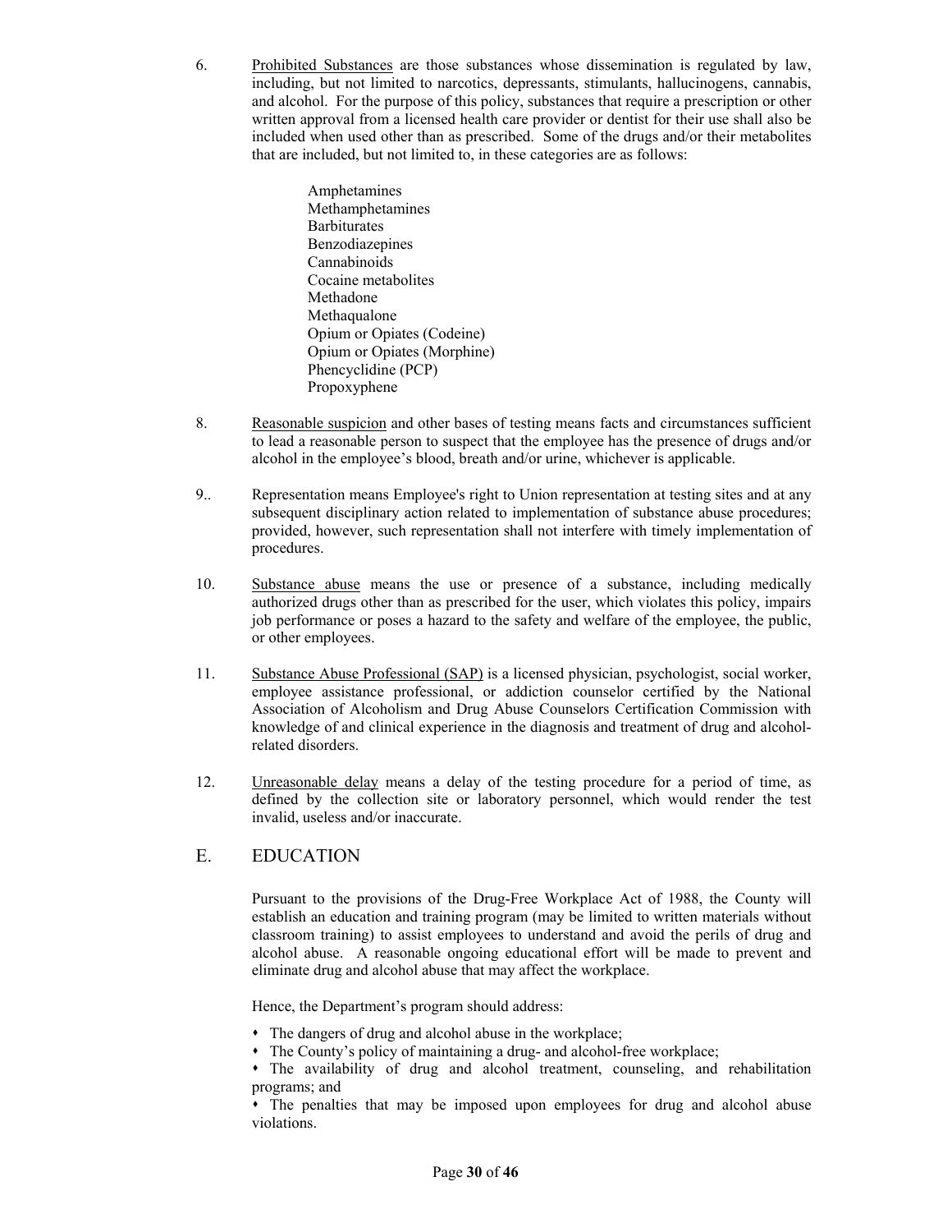6. <u>Prohibited Substances</u> are those substances whose dissemination is regulated by law, including, but not limited to narcotics, depressants, stimulants, hallucinogens, cannabis, and alcohol. For the purpose of this policy, substances that require a prescription or other written approval from a licensed health care provider or dentist for their use shall also be included when used other than as prescribed. Some of the drugs and/or their metabolites that are included, but not limited to, in these categories are as follows:

   Amphetamines
   Methamphetamines
   Barbiturates
   Benzodiazepines
   Cannabinoids
   Cocaine metabolites
   Methadone
   Methaqualone
   Opium or Opiates (Codeine)
   Opium or Opiates (Morphine)
   Phencyclidine (PCP)
   Propoxyphene

8. <u>Reasonable suspicion</u> and other bases of testing means facts and circumstances sufficient to lead a reasonable person to suspect that the employee has the presence of drugs and/or alcohol in the employee's blood, breath and/or urine, whichever is applicable.

9.. Representation means Employee's right to Union representation at testing sites and at any subsequent disciplinary action related to implementation of substance abuse procedures; provided, however, such representation shall not interfere with timely implementation of procedures.

10. <u>Substance abuse</u> means the use or presence of a substance, including medically authorized drugs other than as prescribed for the user, which violates this policy, impairs job performance or poses a hazard to the safety and welfare of the employee, the public, or other employees.

11. <u>Substance Abuse Professional (SAP)</u> is a licensed physician, psychologist, social worker, employee assistance professional, or addiction counselor certified by the National Association of Alcoholism and Drug Abuse Counselors Certification Commission with knowledge of and clinical experience in the diagnosis and treatment of drug and alcohol-related disorders.

12. <u>Unreasonable delay</u> means a delay of the testing procedure for a period of time, as defined by the collection site or laboratory personnel, which would render the test invalid, useless and/or inaccurate.

## E. EDUCATION

Pursuant to the provisions of the Drug-Free Workplace Act of 1988, the County will establish an education and training program (may be limited to written materials without classroom training) to assist employees to understand and avoid the perils of drug and alcohol abuse. A reasonable ongoing educational effort will be made to prevent and eliminate drug and alcohol abuse that may affect the workplace.

Hence, the Department's program should address:

- The dangers of drug and alcohol abuse in the workplace;
- The County's policy of maintaining a drug- and alcohol-free workplace;
- The availability of drug and alcohol treatment, counseling, and rehabilitation programs; and
- The penalties that may be imposed upon employees for drug and alcohol abuse violations.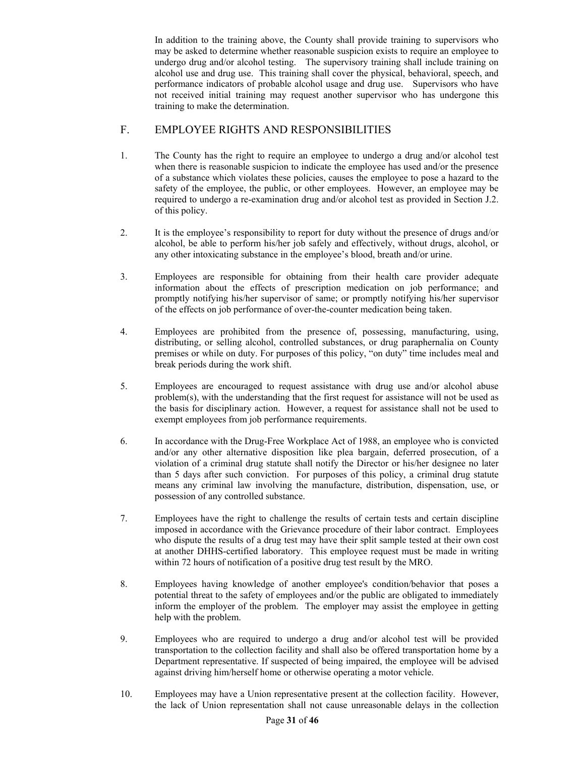In addition to the training above, the County shall provide training to supervisors who may be asked to determine whether reasonable suspicion exists to require an employee to undergo drug and/or alcohol testing. The supervisory training shall include training on alcohol use and drug use. This training shall cover the physical, behavioral, speech, and performance indicators of probable alcohol usage and drug use. Supervisors who have not received initial training may request another supervisor who has undergone this training to make the determination.

## F. EMPLOYEE RIGHTS AND RESPONSIBILITIES

1. The County has the right to require an employee to undergo a drug and/or alcohol test when there is reasonable suspicion to indicate the employee has used and/or the presence of a substance which violates these policies, causes the employee to pose a hazard to the safety of the employee, the public, or other employees. However, an employee may be required to undergo a re-examination drug and/or alcohol test as provided in Section J.2. of this policy.

2. It is the employee's responsibility to report for duty without the presence of drugs and/or alcohol, be able to perform his/her job safely and effectively, without drugs, alcohol, or any other intoxicating substance in the employee's blood, breath and/or urine.

3. Employees are responsible for obtaining from their health care provider adequate information about the effects of prescription medication on job performance; and promptly notifying his/her supervisor of same; or promptly notifying his/her supervisor of the effects on job performance of over-the-counter medication being taken.

4. Employees are prohibited from the presence of, possessing, manufacturing, using, distributing, or selling alcohol, controlled substances, or drug paraphernalia on County premises or while on duty. For purposes of this policy, "on duty" time includes meal and break periods during the work shift.

5. Employees are encouraged to request assistance with drug use and/or alcohol abuse problem(s), with the understanding that the first request for assistance will not be used as the basis for disciplinary action. However, a request for assistance shall not be used to exempt employees from job performance requirements.

6. In accordance with the Drug-Free Workplace Act of 1988, an employee who is convicted and/or any other alternative disposition like plea bargain, deferred prosecution, of a violation of a criminal drug statute shall notify the Director or his/her designee no later than 5 days after such conviction. For purposes of this policy, a criminal drug statute means any criminal law involving the manufacture, distribution, dispensation, use, or possession of any controlled substance.

7. Employees have the right to challenge the results of certain tests and certain discipline imposed in accordance with the Grievance procedure of their labor contract. Employees who dispute the results of a drug test may have their split sample tested at their own cost at another DHHS-certified laboratory. This employee request must be made in writing within 72 hours of notification of a positive drug test result by the MRO.

8. Employees having knowledge of another employee's condition/behavior that poses a potential threat to the safety of employees and/or the public are obligated to immediately inform the employer of the problem. The employer may assist the employee in getting help with the problem.

9. Employees who are required to undergo a drug and/or alcohol test will be provided transportation to the collection facility and shall also be offered transportation home by a Department representative. If suspected of being impaired, the employee will be advised against driving him/herself home or otherwise operating a motor vehicle.

10. Employees may have a Union representative present at the collection facility. However, the lack of Union representation shall not cause unreasonable delays in the collection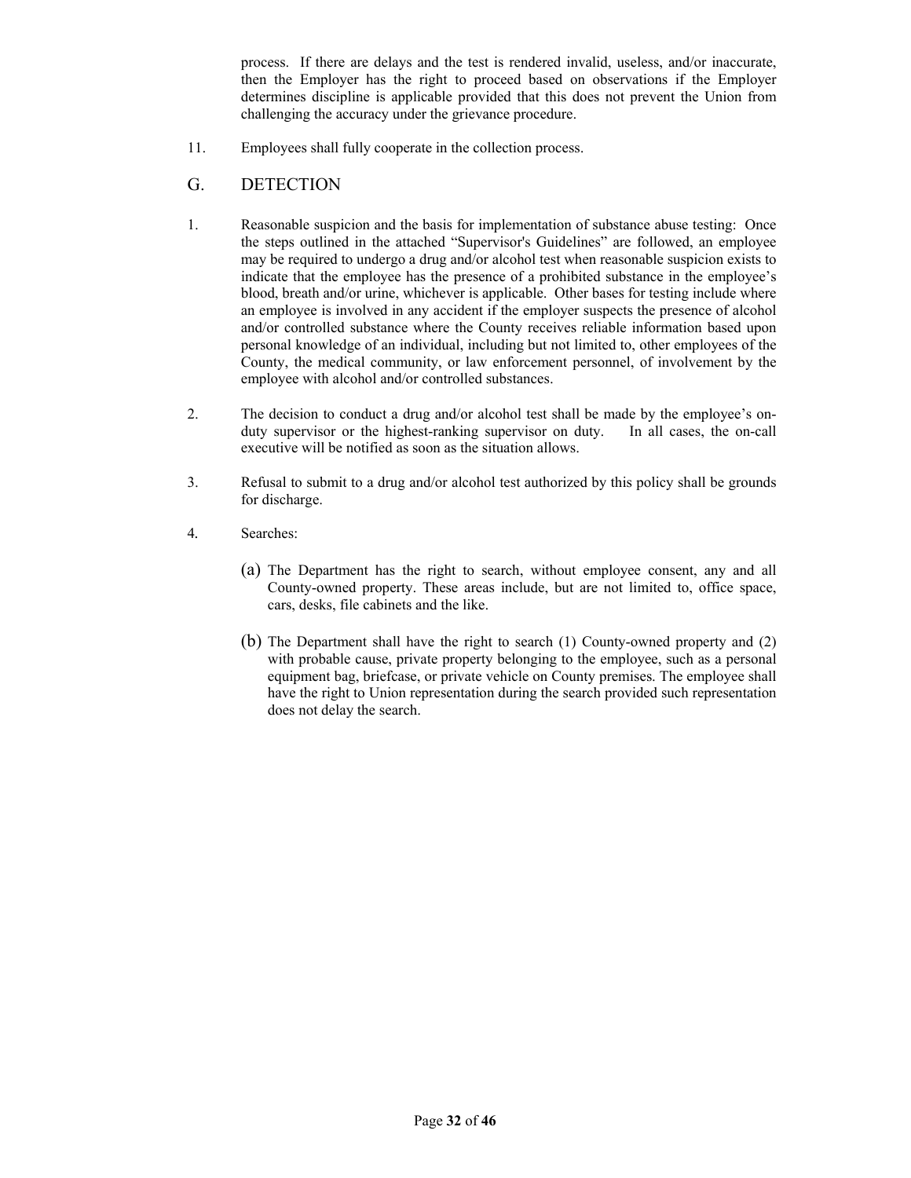process. If there are delays and the test is rendered invalid, useless, and/or inaccurate, then the Employer has the right to proceed based on observations if the Employer determines discipline is applicable provided that this does not prevent the Union from challenging the accuracy under the grievance procedure.

11. Employees shall fully cooperate in the collection process.

## G. DETECTION

1. Reasonable suspicion and the basis for implementation of substance abuse testing: Once the steps outlined in the attached "Supervisor's Guidelines" are followed, an employee may be required to undergo a drug and/or alcohol test when reasonable suspicion exists to indicate that the employee has the presence of a prohibited substance in the employee's blood, breath and/or urine, whichever is applicable. Other bases for testing include where an employee is involved in any accident if the employer suspects the presence of alcohol and/or controlled substance where the County receives reliable information based upon personal knowledge of an individual, including but not limited to, other employees of the County, the medical community, or law enforcement personnel, of involvement by the employee with alcohol and/or controlled substances.

2. The decision to conduct a drug and/or alcohol test shall be made by the employee's on-duty supervisor or the highest-ranking supervisor on duty. In all cases, the on-call executive will be notified as soon as the situation allows.

3. Refusal to submit to a drug and/or alcohol test authorized by this policy shall be grounds for discharge.

4. Searches:

   (a) The Department has the right to search, without employee consent, any and all County-owned property. These areas include, but are not limited to, office space, cars, desks, file cabinets and the like.

   (b) The Department shall have the right to search (1) County-owned property and (2) with probable cause, private property belonging to the employee, such as a personal equipment bag, briefcase, or private vehicle on County premises. The employee shall have the right to Union representation during the search provided such representation does not delay the search.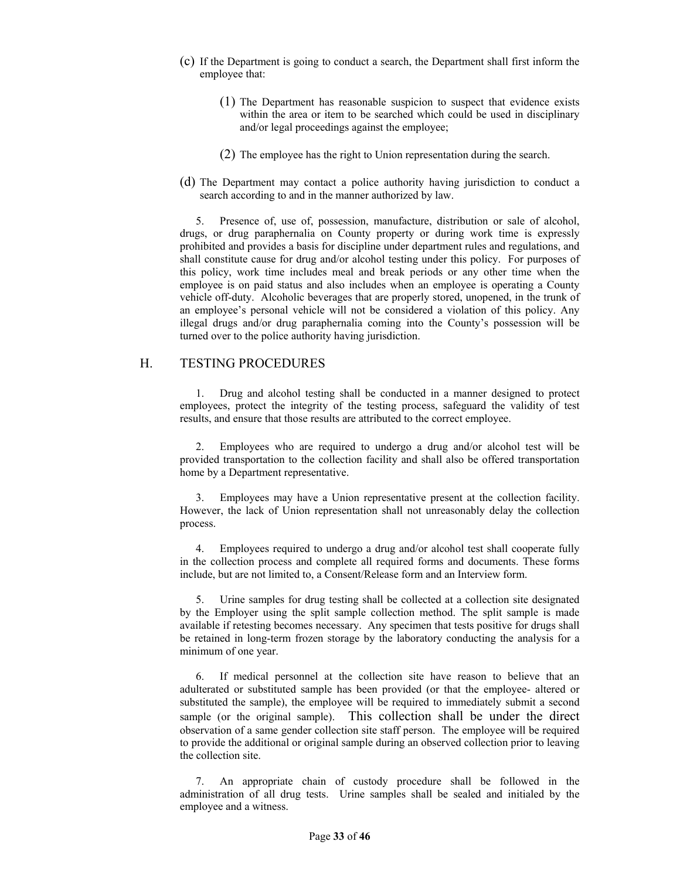(c) If the Department is going to conduct a search, the Department shall first inform the employee that:

(1) The Department has reasonable suspicion to suspect that evidence exists within the area or item to be searched which could be used in disciplinary and/or legal proceedings against the employee;

(2) The employee has the right to Union representation during the search.

(d) The Department may contact a police authority having jurisdiction to conduct a search according to and in the manner authorized by law.

5. Presence of, use of, possession, manufacture, distribution or sale of alcohol, drugs, or drug paraphernalia on County property or during work time is expressly prohibited and provides a basis for discipline under department rules and regulations, and shall constitute cause for drug and/or alcohol testing under this policy. For purposes of this policy, work time includes meal and break periods or any other time when the employee is on paid status and also includes when an employee is operating a County vehicle off-duty. Alcoholic beverages that are properly stored, unopened, in the trunk of an employee's personal vehicle will not be considered a violation of this policy. Any illegal drugs and/or drug paraphernalia coming into the County's possession will be turned over to the police authority having jurisdiction.

## H. TESTING PROCEDURES

1. Drug and alcohol testing shall be conducted in a manner designed to protect employees, protect the integrity of the testing process, safeguard the validity of test results, and ensure that those results are attributed to the correct employee.

2. Employees who are required to undergo a drug and/or alcohol test will be provided transportation to the collection facility and shall also be offered transportation home by a Department representative.

3. Employees may have a Union representative present at the collection facility. However, the lack of Union representation shall not unreasonably delay the collection process.

4. Employees required to undergo a drug and/or alcohol test shall cooperate fully in the collection process and complete all required forms and documents. These forms include, but are not limited to, a Consent/Release form and an Interview form.

5. Urine samples for drug testing shall be collected at a collection site designated by the Employer using the split sample collection method. The split sample is made available if retesting becomes necessary. Any specimen that tests positive for drugs shall be retained in long-term frozen storage by the laboratory conducting the analysis for a minimum of one year.

6. If medical personnel at the collection site have reason to believe that an adulterated or substituted sample has been provided (or that the employee- altered or substituted the sample), the employee will be required to immediately submit a second sample (or the original sample). This collection shall be under the direct observation of a same gender collection site staff person. The employee will be required to provide the additional or original sample during an observed collection prior to leaving the collection site.

7. An appropriate chain of custody procedure shall be followed in the administration of all drug tests. Urine samples shall be sealed and initialed by the employee and a witness.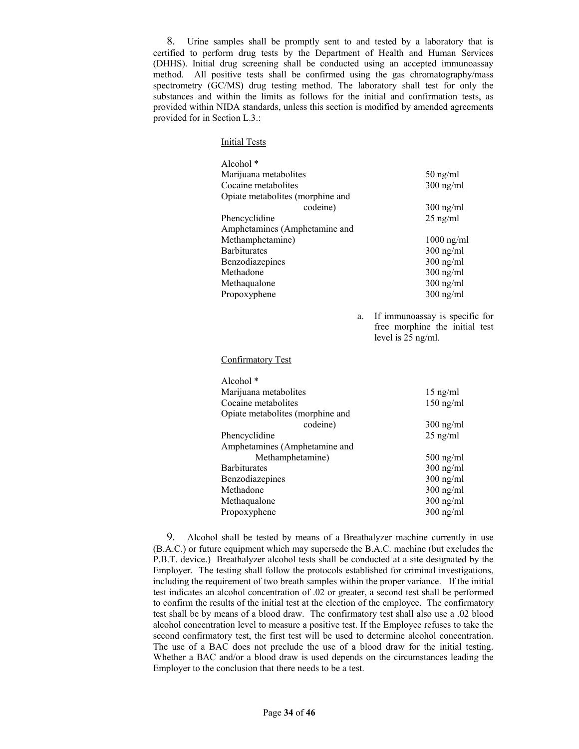8. Urine samples shall be promptly sent to and tested by a laboratory that is certified to perform drug tests by the Department of Health and Human Services (DHHS). Initial drug screening shall be conducted using an accepted immunoassay method. All positive tests shall be confirmed using the gas chromatography/mass spectrometry (GC/MS) drug testing method. The laboratory shall test for only the substances and within the limits as follows for the initial and confirmation tests, as provided within NIDA standards, unless this section is modified by amended agreements provided for in Section L.3.:

Initial Tests

| Substance | Level |
|---|---|
| Alcohol * | |
| Marijuana metabolites | 50 ng/ml |
| Cocaine metabolites | 300 ng/ml |
| Opiate metabolites (morphine and codeine) | 300 ng/ml |
| Phencyclidine | 25 ng/ml |
| Amphetamines (Amphetamine and Methamphetamine) | 1000 ng/ml |
| Barbiturates | 300 ng/ml |
| Benzodiazepines | 300 ng/ml |
| Methadone | 300 ng/ml |
| Methaqualone | 300 ng/ml |
| Propoxyphene | 300 ng/ml |

a. If immunoassay is specific for free morphine the initial test level is 25 ng/ml.

Confirmatory Test

| Substance | Level |
|---|---|
| Alcohol * | |
| Marijuana metabolites | 15 ng/ml |
| Cocaine metabolites | 150 ng/ml |
| Opiate metabolites (morphine and codeine) | 300 ng/ml |
| Phencyclidine | 25 ng/ml |
| Amphetamines (Amphetamine and Methamphetamine) | 500 ng/ml |
| Barbiturates | 300 ng/ml |
| Benzodiazepines | 300 ng/ml |
| Methadone | 300 ng/ml |
| Methaqualone | 300 ng/ml |
| Propoxyphene | 300 ng/ml |

9. Alcohol shall be tested by means of a Breathalyzer machine currently in use (B.A.C.) or future equipment which may supersede the B.A.C. machine (but excludes the P.B.T. device.) Breathalyzer alcohol tests shall be conducted at a site designated by the Employer. The testing shall follow the protocols established for criminal investigations, including the requirement of two breath samples within the proper variance. If the initial test indicates an alcohol concentration of .02 or greater, a second test shall be performed to confirm the results of the initial test at the election of the employee. The confirmatory test shall be by means of a blood draw. The confirmatory test shall also use a .02 blood alcohol concentration level to measure a positive test. If the Employee refuses to take the second confirmatory test, the first test will be used to determine alcohol concentration. The use of a BAC does not preclude the use of a blood draw for the initial testing. Whether a BAC and/or a blood draw is used depends on the circumstances leading the Employer to the conclusion that there needs to be a test.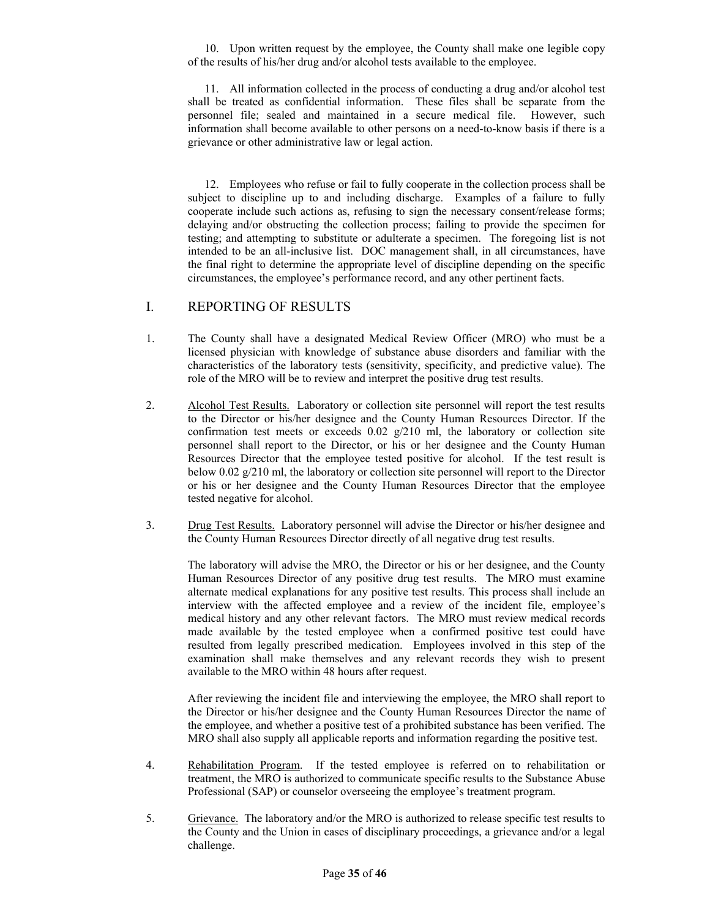10. Upon written request by the employee, the County shall make one legible copy of the results of his/her drug and/or alcohol tests available to the employee.

11. All information collected in the process of conducting a drug and/or alcohol test shall be treated as confidential information. These files shall be separate from the personnel file; sealed and maintained in a secure medical file. However, such information shall become available to other persons on a need-to-know basis if there is a grievance or other administrative law or legal action.

12. Employees who refuse or fail to fully cooperate in the collection process shall be subject to discipline up to and including discharge. Examples of a failure to fully cooperate include such actions as, refusing to sign the necessary consent/release forms; delaying and/or obstructing the collection process; failing to provide the specimen for testing; and attempting to substitute or adulterate a specimen. The foregoing list is not intended to be an all-inclusive list. DOC management shall, in all circumstances, have the final right to determine the appropriate level of discipline depending on the specific circumstances, the employee's performance record, and any other pertinent facts.

## I. REPORTING OF RESULTS

1. The County shall have a designated Medical Review Officer (MRO) who must be a licensed physician with knowledge of substance abuse disorders and familiar with the characteristics of the laboratory tests (sensitivity, specificity, and predictive value). The role of the MRO will be to review and interpret the positive drug test results.

2. Alcohol Test Results. Laboratory or collection site personnel will report the test results to the Director or his/her designee and the County Human Resources Director. If the confirmation test meets or exceeds 0.02 g/210 ml, the laboratory or collection site personnel shall report to the Director, or his or her designee and the County Human Resources Director that the employee tested positive for alcohol. If the test result is below 0.02 g/210 ml, the laboratory or collection site personnel will report to the Director or his or her designee and the County Human Resources Director that the employee tested negative for alcohol.

3. Drug Test Results. Laboratory personnel will advise the Director or his/her designee and the County Human Resources Director directly of all negative drug test results.

   The laboratory will advise the MRO, the Director or his or her designee, and the County Human Resources Director of any positive drug test results. The MRO must examine alternate medical explanations for any positive test results. This process shall include an interview with the affected employee and a review of the incident file, employee's medical history and any other relevant factors. The MRO must review medical records made available by the tested employee when a confirmed positive test could have resulted from legally prescribed medication. Employees involved in this step of the examination shall make themselves and any relevant records they wish to present available to the MRO within 48 hours after request.

   After reviewing the incident file and interviewing the employee, the MRO shall report to the Director or his/her designee and the County Human Resources Director the name of the employee, and whether a positive test of a prohibited substance has been verified. The MRO shall also supply all applicable reports and information regarding the positive test.

4. Rehabilitation Program. If the tested employee is referred on to rehabilitation or treatment, the MRO is authorized to communicate specific results to the Substance Abuse Professional (SAP) or counselor overseeing the employee's treatment program.

5. Grievance. The laboratory and/or the MRO is authorized to release specific test results to the County and the Union in cases of disciplinary proceedings, a grievance and/or a legal challenge.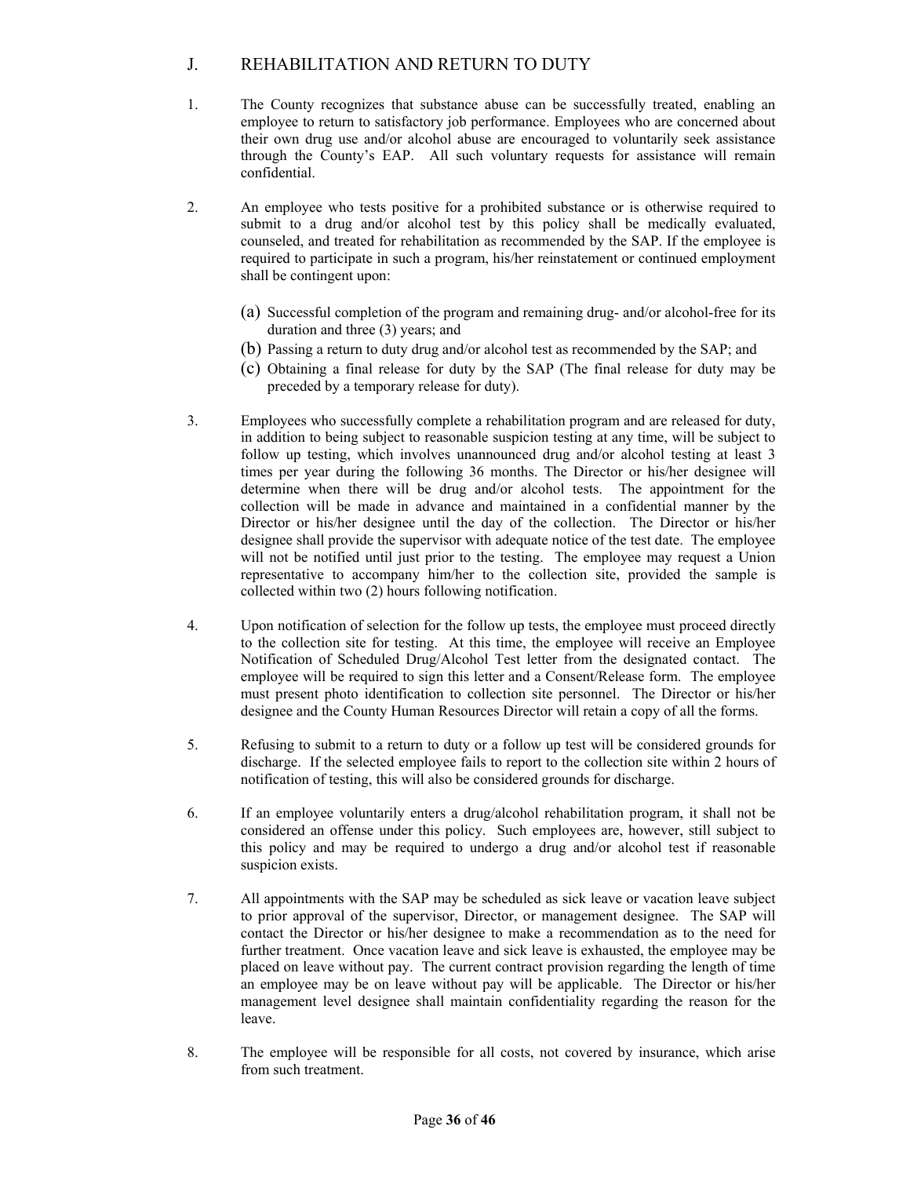## J. REHABILITATION AND RETURN TO DUTY

1. The County recognizes that substance abuse can be successfully treated, enabling an employee to return to satisfactory job performance. Employees who are concerned about their own drug use and/or alcohol abuse are encouraged to voluntarily seek assistance through the County's EAP. All such voluntary requests for assistance will remain confidential.

2. An employee who tests positive for a prohibited substance or is otherwise required to submit to a drug and/or alcohol test by this policy shall be medically evaluated, counseled, and treated for rehabilitation as recommended by the SAP. If the employee is required to participate in such a program, his/her reinstatement or continued employment shall be contingent upon:

   (a) Successful completion of the program and remaining drug- and/or alcohol-free for its duration and three (3) years; and
   
   (b) Passing a return to duty drug and/or alcohol test as recommended by the SAP; and
   
   (c) Obtaining a final release for duty by the SAP (The final release for duty may be preceded by a temporary release for duty).

3. Employees who successfully complete a rehabilitation program and are released for duty, in addition to being subject to reasonable suspicion testing at any time, will be subject to follow up testing, which involves unannounced drug and/or alcohol testing at least 3 times per year during the following 36 months. The Director or his/her designee will determine when there will be drug and/or alcohol tests. The appointment for the collection will be made in advance and maintained in a confidential manner by the Director or his/her designee until the day of the collection. The Director or his/her designee shall provide the supervisor with adequate notice of the test date. The employee will not be notified until just prior to the testing. The employee may request a Union representative to accompany him/her to the collection site, provided the sample is collected within two (2) hours following notification.

4. Upon notification of selection for the follow up tests, the employee must proceed directly to the collection site for testing. At this time, the employee will receive an Employee Notification of Scheduled Drug/Alcohol Test letter from the designated contact. The employee will be required to sign this letter and a Consent/Release form. The employee must present photo identification to collection site personnel. The Director or his/her designee and the County Human Resources Director will retain a copy of all the forms.

5. Refusing to submit to a return to duty or a follow up test will be considered grounds for discharge. If the selected employee fails to report to the collection site within 2 hours of notification of testing, this will also be considered grounds for discharge.

6. If an employee voluntarily enters a drug/alcohol rehabilitation program, it shall not be considered an offense under this policy. Such employees are, however, still subject to this policy and may be required to undergo a drug and/or alcohol test if reasonable suspicion exists.

7. All appointments with the SAP may be scheduled as sick leave or vacation leave subject to prior approval of the supervisor, Director, or management designee. The SAP will contact the Director or his/her designee to make a recommendation as to the need for further treatment. Once vacation leave and sick leave is exhausted, the employee may be placed on leave without pay. The current contract provision regarding the length of time an employee may be on leave without pay will be applicable. The Director or his/her management level designee shall maintain confidentiality regarding the reason for the leave.

8. The employee will be responsible for all costs, not covered by insurance, which arise from such treatment.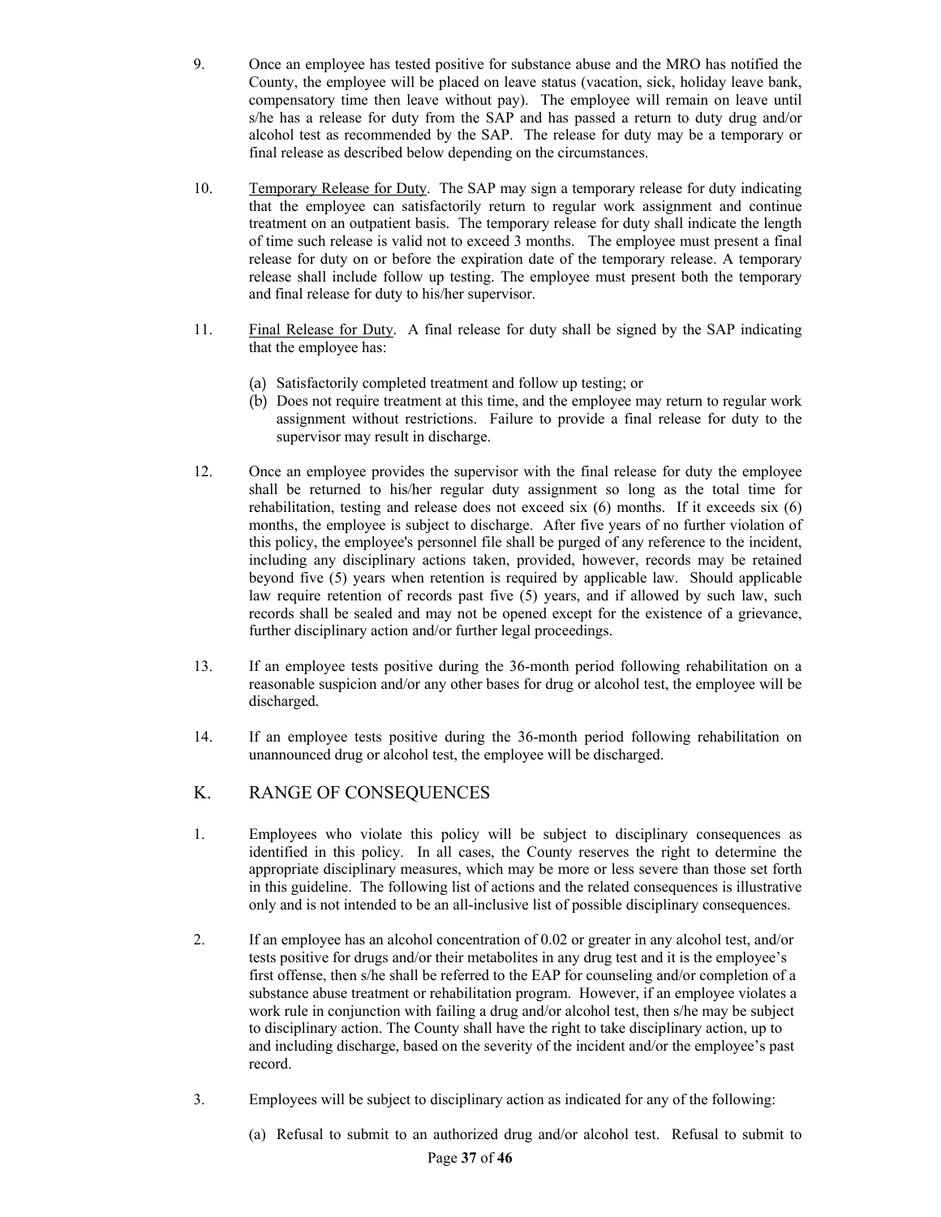9. Once an employee has tested positive for substance abuse and the MRO has notified the County, the employee will be placed on leave status (vacation, sick, holiday leave bank, compensatory time then leave without pay). The employee will remain on leave until s/he has a release for duty from the SAP and has passed a return to duty drug and/or alcohol test as recommended by the SAP. The release for duty may be a temporary or final release as described below depending on the circumstances.

10. Temporary Release for Duty. The SAP may sign a temporary release for duty indicating that the employee can satisfactorily return to regular work assignment and continue treatment on an outpatient basis. The temporary release for duty shall indicate the length of time such release is valid not to exceed 3 months. The employee must present a final release for duty on or before the expiration date of the temporary release. A temporary release shall include follow up testing. The employee must present both the temporary and final release for duty to his/her supervisor.

11. Final Release for Duty. A final release for duty shall be signed by the SAP indicating that the employee has:

    (a) Satisfactorily completed treatment and follow up testing; or
    (b) Does not require treatment at this time, and the employee may return to regular work assignment without restrictions. Failure to provide a final release for duty to the supervisor may result in discharge.

12. Once an employee provides the supervisor with the final release for duty the employee shall be returned to his/her regular duty assignment so long as the total time for rehabilitation, testing and release does not exceed six (6) months. If it exceeds six (6) months, the employee is subject to discharge. After five years of no further violation of this policy, the employee's personnel file shall be purged of any reference to the incident, including any disciplinary actions taken, provided, however, records may be retained beyond five (5) years when retention is required by applicable law. Should applicable law require retention of records past five (5) years, and if allowed by such law, such records shall be sealed and may not be opened except for the existence of a grievance, further disciplinary action and/or further legal proceedings.

13. If an employee tests positive during the 36-month period following rehabilitation on a reasonable suspicion and/or any other bases for drug or alcohol test, the employee will be discharged.

14. If an employee tests positive during the 36-month period following rehabilitation on unannounced drug or alcohol test, the employee will be discharged.

## K. RANGE OF CONSEQUENCES

1. Employees who violate this policy will be subject to disciplinary consequences as identified in this policy. In all cases, the County reserves the right to determine the appropriate disciplinary measures, which may be more or less severe than those set forth in this guideline. The following list of actions and the related consequences is illustrative only and is not intended to be an all-inclusive list of possible disciplinary consequences.

2. If an employee has an alcohol concentration of 0.02 or greater in any alcohol test, and/or tests positive for drugs and/or their metabolites in any drug test and it is the employee's first offense, then s/he shall be referred to the EAP for counseling and/or completion of a substance abuse treatment or rehabilitation program. However, if an employee violates a work rule in conjunction with failing a drug and/or alcohol test, then s/he may be subject to disciplinary action. The County shall have the right to take disciplinary action, up to and including discharge, based on the severity of the incident and/or the employee's past record.

3. Employees will be subject to disciplinary action as indicated for any of the following:

    (a) Refusal to submit to an authorized drug and/or alcohol test. Refusal to submit to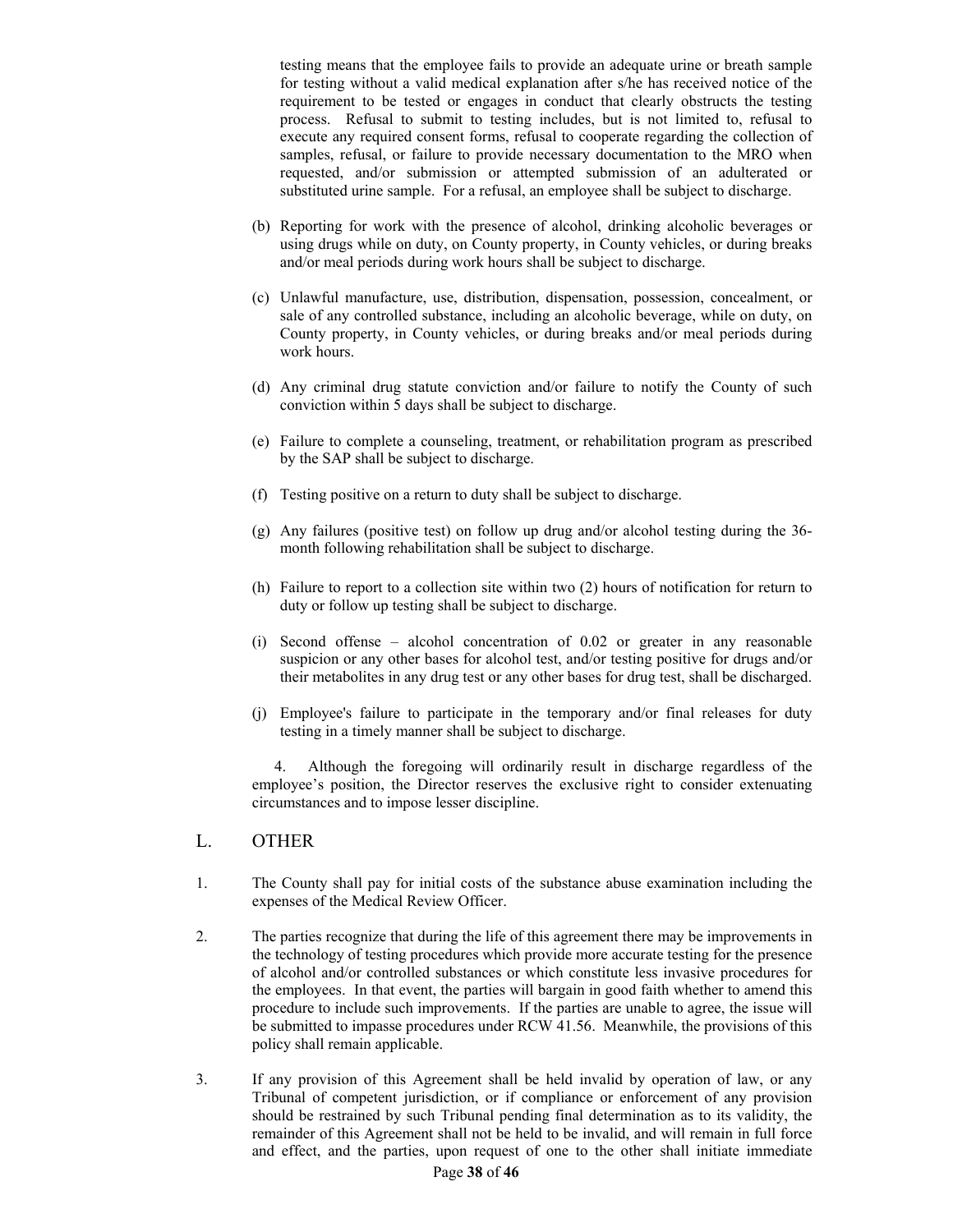testing means that the employee fails to provide an adequate urine or breath sample for testing without a valid medical explanation after s/he has received notice of the requirement to be tested or engages in conduct that clearly obstructs the testing process. Refusal to submit to testing includes, but is not limited to, refusal to execute any required consent forms, refusal to cooperate regarding the collection of samples, refusal, or failure to provide necessary documentation to the MRO when requested, and/or submission or attempted submission of an adulterated or substituted urine sample. For a refusal, an employee shall be subject to discharge.

(b) Reporting for work with the presence of alcohol, drinking alcoholic beverages or using drugs while on duty, on County property, in County vehicles, or during breaks and/or meal periods during work hours shall be subject to discharge.

(c) Unlawful manufacture, use, distribution, dispensation, possession, concealment, or sale of any controlled substance, including an alcoholic beverage, while on duty, on County property, in County vehicles, or during breaks and/or meal periods during work hours.

(d) Any criminal drug statute conviction and/or failure to notify the County of such conviction within 5 days shall be subject to discharge.

(e) Failure to complete a counseling, treatment, or rehabilitation program as prescribed by the SAP shall be subject to discharge.

(f) Testing positive on a return to duty shall be subject to discharge.

(g) Any failures (positive test) on follow up drug and/or alcohol testing during the 36-month following rehabilitation shall be subject to discharge.

(h) Failure to report to a collection site within two (2) hours of notification for return to duty or follow up testing shall be subject to discharge.

(i) Second offense – alcohol concentration of 0.02 or greater in any reasonable suspicion or any other bases for alcohol test, and/or testing positive for drugs and/or their metabolites in any drug test or any other bases for drug test, shall be discharged.

(j) Employee's failure to participate in the temporary and/or final releases for duty testing in a timely manner shall be subject to discharge.

4. Although the foregoing will ordinarily result in discharge regardless of the employee's position, the Director reserves the exclusive right to consider extenuating circumstances and to impose lesser discipline.

## L. OTHER

1. The County shall pay for initial costs of the substance abuse examination including the expenses of the Medical Review Officer.

2. The parties recognize that during the life of this agreement there may be improvements in the technology of testing procedures which provide more accurate testing for the presence of alcohol and/or controlled substances or which constitute less invasive procedures for the employees. In that event, the parties will bargain in good faith whether to amend this procedure to include such improvements. If the parties are unable to agree, the issue will be submitted to impasse procedures under RCW 41.56. Meanwhile, the provisions of this policy shall remain applicable.

3. If any provision of this Agreement shall be held invalid by operation of law, or any Tribunal of competent jurisdiction, or if compliance or enforcement of any provision should be restrained by such Tribunal pending final determination as to its validity, the remainder of this Agreement shall not be held to be invalid, and will remain in full force and effect, and the parties, upon request of one to the other shall initiate immediate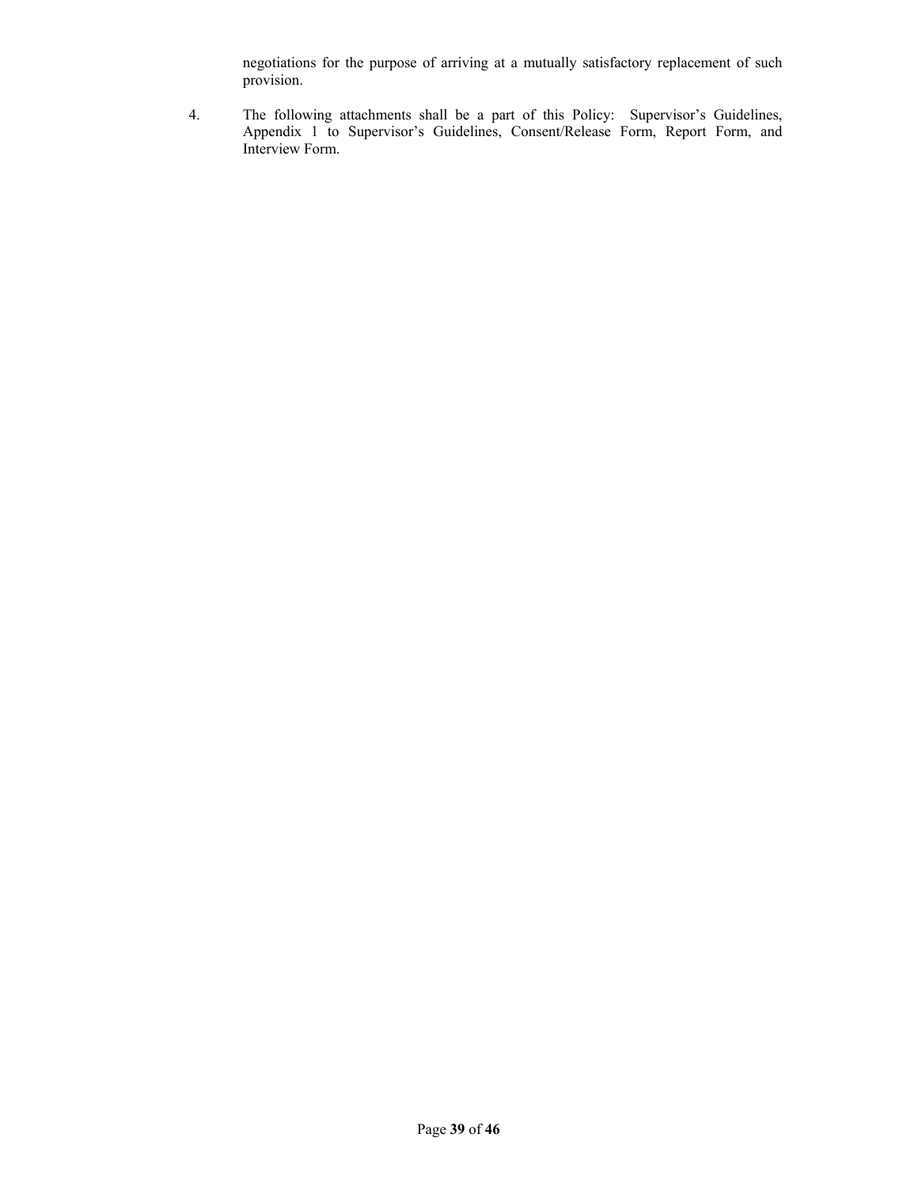negotiations for the purpose of arriving at a mutually satisfactory replacement of such provision.

4. The following attachments shall be a part of this Policy: Supervisor's Guidelines, Appendix 1 to Supervisor's Guidelines, Consent/Release Form, Report Form, and Interview Form.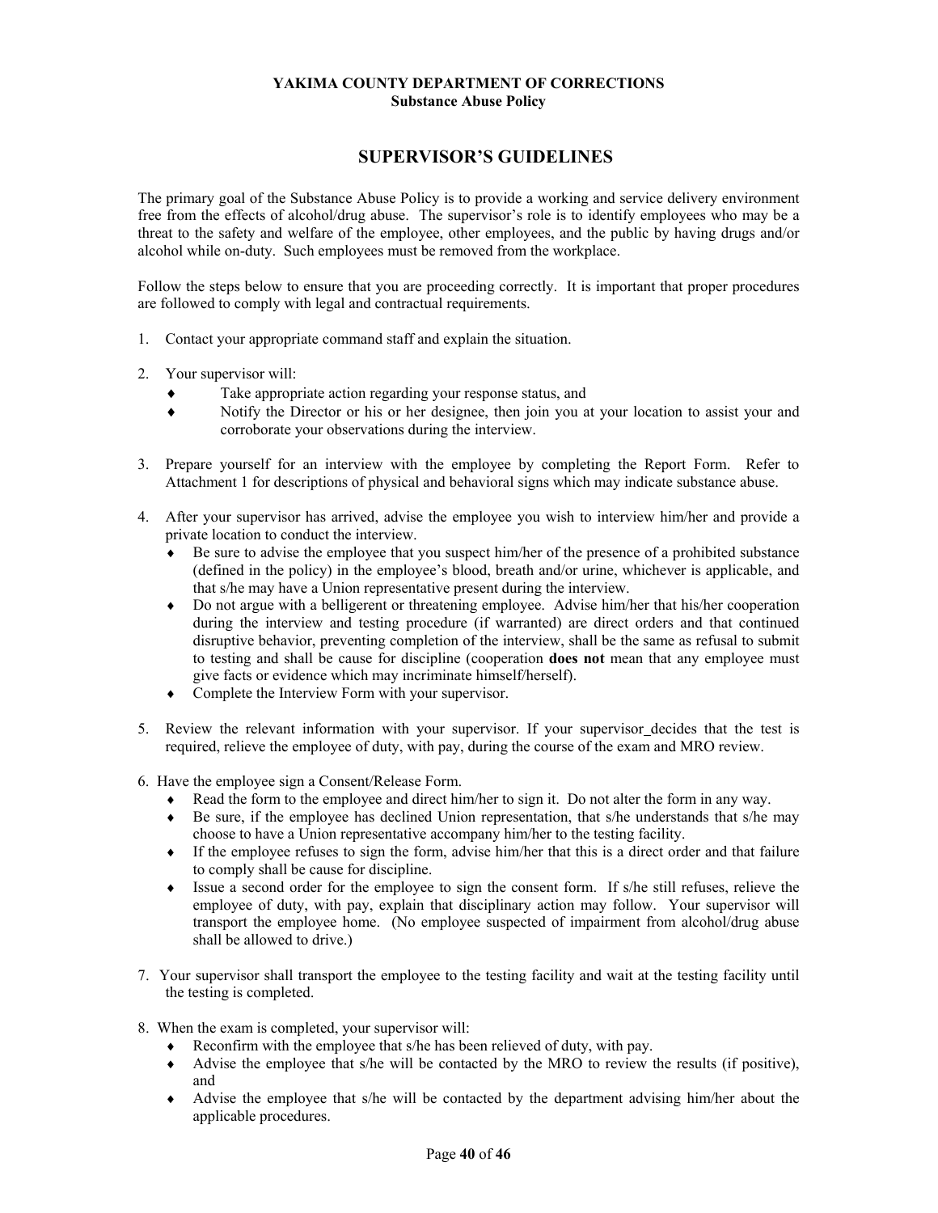**YAKIMA COUNTY DEPARTMENT OF CORRECTIONS**
**Substance Abuse Policy**

## SUPERVISOR'S GUIDELINES

The primary goal of the Substance Abuse Policy is to provide a working and service delivery environment free from the effects of alcohol/drug abuse. The supervisor's role is to identify employees who may be a threat to the safety and welfare of the employee, other employees, and the public by having drugs and/or alcohol while on-duty. Such employees must be removed from the workplace.

Follow the steps below to ensure that you are proceeding correctly. It is important that proper procedures are followed to comply with legal and contractual requirements.

1. Contact your appropriate command staff and explain the situation.

2. Your supervisor will:
   - Take appropriate action regarding your response status, and
   - Notify the Director or his or her designee, then join you at your location to assist your and corroborate your observations during the interview.

3. Prepare yourself for an interview with the employee by completing the Report Form. Refer to Attachment 1 for descriptions of physical and behavioral signs which may indicate substance abuse.

4. After your supervisor has arrived, advise the employee you wish to interview him/her and provide a private location to conduct the interview.
   - Be sure to advise the employee that you suspect him/her of the presence of a prohibited substance (defined in the policy) in the employee's blood, breath and/or urine, whichever is applicable, and that s/he may have a Union representative present during the interview.
   - Do not argue with a belligerent or threatening employee. Advise him/her that his/her cooperation during the interview and testing procedure (if warranted) are direct orders and that continued disruptive behavior, preventing completion of the interview, shall be the same as refusal to submit to testing and shall be cause for discipline (cooperation **does not** mean that any employee must give facts or evidence which may incriminate himself/herself).
   - Complete the Interview Form with your supervisor.

5. Review the relevant information with your supervisor. If your supervisor decides that the test is required, relieve the employee of duty, with pay, during the course of the exam and MRO review.

6. Have the employee sign a Consent/Release Form.
   - Read the form to the employee and direct him/her to sign it. Do not alter the form in any way.
   - Be sure, if the employee has declined Union representation, that s/he understands that s/he may choose to have a Union representative accompany him/her to the testing facility.
   - If the employee refuses to sign the form, advise him/her that this is a direct order and that failure to comply shall be cause for discipline.
   - Issue a second order for the employee to sign the consent form. If s/he still refuses, relieve the employee of duty, with pay, explain that disciplinary action may follow. Your supervisor will transport the employee home. (No employee suspected of impairment from alcohol/drug abuse shall be allowed to drive.)

7. Your supervisor shall transport the employee to the testing facility and wait at the testing facility until the testing is completed.

8. When the exam is completed, your supervisor will:
   - Reconfirm with the employee that s/he has been relieved of duty, with pay.
   - Advise the employee that s/he will be contacted by the MRO to review the results (if positive), and
   - Advise the employee that s/he will be contacted by the department advising him/her about the applicable procedures.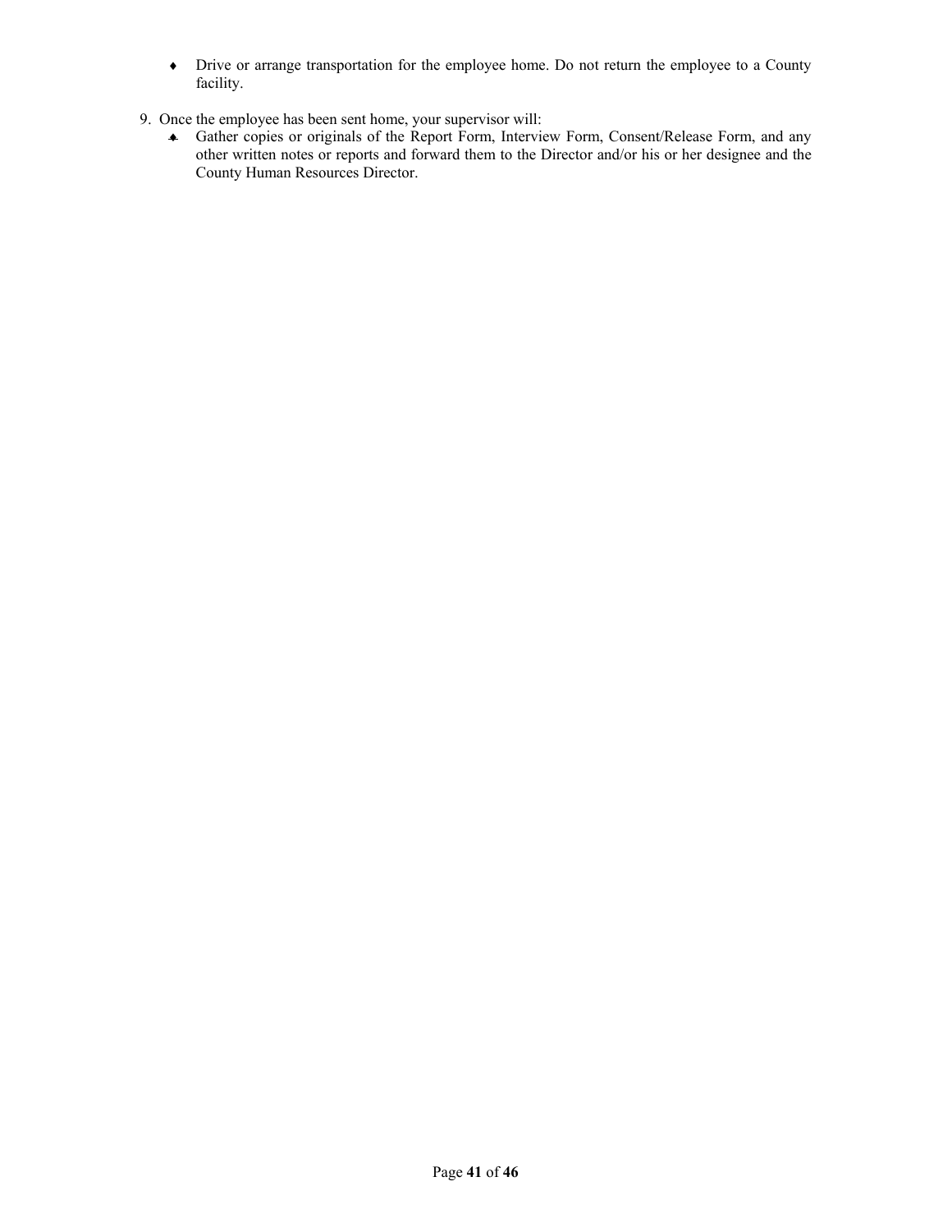- Drive or arrange transportation for the employee home. Do not return the employee to a County facility.

9. Once the employee has been sent home, your supervisor will:
    - Gather copies or originals of the Report Form, Interview Form, Consent/Release Form, and any other written notes or reports and forward them to the Director and/or his or her designee and the County Human Resources Director.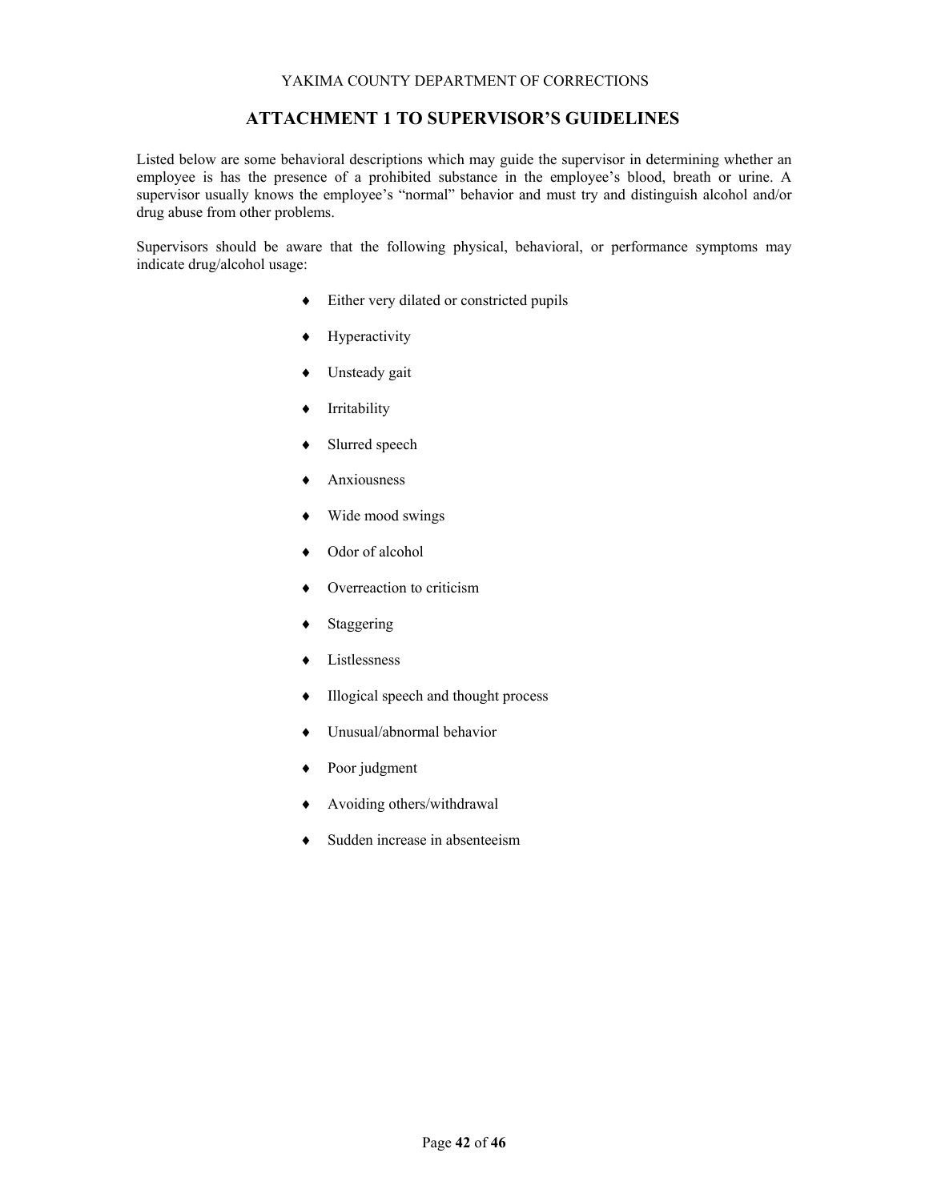YAKIMA COUNTY DEPARTMENT OF CORRECTIONS

## ATTACHMENT 1 TO SUPERVISOR'S GUIDELINES

Listed below are some behavioral descriptions which may guide the supervisor in determining whether an employee is has the presence of a prohibited substance in the employee's blood, breath or urine. A supervisor usually knows the employee's "normal" behavior and must try and distinguish alcohol and/or drug abuse from other problems.

Supervisors should be aware that the following physical, behavioral, or performance symptoms may indicate drug/alcohol usage:

- Either very dilated or constricted pupils
- Hyperactivity
- Unsteady gait
- Irritability
- Slurred speech
- Anxiousness
- Wide mood swings
- Odor of alcohol
- Overreaction to criticism
- Staggering
- Listlessness
- Illogical speech and thought process
- Unusual/abnormal behavior
- Poor judgment
- Avoiding others/withdrawal
- Sudden increase in absenteeism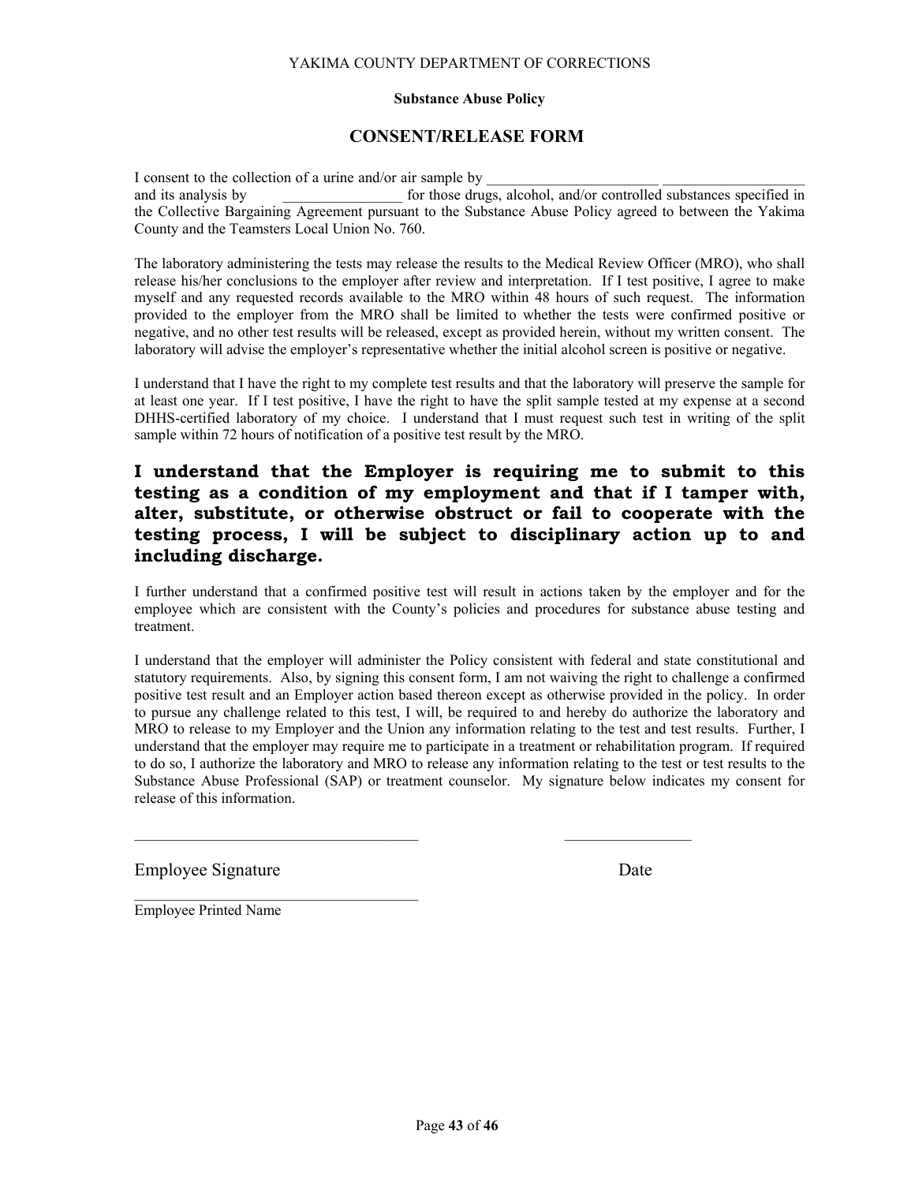YAKIMA COUNTY DEPARTMENT OF CORRECTIONS

**Substance Abuse Policy**

## CONSENT/RELEASE FORM

I consent to the collection of a urine and/or air sample by _______________________ __________________ and its analysis by ________________ for those drugs, alcohol, and/or controlled substances specified in the Collective Bargaining Agreement pursuant to the Substance Abuse Policy agreed to between the Yakima County and the Teamsters Local Union No. 760.

The laboratory administering the tests may release the results to the Medical Review Officer (MRO), who shall release his/her conclusions to the employer after review and interpretation. If I test positive, I agree to make myself and any requested records available to the MRO within 48 hours of such request. The information provided to the employer from the MRO shall be limited to whether the tests were confirmed positive or negative, and no other test results will be released, except as provided herein, without my written consent. The laboratory will advise the employer's representative whether the initial alcohol screen is positive or negative.

I understand that I have the right to my complete test results and that the laboratory will preserve the sample for at least one year. If I test positive, I have the right to have the split sample tested at my expense at a second DHHS-certified laboratory of my choice. I understand that I must request such test in writing of the split sample within 72 hours of notification of a positive test result by the MRO.

**I understand that the Employer is requiring me to submit to this testing as a condition of my employment and that if I tamper with, alter, substitute, or otherwise obstruct or fail to cooperate with the testing process, I will be subject to disciplinary action up to and including discharge.**

I further understand that a confirmed positive test will result in actions taken by the employer and for the employee which are consistent with the County's policies and procedures for substance abuse testing and treatment.

I understand that the employer will administer the Policy consistent with federal and state constitutional and statutory requirements. Also, by signing this consent form, I am not waiving the right to challenge a confirmed positive test result and an Employer action based thereon except as otherwise provided in the policy. In order to pursue any challenge related to this test, I will, be required to and hereby do authorize the laboratory and MRO to release to my Employer and the Union any information relating to the test and test results. Further, I understand that the employer may require me to participate in a treatment or rehabilitation program. If required to do so, I authorize the laboratory and MRO to release any information relating to the test or test results to the Substance Abuse Professional (SAP) or treatment counselor. My signature below indicates my consent for release of this information.

___________________________________ ________________

Employee Signature Date

___________________________________

Employee Printed Name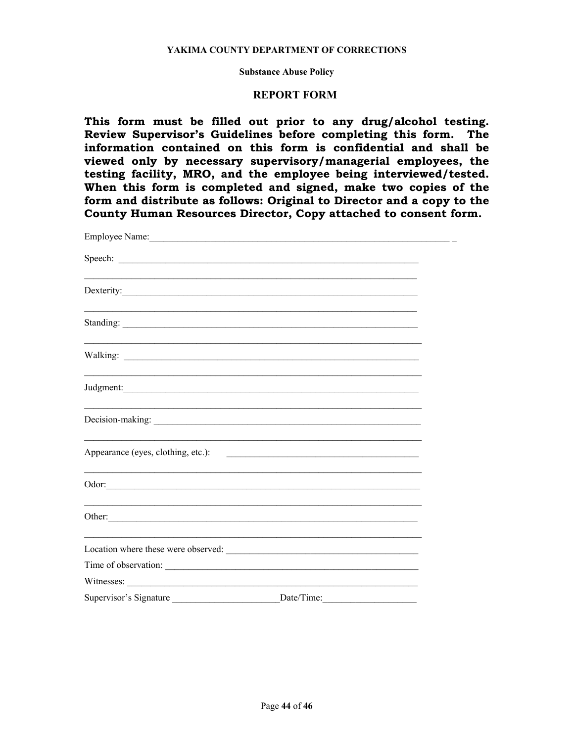**YAKIMA COUNTY DEPARTMENT OF CORRECTIONS**

**Substance Abuse Policy**

## REPORT FORM

**This form must be filled out prior to any drug/alcohol testing. Review Supervisor's Guidelines before completing this form. The information contained on this form is confidential and shall be viewed only by necessary supervisory/managerial employees, the testing facility, MRO, and the employee being interviewed/tested. When this form is completed and signed, make two copies of the form and distribute as follows: Original to Director and a copy to the County Human Resources Director, Copy attached to consent form.**

Employee Name:___________________________________________________________________ _

Speech: _________________________________________________________________

_________________________________________________________________________

Dexterity:________________________________________________________________

_________________________________________________________________________

Standing: ________________________________________________________________

_________________________________________________________________________

Walking: ________________________________________________________________

_________________________________________________________________________

Judgment:________________________________________________________________

_________________________________________________________________________

Decision-making: __________________________________________________________

_________________________________________________________________________

Appearance (eyes, clothing, etc.): ________________________________________

_________________________________________________________________________

Odor:____________________________________________________________________

_________________________________________________________________________

Other:___________________________________________________________________

_________________________________________________________________________

Location where these were observed: _______________________________________

Time of observation: _______________________________________________________

Witnesses: ________________________________________________________________

Supervisor's Signature ______________________Date/Time:___________________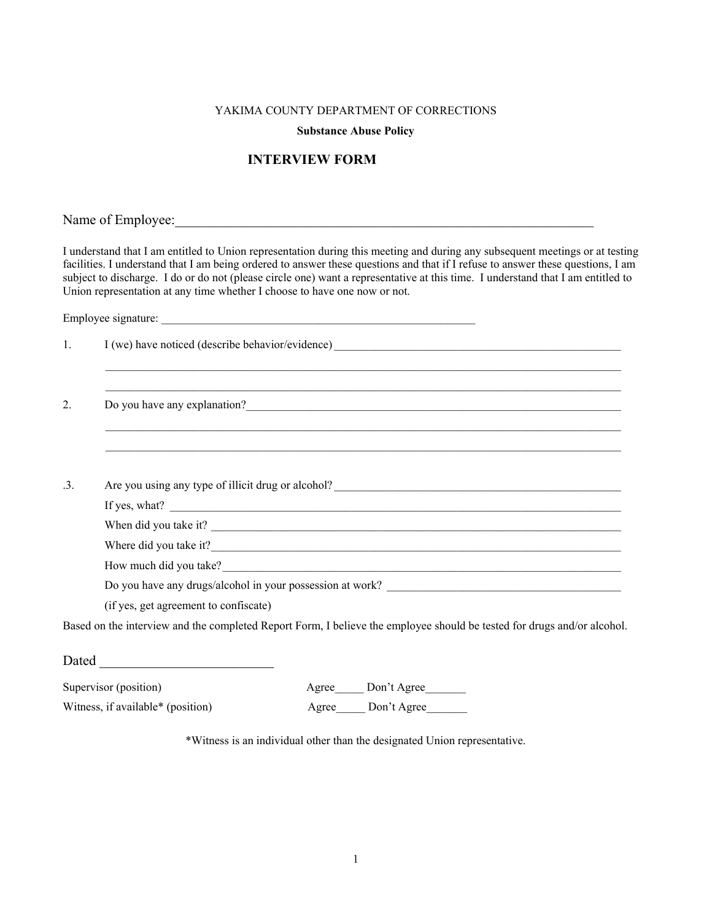YAKIMA COUNTY DEPARTMENT OF CORRECTIONS

**Substance Abuse Policy**

## INTERVIEW FORM

Name of Employee:________________________________________________________________

I understand that I am entitled to Union representation during this meeting and during any subsequent meetings or at testing facilities. I understand that I am being ordered to answer these questions and that if I refuse to answer these questions, I am subject to discharge. I do or do not (please circle one) want a representative at this time. I understand that I am entitled to Union representation at any time whether I choose to have one now or not.

Employee signature: _______________________________________________________

1. I (we) have noticed (describe behavior/evidence) _______________________________________________
_______________________________________________________________________________________
_______________________________________________________________________________________

2. Do you have any explanation?_______________________________________________________________
_______________________________________________________________________________________
_______________________________________________________________________________________

.3. Are you using any type of illicit drug or alcohol? _______________________________________________

If yes, what? _________________________________________________________________________

When did you take it? __________________________________________________________________

Where did you take it?__________________________________________________________________

How much did you take?_________________________________________________________________

Do you have any drugs/alcohol in your possession at work? ____________________________________

(if yes, get agreement to confiscate)

Based on the interview and the completed Report Form, I believe the employee should be tested for drugs and/or alcohol.

Dated __________________________

Supervisor (position) Agree_____ Don't Agree_______

Witness, if available* (position) Agree_____ Don't Agree_______

*Witness is an individual other than the designated Union representative.